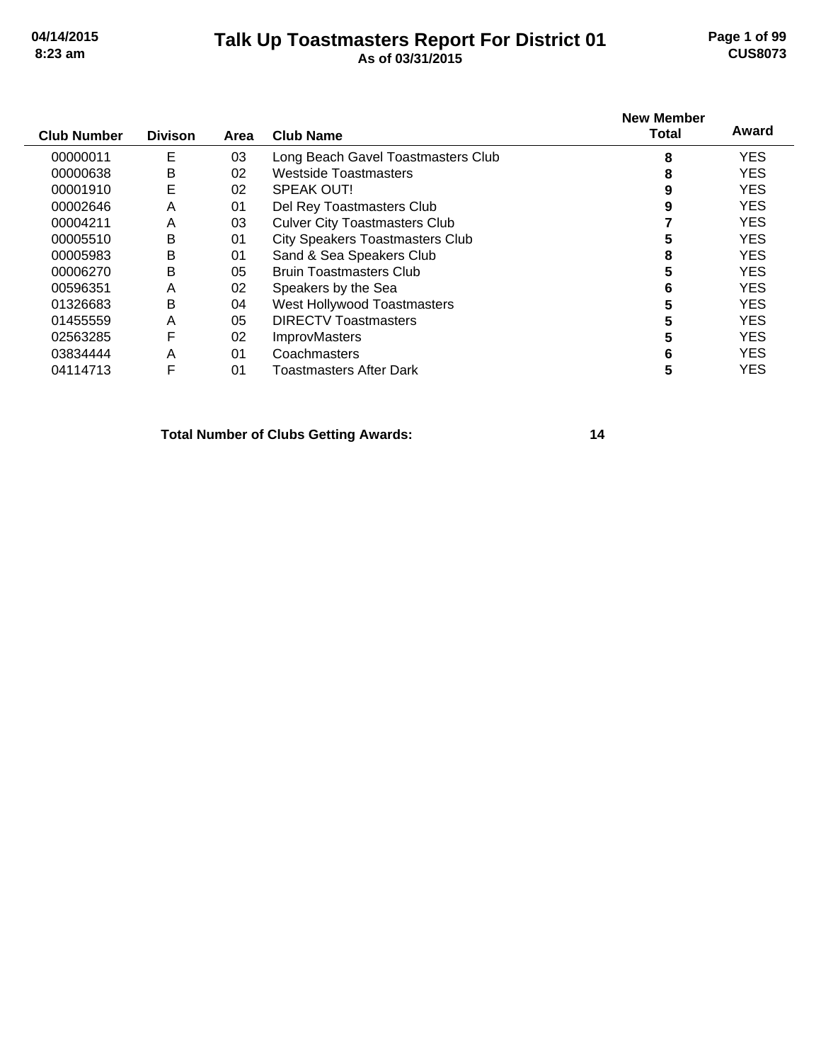# Talk Up Toastmasters Report For District 01

**As of 03/31/2015**

| Club Number | Divison | Area | Club Name | New Member Total | Award |
|---|---|---|---|---|---|
| 00000011 | E | 03 | Long Beach Gavel Toastmasters Club | **8** | YES |
| 00000638 | B | 02 | Westside Toastmasters | **8** | YES |
| 00001910 | E | 02 | SPEAK OUT! | **9** | YES |
| 00002646 | A | 01 | Del Rey Toastmasters Club | **9** | YES |
| 00004211 | A | 03 | Culver City Toastmasters Club | **7** | YES |
| 00005510 | B | 01 | City Speakers Toastmasters Club | **5** | YES |
| 00005983 | B | 01 | Sand & Sea Speakers Club | **8** | YES |
| 00006270 | B | 05 | Bruin Toastmasters Club | **5** | YES |
| 00596351 | A | 02 | Speakers by the Sea | **6** | YES |
| 01326683 | B | 04 | West Hollywood Toastmasters | **5** | YES |
| 01455559 | A | 05 | DIRECTV Toastmasters | **5** | YES |
| 02563285 | F | 02 | ImprovMasters | **5** | YES |
| 03834444 | A | 01 | Coachmasters | **6** | YES |
| 04114713 | F | 01 | Toastmasters After Dark | **5** | YES |

**Total Number of Clubs Getting Awards: 14**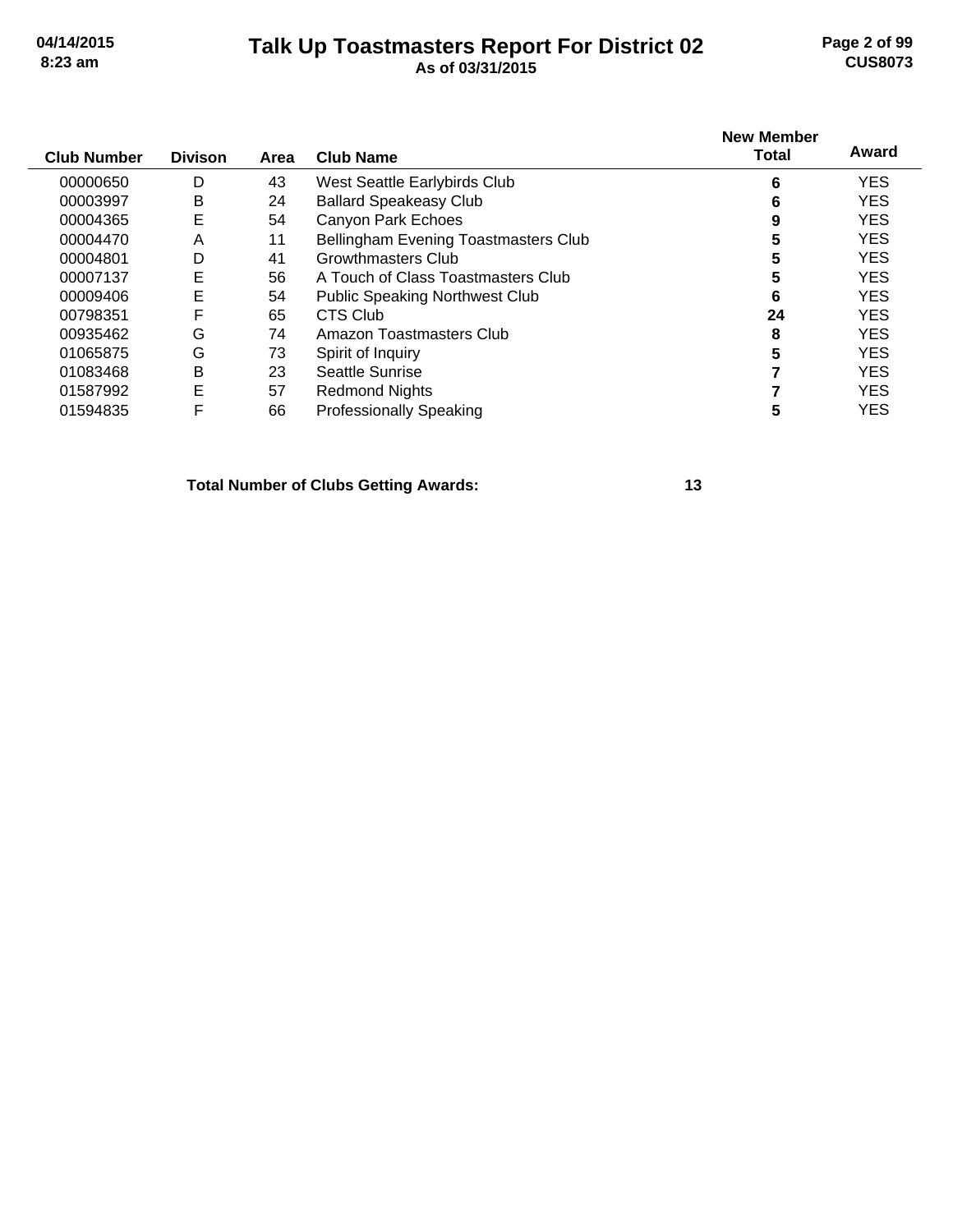# Talk Up Toastmasters Report For District 02

**As of 03/31/2015**

| Club Number | Divison | Area | Club Name | New Member Total | Award |
|---|---|---|---|---|---|
| 00000650 | D | 43 | West Seattle Earlybirds Club | **6** | YES |
| 00003997 | B | 24 | Ballard Speakeasy Club | **6** | YES |
| 00004365 | E | 54 | Canyon Park Echoes | **9** | YES |
| 00004470 | A | 11 | Bellingham Evening Toastmasters Club | **5** | YES |
| 00004801 | D | 41 | Growthmasters Club | **5** | YES |
| 00007137 | E | 56 | A Touch of Class Toastmasters Club | **5** | YES |
| 00009406 | E | 54 | Public Speaking Northwest Club | **6** | YES |
| 00798351 | F | 65 | CTS Club | **24** | YES |
| 00935462 | G | 74 | Amazon Toastmasters Club | **8** | YES |
| 01065875 | G | 73 | Spirit of Inquiry | **5** | YES |
| 01083468 | B | 23 | Seattle Sunrise | **7** | YES |
| 01587992 | E | 57 | Redmond Nights | **7** | YES |
| 01594835 | F | 66 | Professionally Speaking | **5** | YES |

**Total Number of Clubs Getting Awards: 13**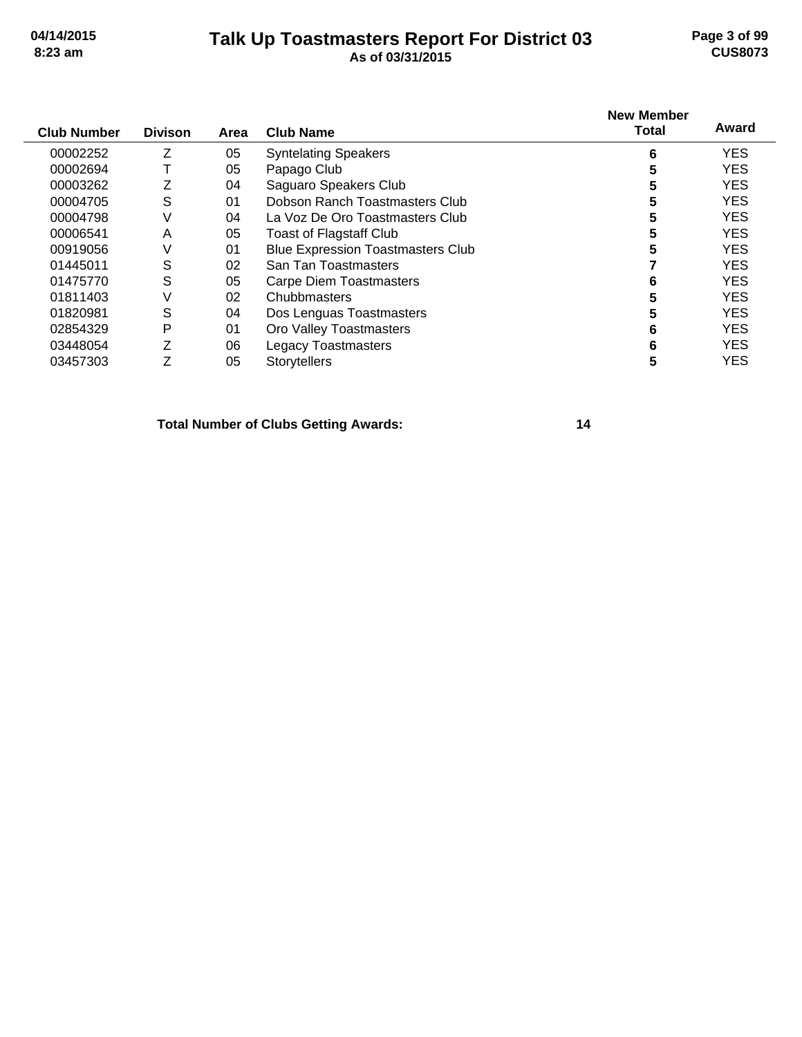# Talk Up Toastmasters Report For District 03

**As of 03/31/2015**

| Club Number | Divison | Area | Club Name | New Member Total | Award |
|---|---|---|---|---|---|
| 00002252 | Z | 05 | Syntelating Speakers | **6** | YES |
| 00002694 | T | 05 | Papago Club | **5** | YES |
| 00003262 | Z | 04 | Saguaro Speakers Club | **5** | YES |
| 00004705 | S | 01 | Dobson Ranch Toastmasters Club | **5** | YES |
| 00004798 | V | 04 | La Voz De Oro Toastmasters Club | **5** | YES |
| 00006541 | A | 05 | Toast of Flagstaff Club | **5** | YES |
| 00919056 | V | 01 | Blue Expression Toastmasters Club | **5** | YES |
| 01445011 | S | 02 | San Tan Toastmasters | **7** | YES |
| 01475770 | S | 05 | Carpe Diem Toastmasters | **6** | YES |
| 01811403 | V | 02 | Chubbmasters | **5** | YES |
| 01820981 | S | 04 | Dos Lenguas Toastmasters | **5** | YES |
| 02854329 | P | 01 | Oro Valley Toastmasters | **6** | YES |
| 03448054 | Z | 06 | Legacy Toastmasters | **6** | YES |
| 03457303 | Z | 05 | Storytellers | **5** | YES |

**Total Number of Clubs Getting Awards: 14**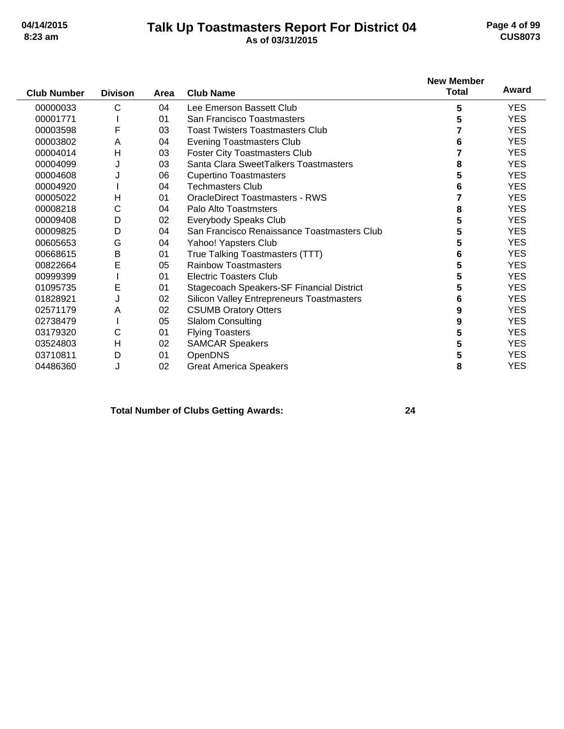# Talk Up Toastmasters Report For District 04

**As of 03/31/2015**

| Club Number | Divison | Area | Club Name | New Member Total | Award |
|---|---|---|---|---|---|
| 00000033 | C | 04 | Lee Emerson Bassett Club | 5 | YES |
| 00001771 | I | 01 | San Francisco Toastmasters | 5 | YES |
| 00003598 | F | 03 | Toast Twisters Toastmasters Club | 7 | YES |
| 00003802 | A | 04 | Evening Toastmasters Club | 6 | YES |
| 00004014 | H | 03 | Foster City Toastmasters Club | 7 | YES |
| 00004099 | J | 03 | Santa Clara SweetTalkers Toastmasters | 8 | YES |
| 00004608 | J | 06 | Cupertino Toastmasters | 5 | YES |
| 00004920 | I | 04 | Techmasters Club | 6 | YES |
| 00005022 | H | 01 | OracleDirect Toastmasters - RWS | 7 | YES |
| 00008218 | C | 04 | Palo Alto Toastmsters | 8 | YES |
| 00009408 | D | 02 | Everybody Speaks Club | 5 | YES |
| 00009825 | D | 04 | San Francisco Renaissance Toastmasters Club | 5 | YES |
| 00605653 | G | 04 | Yahoo! Yapsters Club | 5 | YES |
| 00668615 | B | 01 | True Talking Toastmasters (TTT) | 6 | YES |
| 00822664 | E | 05 | Rainbow Toastmasters | 5 | YES |
| 00999399 | I | 01 | Electric Toasters Club | 5 | YES |
| 01095735 | E | 01 | Stagecoach Speakers-SF Financial District | 5 | YES |
| 01828921 | J | 02 | Silicon Valley Entrepreneurs Toastmasters | 6 | YES |
| 02571179 | A | 02 | CSUMB Oratory Otters | 9 | YES |
| 02738479 | I | 05 | Slalom Consulting | 9 | YES |
| 03179320 | C | 01 | Flying Toasters | 5 | YES |
| 03524803 | H | 02 | SAMCAR Speakers | 5 | YES |
| 03710811 | D | 01 | OpenDNS | 5 | YES |
| 04486360 | J | 02 | Great America Speakers | 8 | YES |

**Total Number of Clubs Getting Awards: 24**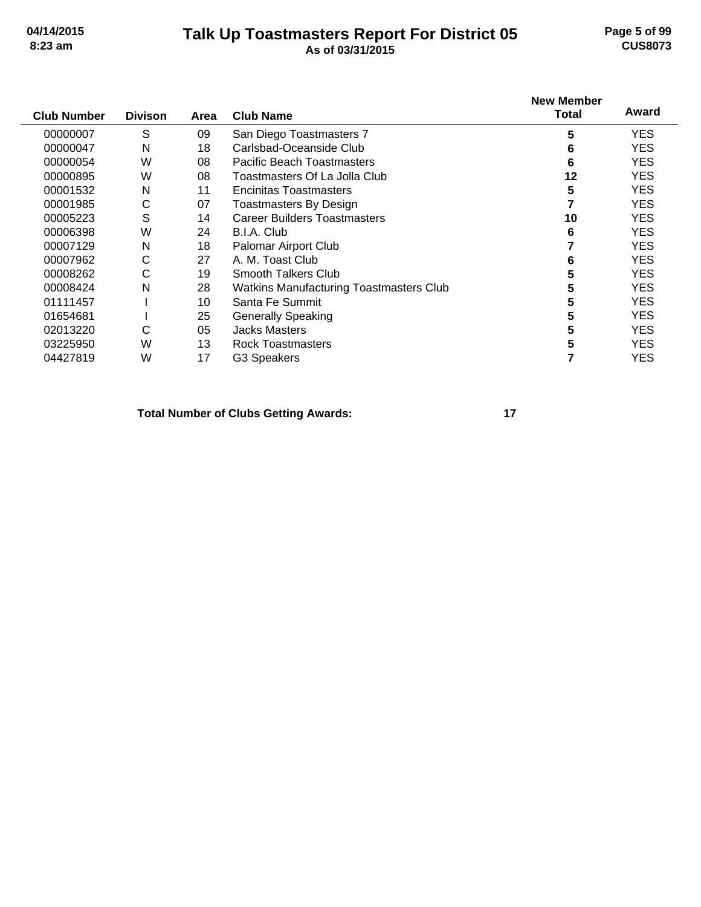# Talk Up Toastmasters Report For District 05

**As of 03/31/2015**

| Club Number | Divison | Area | Club Name | New Member Total | Award |
|---|---|---|---|---|---|
| 00000007 | S | 09 | San Diego Toastmasters 7 | **5** | YES |
| 00000047 | N | 18 | Carlsbad-Oceanside Club | **6** | YES |
| 00000054 | W | 08 | Pacific Beach Toastmasters | **6** | YES |
| 00000895 | W | 08 | Toastmasters Of La Jolla Club | **12** | YES |
| 00001532 | N | 11 | Encinitas Toastmasters | **5** | YES |
| 00001985 | C | 07 | Toastmasters By Design | **7** | YES |
| 00005223 | S | 14 | Career Builders Toastmasters | **10** | YES |
| 00006398 | W | 24 | B.I.A. Club | **6** | YES |
| 00007129 | N | 18 | Palomar Airport Club | **7** | YES |
| 00007962 | C | 27 | A. M. Toast Club | **6** | YES |
| 00008262 | C | 19 | Smooth Talkers Club | **5** | YES |
| 00008424 | N | 28 | Watkins Manufacturing Toastmasters Club | **5** | YES |
| 01111457 | I | 10 | Santa Fe Summit | **5** | YES |
| 01654681 | I | 25 | Generally Speaking | **5** | YES |
| 02013220 | C | 05 | Jacks Masters | **5** | YES |
| 03225950 | W | 13 | Rock Toastmasters | **5** | YES |
| 04427819 | W | 17 | G3 Speakers | **7** | YES |

**Total Number of Clubs Getting Awards: 17**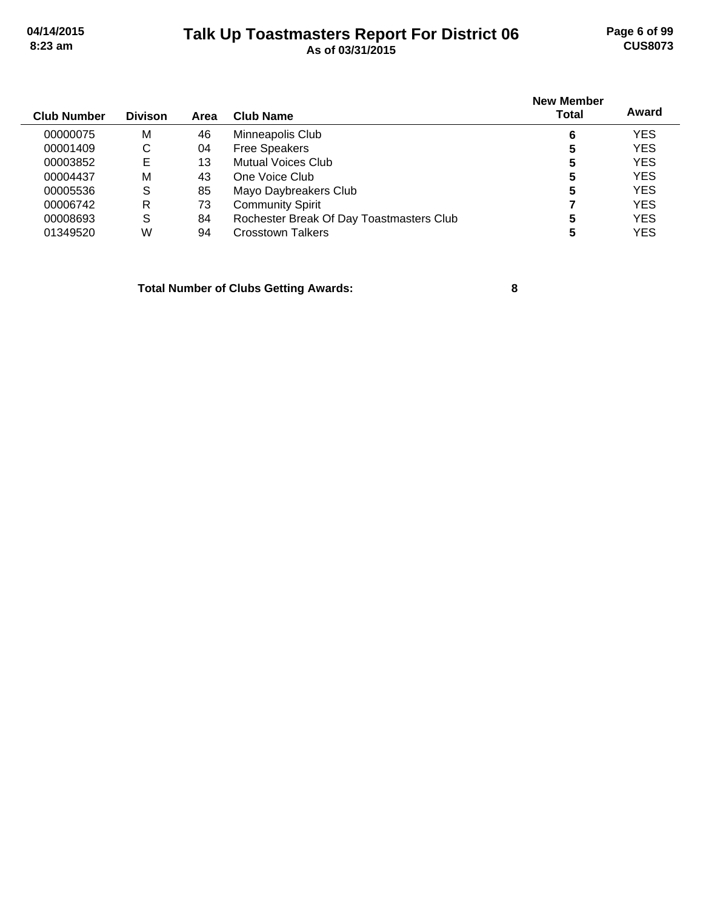# Talk Up Toastmasters Report For District 06

**As of 03/31/2015**

| Club Number | Divison | Area | Club Name | New Member Total | Award |
|---|---|---|---|---|---|
| 00000075 | M | 46 | Minneapolis Club | **6** | YES |
| 00001409 | C | 04 | Free Speakers | **5** | YES |
| 00003852 | E | 13 | Mutual Voices Club | **5** | YES |
| 00004437 | M | 43 | One Voice Club | **5** | YES |
| 00005536 | S | 85 | Mayo Daybreakers Club | **5** | YES |
| 00006742 | R | 73 | Community Spirit | **7** | YES |
| 00008693 | S | 84 | Rochester Break Of Day Toastmasters Club | **5** | YES |
| 01349520 | W | 94 | Crosstown Talkers | **5** | YES |

**Total Number of Clubs Getting Awards: 8**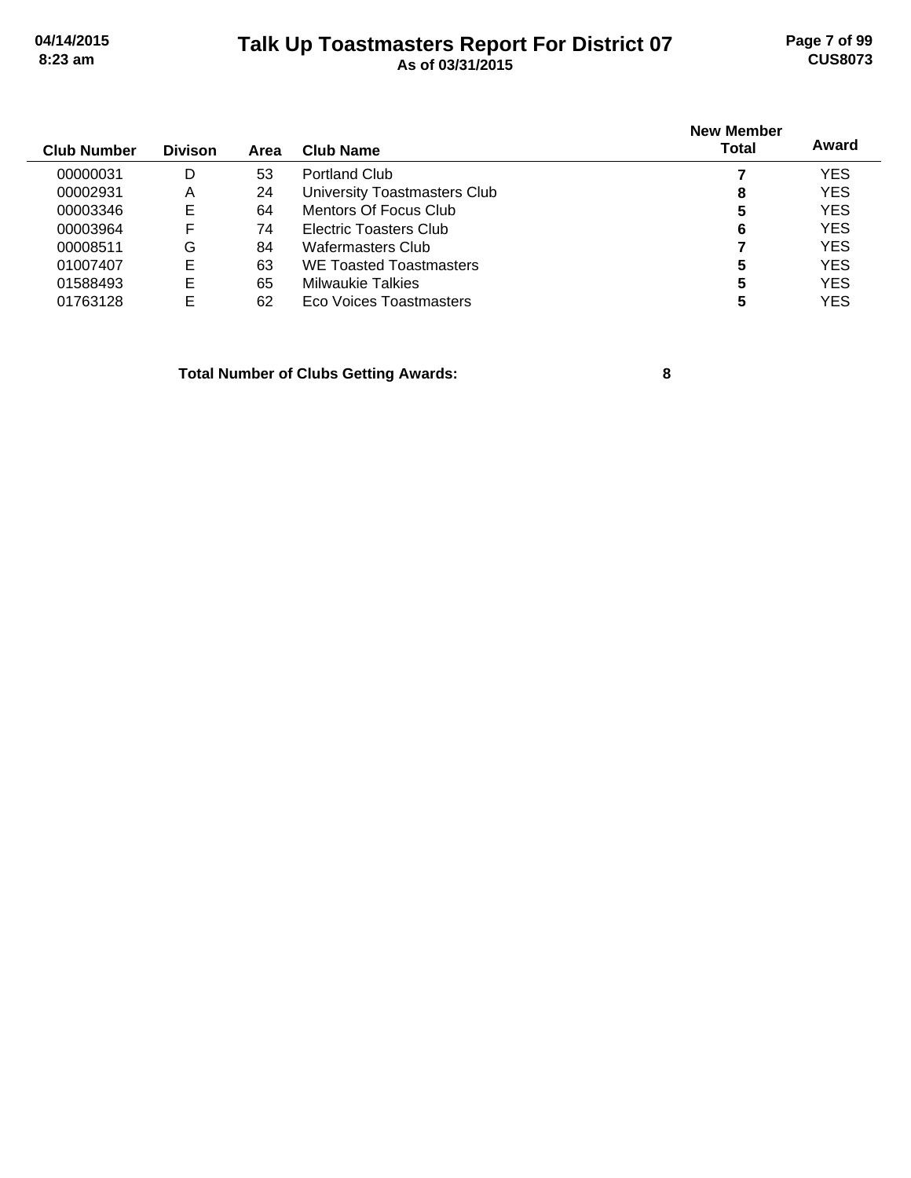# Talk Up Toastmasters Report For District 07

**As of 03/31/2015**

| Club Number | Divison | Area | Club Name | New Member Total | Award |
|---|---|---|---|---|---|
| 00000031 | D | 53 | Portland Club | **7** | YES |
| 00002931 | A | 24 | University Toastmasters Club | **8** | YES |
| 00003346 | E | 64 | Mentors Of Focus Club | **5** | YES |
| 00003964 | F | 74 | Electric Toasters Club | **6** | YES |
| 00008511 | G | 84 | Wafermasters Club | **7** | YES |
| 01007407 | E | 63 | WE Toasted Toastmasters | **5** | YES |
| 01588493 | E | 65 | Milwaukie Talkies | **5** | YES |
| 01763128 | E | 62 | Eco Voices Toastmasters | **5** | YES |

**Total Number of Clubs Getting Awards: 8**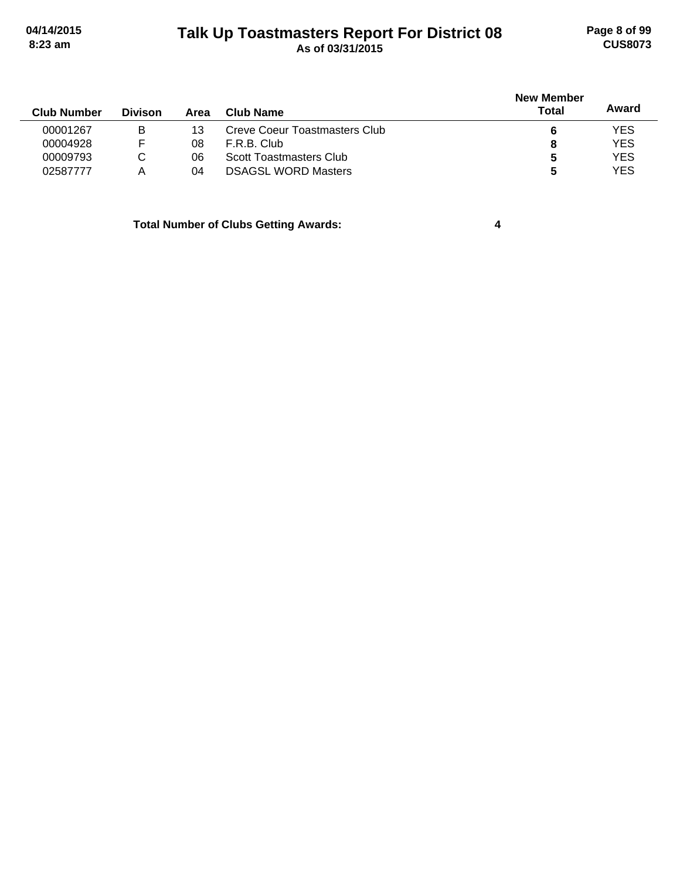| Club Number | Divison | Area | Club Name | New Member Total | Award |
|---|---|---|---|---|---|
| 00001267 | B | 13 | Creve Coeur Toastmasters Club | **6** | YES |
| 00004928 | F | 08 | F.R.B. Club | **8** | YES |
| 00009793 | C | 06 | Scott Toastmasters Club | **5** | YES |
| 02587777 | A | 04 | DSAGSL WORD Masters | **5** | YES |

**Total Number of Clubs Getting Awards: 4**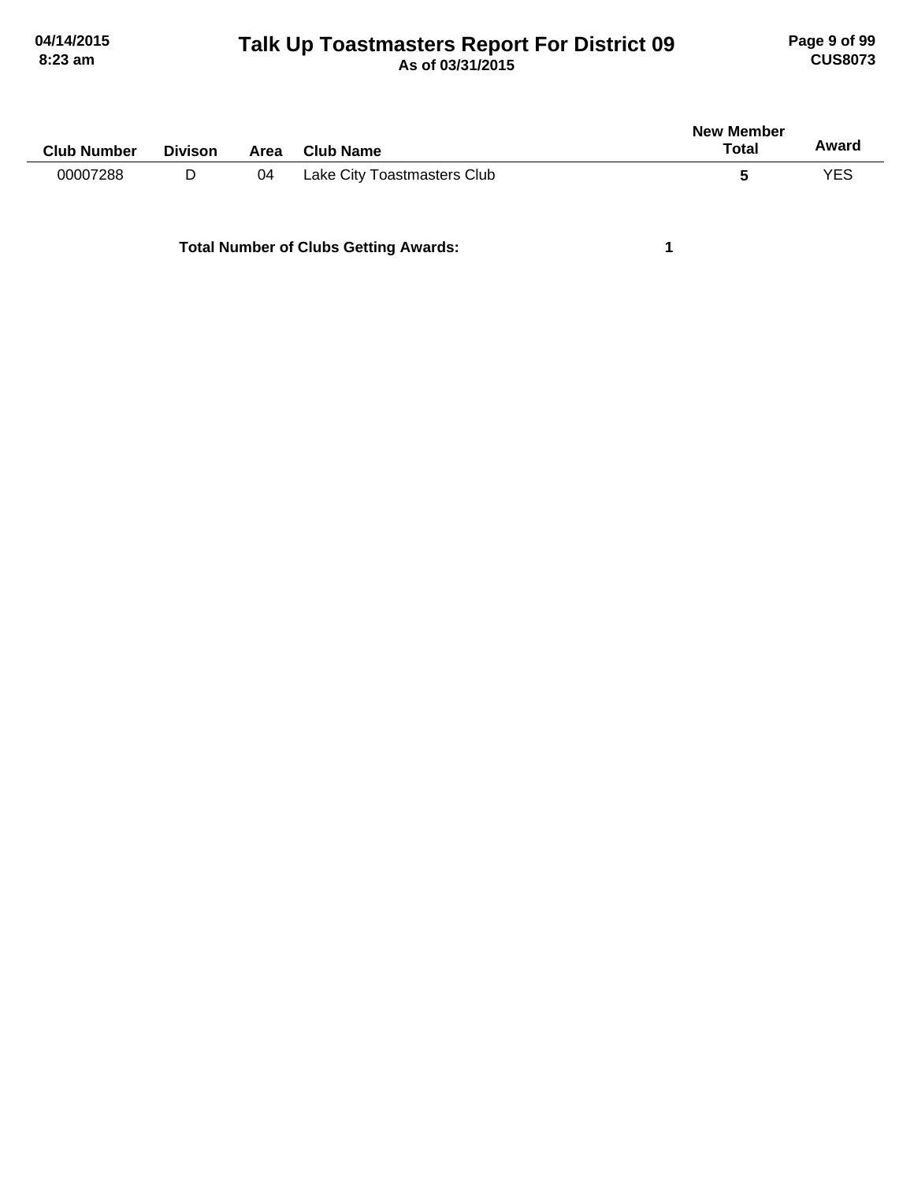| Club Number | Divison | Area | Club Name | New Member Total | Award |
|---|---|---|---|---|---|
| 00007288 | D | 04 | Lake City Toastmasters Club | **5** | YES |

**Total Number of Clubs Getting Awards:** **1**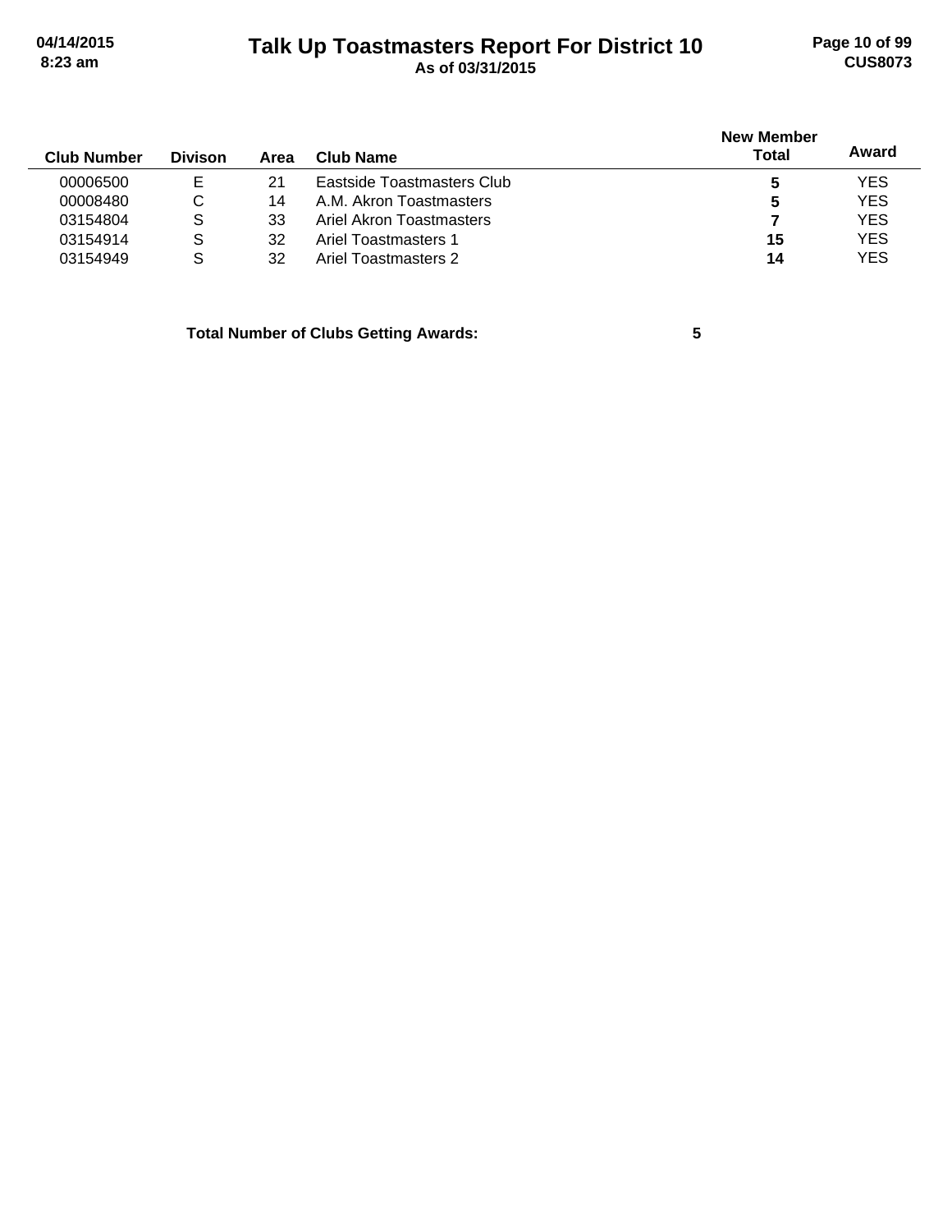# Talk Up Toastmasters Report For District 10

**As of 03/31/2015**

| Club Number | Divison | Area | Club Name | New Member Total | Award |
|---|---|---|---|---|---|
| 00006500 | E | 21 | Eastside Toastmasters Club | **5** | YES |
| 00008480 | C | 14 | A.M. Akron Toastmasters | **5** | YES |
| 03154804 | S | 33 | Ariel Akron Toastmasters | **7** | YES |
| 03154914 | S | 32 | Ariel Toastmasters 1 | **15** | YES |
| 03154949 | S | 32 | Ariel Toastmasters 2 | **14** | YES |

**Total Number of Clubs Getting Awards: 5**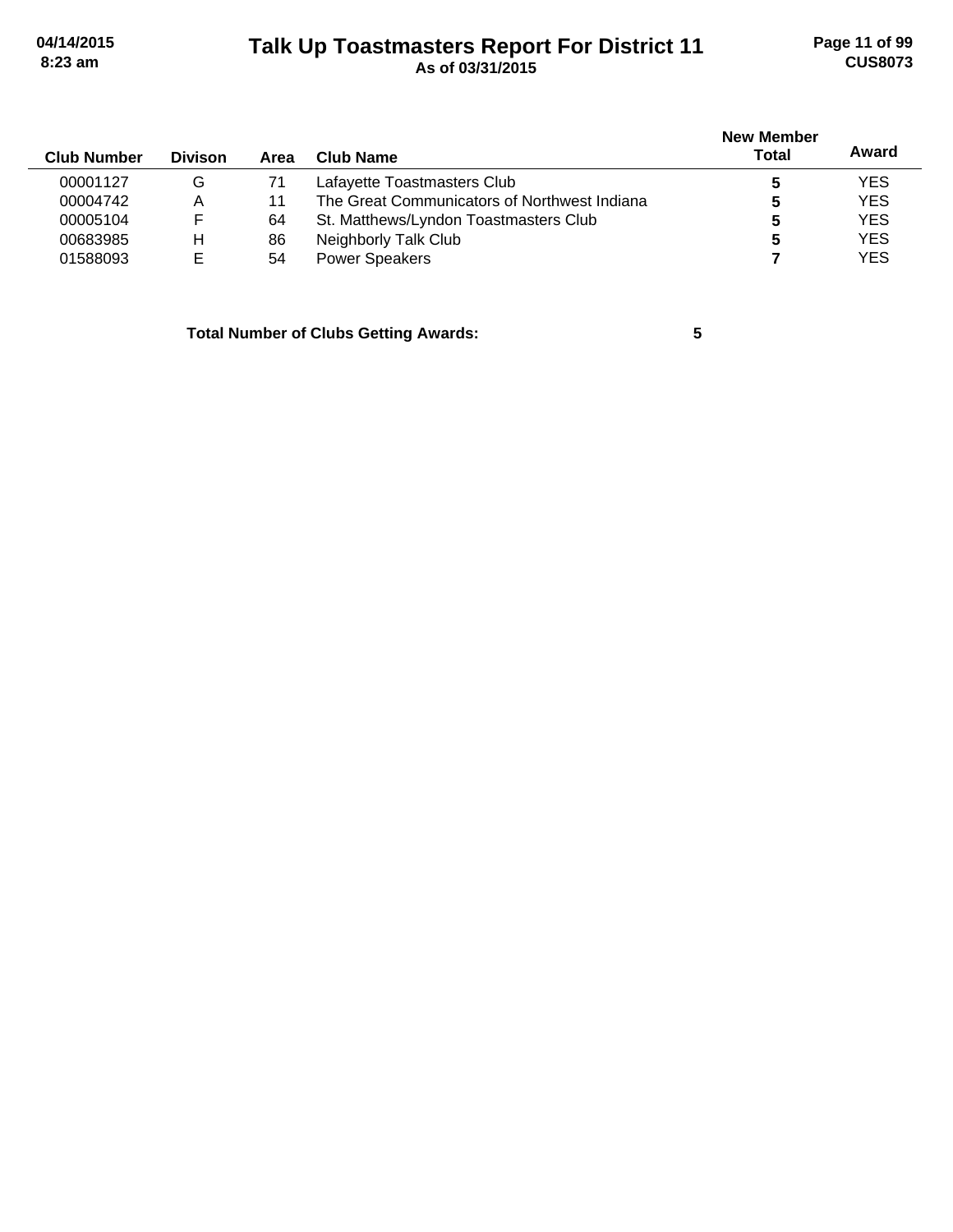# Talk Up Toastmasters Report For District 11

**As of 03/31/2015**

| Club Number | Divison | Area | Club Name | New Member Total | Award |
|---|---|---|---|---|---|
| 00001127 | G | 71 | Lafayette Toastmasters Club | **5** | YES |
| 00004742 | A | 11 | The Great Communicators of Northwest Indiana | **5** | YES |
| 00005104 | F | 64 | St. Matthews/Lyndon Toastmasters Club | **5** | YES |
| 00683985 | H | 86 | Neighborly Talk Club | **5** | YES |
| 01588093 | E | 54 | Power Speakers | **7** | YES |

**Total Number of Clubs Getting Awards: 5**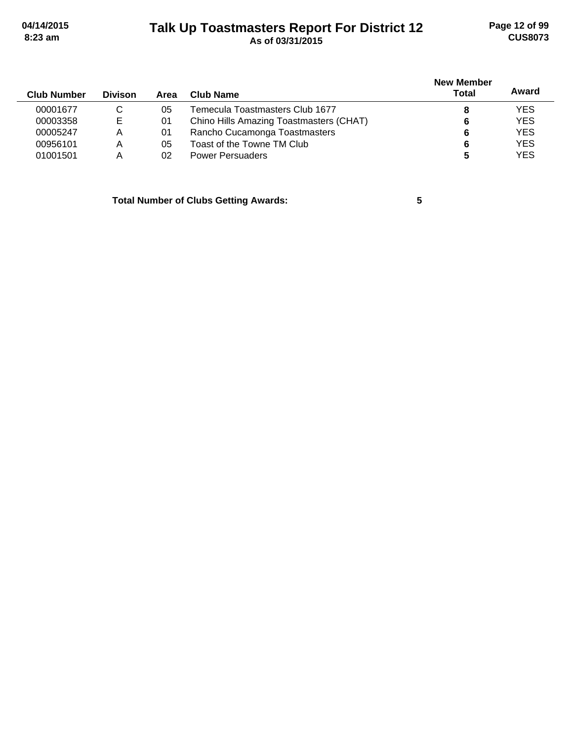# Talk Up Toastmasters Report For District 12

As of 03/31/2015

| Club Number | Divison | Area | Club Name | New Member Total | Award |
|---|---|---|---|---|---|
| 00001677 | C | 05 | Temecula Toastmasters Club 1677 | **8** | YES |
| 00003358 | E | 01 | Chino Hills Amazing Toastmasters (CHAT) | **6** | YES |
| 00005247 | A | 01 | Rancho Cucamonga Toastmasters | **6** | YES |
| 00956101 | A | 05 | Toast of the Towne TM Club | **6** | YES |
| 01001501 | A | 02 | Power Persuaders | **5** | YES |

**Total Number of Clubs Getting Awards: 5**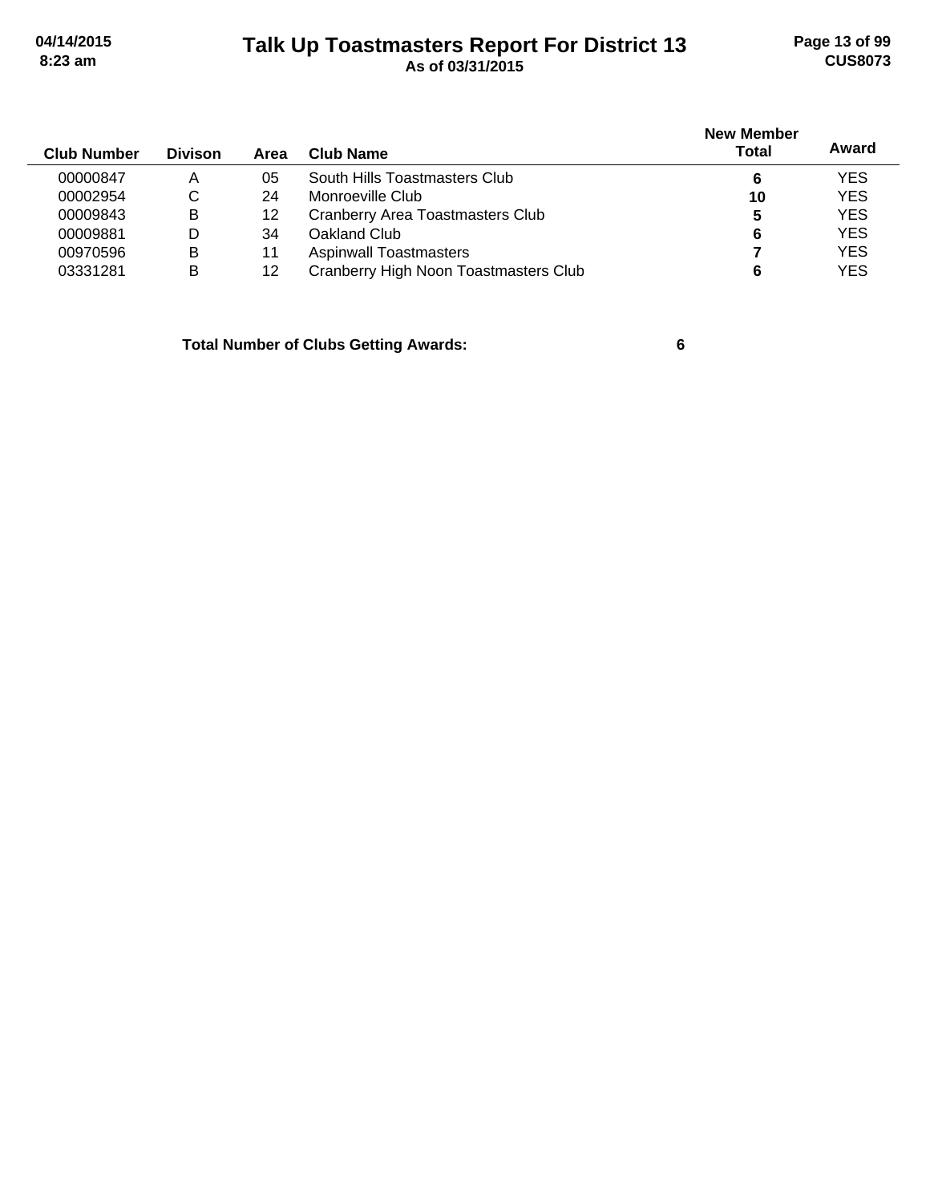# Talk Up Toastmasters Report For District 13

As of 03/31/2015

| Club Number | Divison | Area | Club Name | New Member Total | Award |
|---|---|---|---|---|---|
| 00000847 | A | 05 | South Hills Toastmasters Club | **6** | YES |
| 00002954 | C | 24 | Monroeville Club | **10** | YES |
| 00009843 | B | 12 | Cranberry Area Toastmasters Club | **5** | YES |
| 00009881 | D | 34 | Oakland Club | **6** | YES |
| 00970596 | B | 11 | Aspinwall Toastmasters | **7** | YES |
| 03331281 | B | 12 | Cranberry High Noon Toastmasters Club | **6** | YES |

**Total Number of Clubs Getting Awards: 6**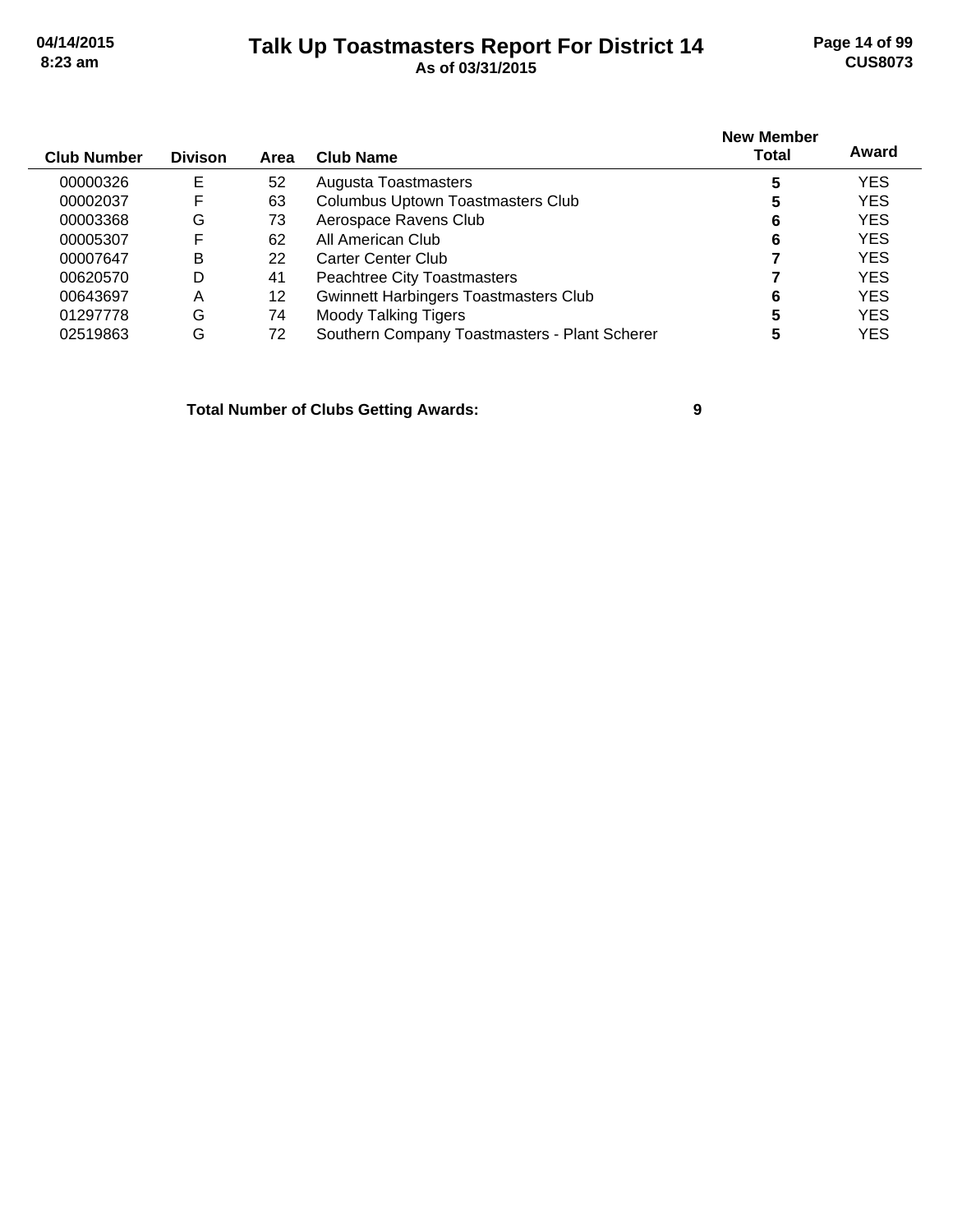# Talk Up Toastmasters Report For District 14

**As of 03/31/2015**

| Club Number | Divison | Area | Club Name | New Member Total | Award |
|---|---|---|---|---|---|
| 00000326 | E | 52 | Augusta Toastmasters | 5 | YES |
| 00002037 | F | 63 | Columbus Uptown Toastmasters Club | 5 | YES |
| 00003368 | G | 73 | Aerospace Ravens Club | 6 | YES |
| 00005307 | F | 62 | All American Club | 6 | YES |
| 00007647 | B | 22 | Carter Center Club | 7 | YES |
| 00620570 | D | 41 | Peachtree City Toastmasters | 7 | YES |
| 00643697 | A | 12 | Gwinnett Harbingers Toastmasters Club | 6 | YES |
| 01297778 | G | 74 | Moody Talking Tigers | 5 | YES |
| 02519863 | G | 72 | Southern Company Toastmasters - Plant Scherer | 5 | YES |

**Total Number of Clubs Getting Awards: 9**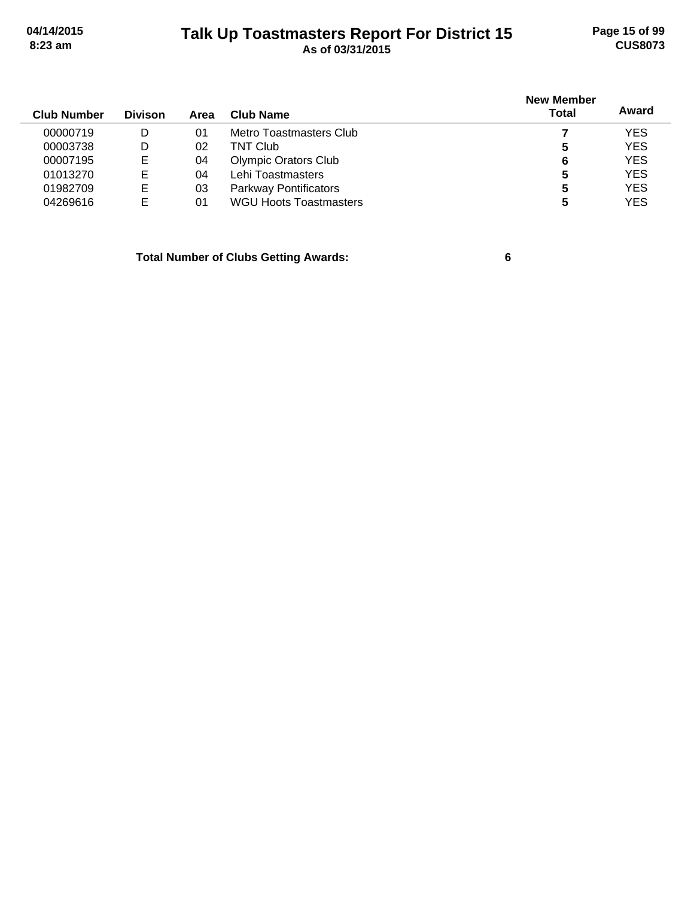| Club Number | Divison | Area | Club Name | New Member Total | Award |
|---|---|---|---|---|---|
| 00000719 | D | 01 | Metro Toastmasters Club | **7** | YES |
| 00003738 | D | 02 | TNT Club | **5** | YES |
| 00007195 | E | 04 | Olympic Orators Club | **6** | YES |
| 01013270 | E | 04 | Lehi Toastmasters | **5** | YES |
| 01982709 | E | 03 | Parkway Pontificators | **5** | YES |
| 04269616 | E | 01 | WGU Hoots Toastmasters | **5** | YES |

**Total Number of Clubs Getting Awards: 6**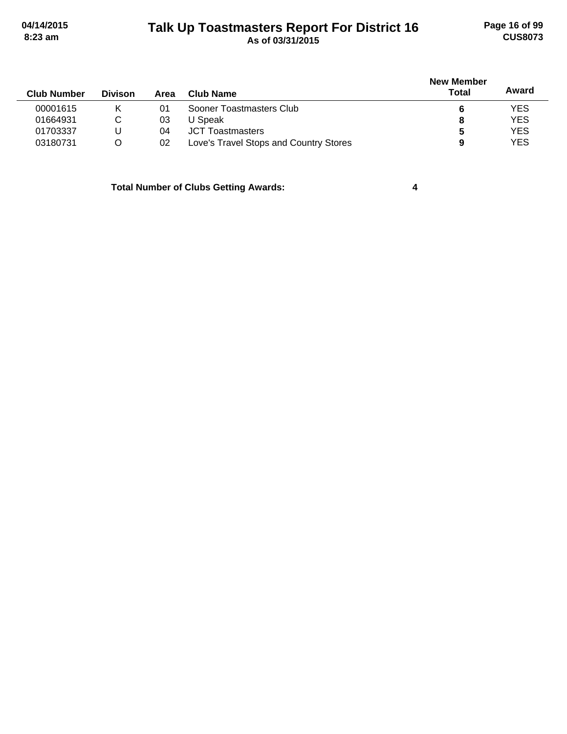# Talk Up Toastmasters Report For District 16

**As of 03/31/2015**

| Club Number | Divison | Area | Club Name | New Member Total | Award |
|---|---|---|---|---|---|
| 00001615 | K | 01 | Sooner Toastmasters Club | **6** | YES |
| 01664931 | C | 03 | U Speak | **8** | YES |
| 01703337 | U | 04 | JCT Toastmasters | **5** | YES |
| 03180731 | O | 02 | Love's Travel Stops and Country Stores | **9** | YES |

**Total Number of Clubs Getting Awards: 4**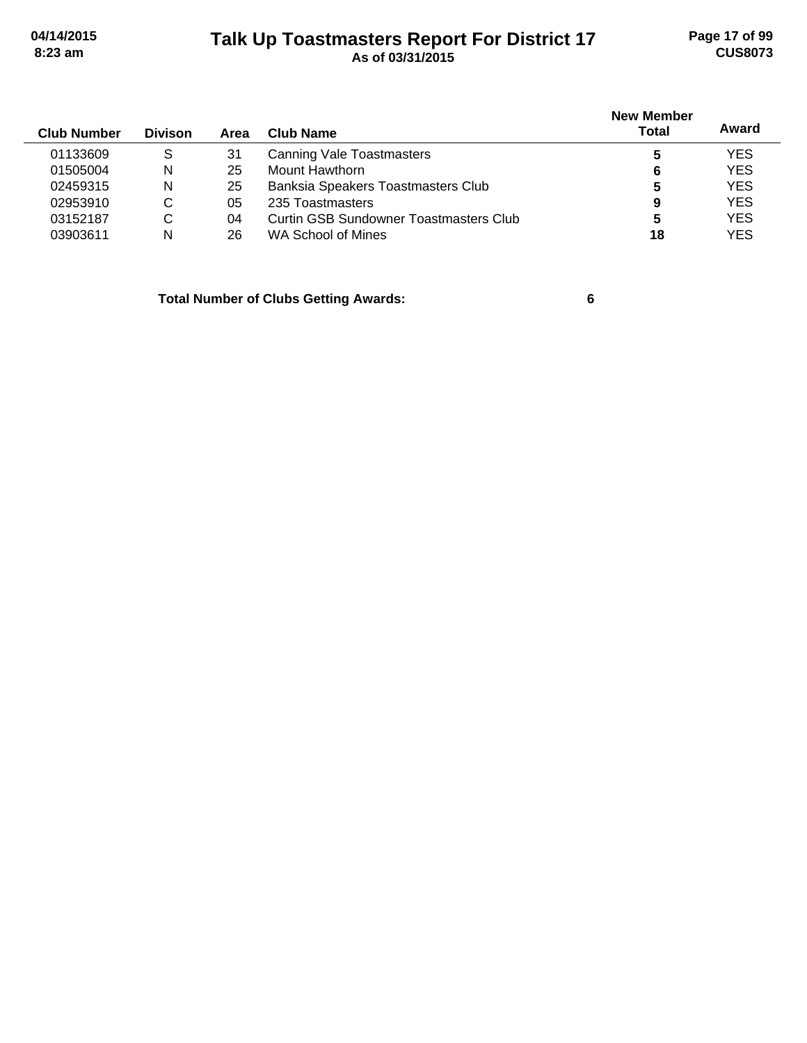| Club Number | Divison | Area | Club Name | New Member Total | Award |
| --- | --- | --- | --- | --- | --- |
| 01133609 | S | 31 | Canning Vale Toastmasters | **5** | YES |
| 01505004 | N | 25 | Mount Hawthorn | **6** | YES |
| 02459315 | N | 25 | Banksia Speakers Toastmasters Club | **5** | YES |
| 02953910 | C | 05 | 235 Toastmasters | **9** | YES |
| 03152187 | C | 04 | Curtin GSB Sundowner Toastmasters Club | **5** | YES |
| 03903611 | N | 26 | WA School of Mines | **18** | YES |

**Total Number of Clubs Getting Awards: 6**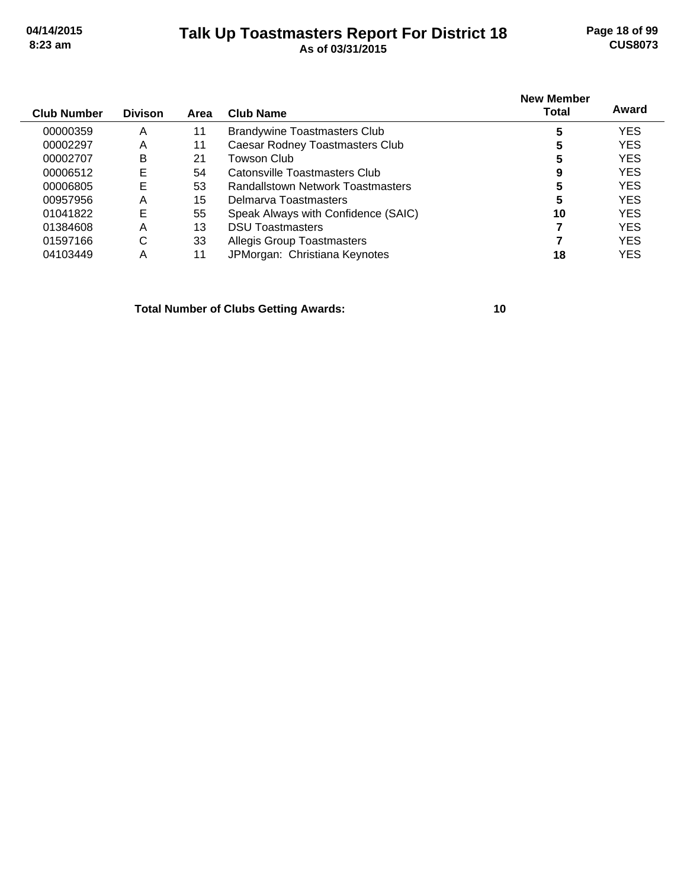# Talk Up Toastmasters Report For District 18

**As of 03/31/2015**

| Club Number | Divison | Area | Club Name | New Member Total | Award |
|---|---|---|---|---|---|
| 00000359 | A | 11 | Brandywine Toastmasters Club | **5** | YES |
| 00002297 | A | 11 | Caesar Rodney Toastmasters Club | **5** | YES |
| 00002707 | B | 21 | Towson Club | **5** | YES |
| 00006512 | E | 54 | Catonsville Toastmasters Club | **9** | YES |
| 00006805 | E | 53 | Randallstown Network Toastmasters | **5** | YES |
| 00957956 | A | 15 | Delmarva Toastmasters | **5** | YES |
| 01041822 | E | 55 | Speak Always with Confidence (SAIC) | **10** | YES |
| 01384608 | A | 13 | DSU Toastmasters | **7** | YES |
| 01597166 | C | 33 | Allegis Group Toastmasters | **7** | YES |
| 04103449 | A | 11 | JPMorgan: Christiana Keynotes | **18** | YES |

**Total Number of Clubs Getting Awards: 10**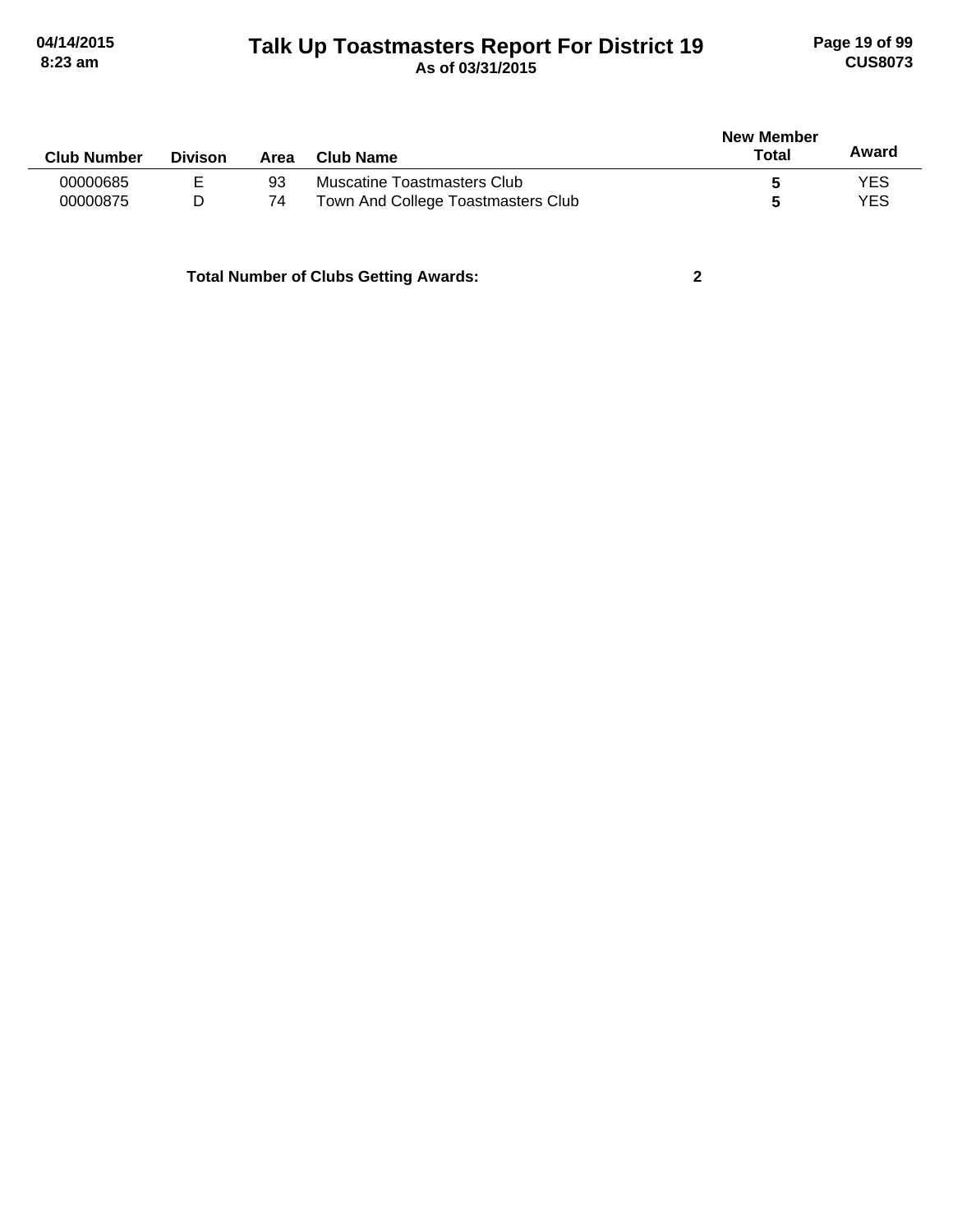| Club Number | Divison | Area | Club Name | New Member Total | Award |
|---|---|---|---|---|---|
| 00000685 | E | 93 | Muscatine Toastmasters Club | 5 | YES |
| 00000875 | D | 74 | Town And College Toastmasters Club | 5 | YES |

**Total Number of Clubs Getting Awards: 2**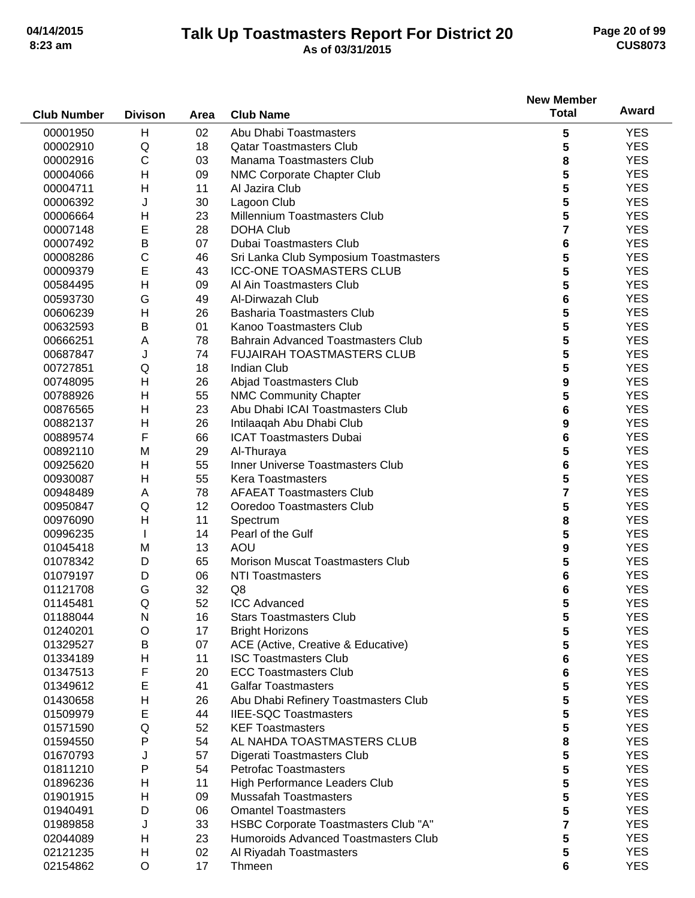# Talk Up Toastmasters Report For District 20

**As of 03/31/2015**

| Club Number | Divison | Area | Club Name | New Member Total | Award |
|---|---|---|---|---|---|
| 00001950 | H | 02 | Abu Dhabi Toastmasters | 5 | YES |
| 00002910 | Q | 18 | Qatar Toastmasters Club | 5 | YES |
| 00002916 | C | 03 | Manama Toastmasters Club | 8 | YES |
| 00004066 | H | 09 | NMC Corporate Chapter Club | 5 | YES |
| 00004711 | H | 11 | Al Jazira Club | 5 | YES |
| 00006392 | J | 30 | Lagoon Club | 5 | YES |
| 00006664 | H | 23 | Millennium Toastmasters Club | 5 | YES |
| 00007148 | E | 28 | DOHA Club | 7 | YES |
| 00007492 | B | 07 | Dubai Toastmasters Club | 6 | YES |
| 00008286 | C | 46 | Sri Lanka Club Symposium Toastmasters | 5 | YES |
| 00009379 | E | 43 | ICC-ONE TOASMASTERS CLUB | 5 | YES |
| 00584495 | H | 09 | Al Ain Toastmasters Club | 5 | YES |
| 00593730 | G | 49 | Al-Dirwazah Club | 6 | YES |
| 00606239 | H | 26 | Basharia Toastmasters Club | 5 | YES |
| 00632593 | B | 01 | Kanoo Toastmasters Club | 5 | YES |
| 00666251 | A | 78 | Bahrain Advanced Toastmasters Club | 5 | YES |
| 00687847 | J | 74 | FUJAIRAH TOASTMASTERS CLUB | 5 | YES |
| 00727851 | Q | 18 | Indian Club | 5 | YES |
| 00748095 | H | 26 | Abjad Toastmasters Club | 9 | YES |
| 00788926 | H | 55 | NMC Community Chapter | 5 | YES |
| 00876565 | H | 23 | Abu Dhabi ICAI Toastmasters Club | 6 | YES |
| 00882137 | H | 26 | Intilaaqah Abu Dhabi Club | 9 | YES |
| 00889574 | F | 66 | ICAT Toastmasters Dubai | 6 | YES |
| 00892110 | M | 29 | Al-Thuraya | 5 | YES |
| 00925620 | H | 55 | Inner Universe Toastmasters Club | 6 | YES |
| 00930087 | H | 55 | Kera Toastmasters | 5 | YES |
| 00948489 | A | 78 | AFAEAT Toastmasters Club | 7 | YES |
| 00950847 | Q | 12 | Ooredoo Toastmasters Club | 5 | YES |
| 00976090 | H | 11 | Spectrum | 8 | YES |
| 00996235 | I | 14 | Pearl of the Gulf | 5 | YES |
| 01045418 | M | 13 | AOU | 9 | YES |
| 01078342 | D | 65 | Morison Muscat Toastmasters Club | 5 | YES |
| 01079197 | D | 06 | NTI Toastmasters | 6 | YES |
| 01121708 | G | 32 | Q8 | 6 | YES |
| 01145481 | Q | 52 | ICC Advanced | 5 | YES |
| 01188044 | N | 16 | Stars Toastmasters Club | 5 | YES |
| 01240201 | O | 17 | Bright Horizons | 5 | YES |
| 01329527 | B | 07 | ACE (Active, Creative & Educative) | 5 | YES |
| 01334189 | H | 11 | ISC Toastmasters Club | 6 | YES |
| 01347513 | F | 20 | ECC Toastmasters Club | 6 | YES |
| 01349612 | E | 41 | Galfar Toastmasters | 5 | YES |
| 01430658 | H | 26 | Abu Dhabi Refinery Toastmasters Club | 5 | YES |
| 01509979 | E | 44 | IIEE-SQC Toastmasters | 5 | YES |
| 01571590 | Q | 52 | KEF Toastmasters | 5 | YES |
| 01594550 | P | 54 | AL NAHDA TOASTMASTERS CLUB | 8 | YES |
| 01670793 | J | 57 | Digerati Toastmasters Club | 5 | YES |
| 01811210 | P | 54 | Petrofac Toastmasters | 5 | YES |
| 01896236 | H | 11 | High Performance Leaders Club | 5 | YES |
| 01901915 | H | 09 | Mussafah Toastmasters | 5 | YES |
| 01940491 | D | 06 | Omantel Toastmasters | 5 | YES |
| 01989858 | J | 33 | HSBC Corporate Toastmasters Club "A" | 7 | YES |
| 02044089 | H | 23 | Humoroids Advanced Toastmasters Club | 5 | YES |
| 02121235 | H | 02 | Al Riyadah Toastmasters | 5 | YES |
| 02154862 | O | 17 | Thmeen | 6 | YES |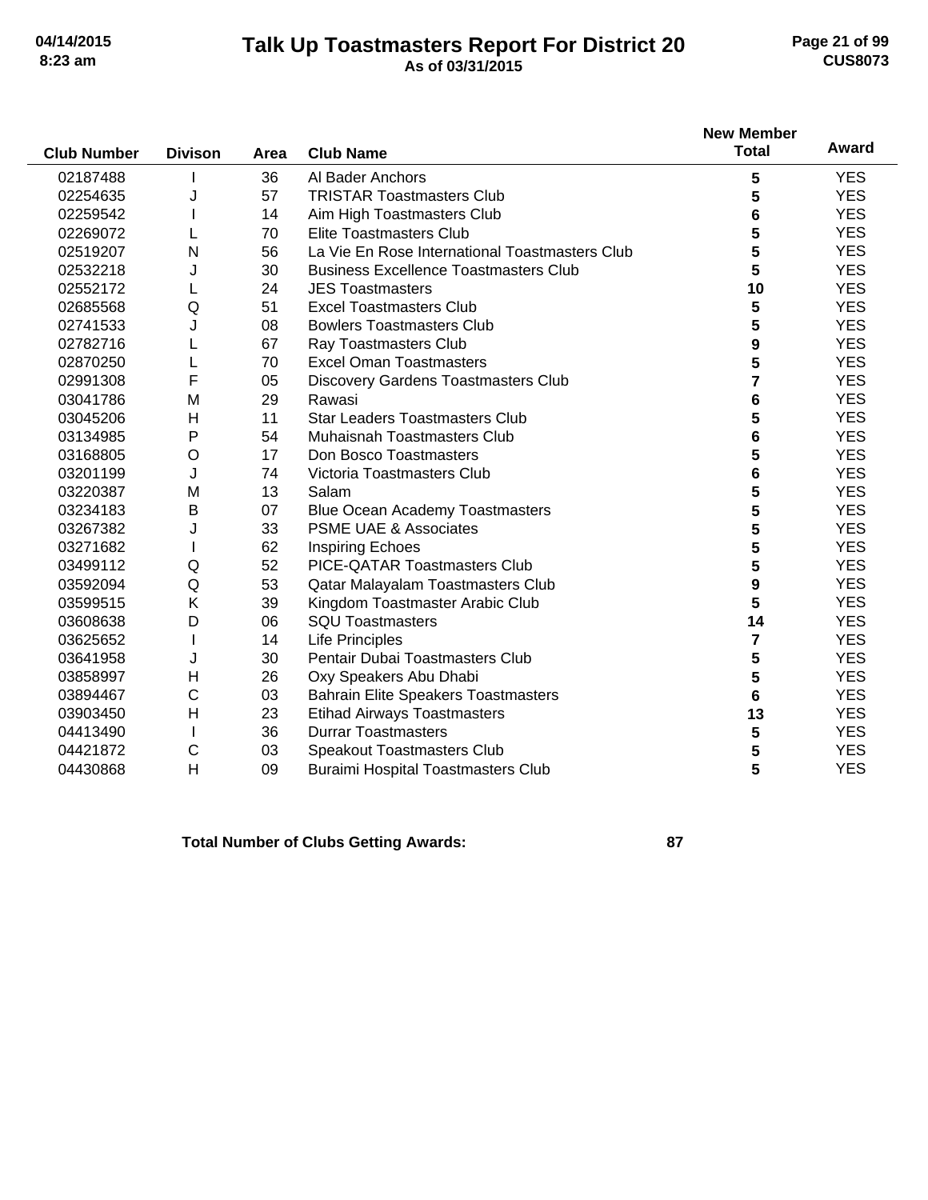# Talk Up Toastmasters Report For District 20

**As of 03/31/2015**

| Club Number | Divison | Area | Club Name | New Member Total | Award |
|---|---|---|---|---|---|
| 02187488 | I | 36 | Al Bader Anchors | 5 | YES |
| 02254635 | J | 57 | TRISTAR Toastmasters Club | 5 | YES |
| 02259542 | I | 14 | Aim High Toastmasters Club | 6 | YES |
| 02269072 | L | 70 | Elite Toastmasters Club | 5 | YES |
| 02519207 | N | 56 | La Vie En Rose International Toastmasters Club | 5 | YES |
| 02532218 | J | 30 | Business Excellence Toastmasters Club | 5 | YES |
| 02552172 | L | 24 | JES Toastmasters | 10 | YES |
| 02685568 | Q | 51 | Excel Toastmasters Club | 5 | YES |
| 02741533 | J | 08 | Bowlers Toastmasters Club | 5 | YES |
| 02782716 | L | 67 | Ray Toastmasters Club | 9 | YES |
| 02870250 | L | 70 | Excel Oman Toastmasters | 5 | YES |
| 02991308 | F | 05 | Discovery Gardens Toastmasters Club | 7 | YES |
| 03041786 | M | 29 | Rawasi | 6 | YES |
| 03045206 | H | 11 | Star Leaders Toastmasters Club | 5 | YES |
| 03134985 | P | 54 | Muhaisnah Toastmasters Club | 6 | YES |
| 03168805 | O | 17 | Don Bosco Toastmasters | 5 | YES |
| 03201199 | J | 74 | Victoria Toastmasters Club | 6 | YES |
| 03220387 | M | 13 | Salam | 5 | YES |
| 03234183 | B | 07 | Blue Ocean Academy Toastmasters | 5 | YES |
| 03267382 | J | 33 | PSME UAE & Associates | 5 | YES |
| 03271682 | I | 62 | Inspiring Echoes | 5 | YES |
| 03499112 | Q | 52 | PICE-QATAR Toastmasters Club | 5 | YES |
| 03592094 | Q | 53 | Qatar Malayalam Toastmasters Club | 9 | YES |
| 03599515 | K | 39 | Kingdom Toastmaster Arabic Club | 5 | YES |
| 03608638 | D | 06 | SQU Toastmasters | 14 | YES |
| 03625652 | I | 14 | Life Principles | 7 | YES |
| 03641958 | J | 30 | Pentair Dubai Toastmasters Club | 5 | YES |
| 03858997 | H | 26 | Oxy Speakers Abu Dhabi | 5 | YES |
| 03894467 | C | 03 | Bahrain Elite Speakers Toastmasters | 6 | YES |
| 03903450 | H | 23 | Etihad Airways Toastmasters | 13 | YES |
| 04413490 | I | 36 | Durrar Toastmasters | 5 | YES |
| 04421872 | C | 03 | Speakout Toastmasters Club | 5 | YES |
| 04430868 | H | 09 | Buraimi Hospital Toastmasters Club | 5 | YES |

**Total Number of Clubs Getting Awards: 87**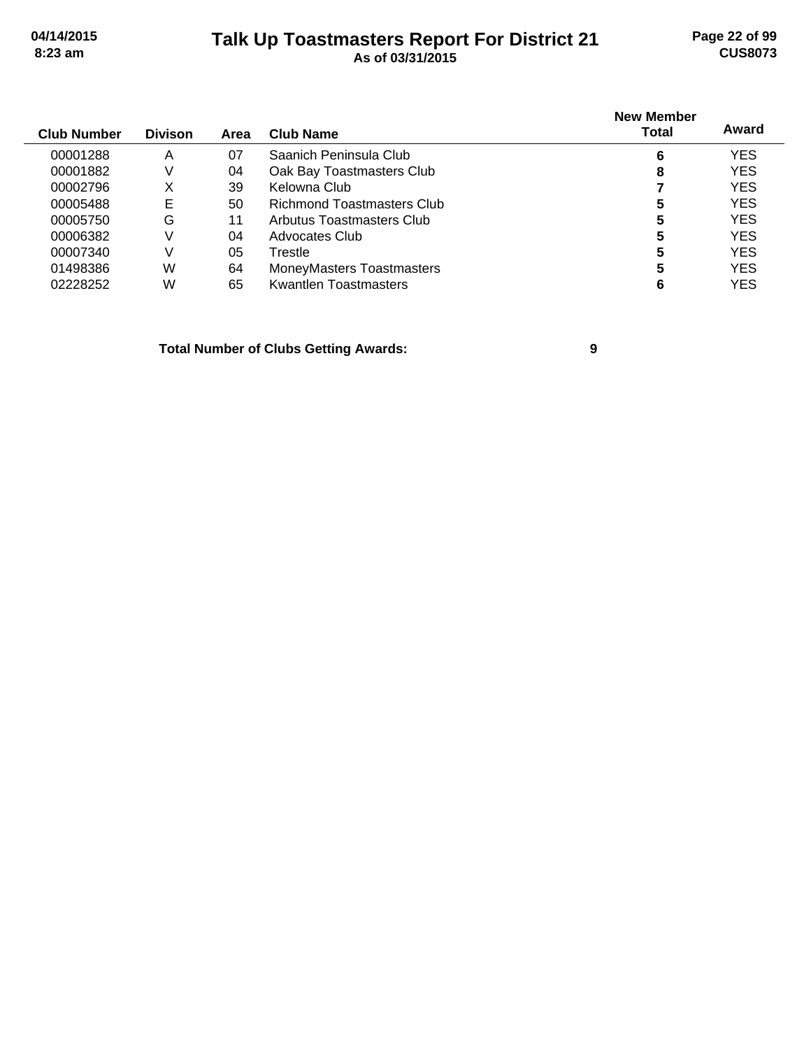# Talk Up Toastmasters Report For District 21

**As of 03/31/2015**

| Club Number | Divison | Area | Club Name | New Member Total | Award |
|---|---|---|---|---|---|
| 00001288 | A | 07 | Saanich Peninsula Club | 6 | YES |
| 00001882 | V | 04 | Oak Bay Toastmasters Club | 8 | YES |
| 00002796 | X | 39 | Kelowna Club | 7 | YES |
| 00005488 | E | 50 | Richmond Toastmasters Club | 5 | YES |
| 00005750 | G | 11 | Arbutus Toastmasters Club | 5 | YES |
| 00006382 | V | 04 | Advocates Club | 5 | YES |
| 00007340 | V | 05 | Trestle | 5 | YES |
| 01498386 | W | 64 | MoneyMasters Toastmasters | 5 | YES |
| 02228252 | W | 65 | Kwantlen Toastmasters | 6 | YES |

**Total Number of Clubs Getting Awards: 9**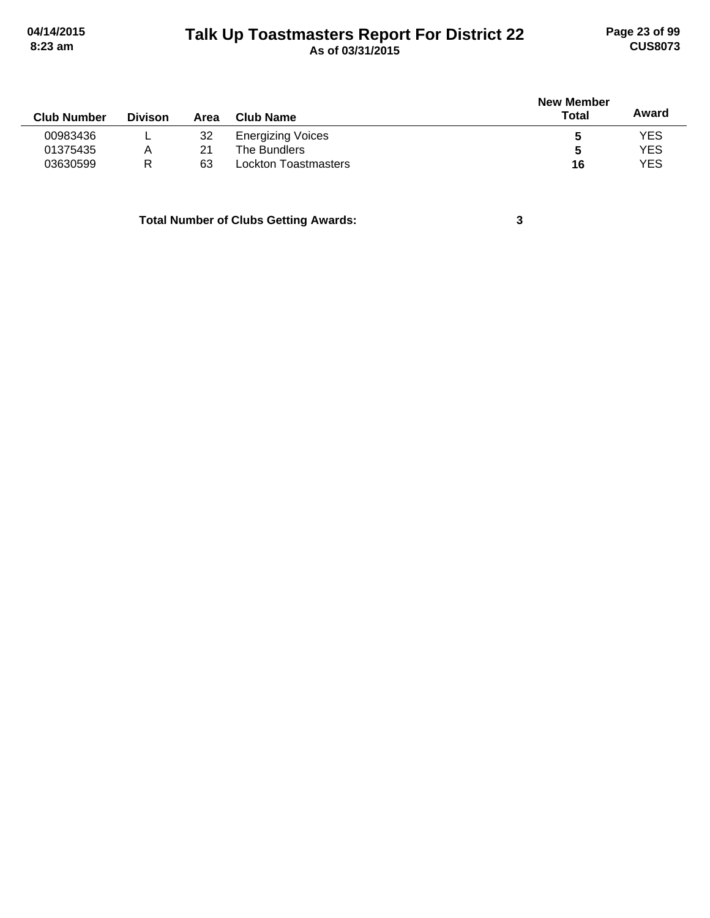| Club Number | Divison | Area | Club Name | New Member Total | Award |
|---|---|---|---|---|---|
| 00983436 | L | 32 | Energizing Voices | **5** | YES |
| 01375435 | A | 21 | The Bundlers | **5** | YES |
| 03630599 | R | 63 | Lockton Toastmasters | **16** | YES |

**Total Number of Clubs Getting Awards:** **3**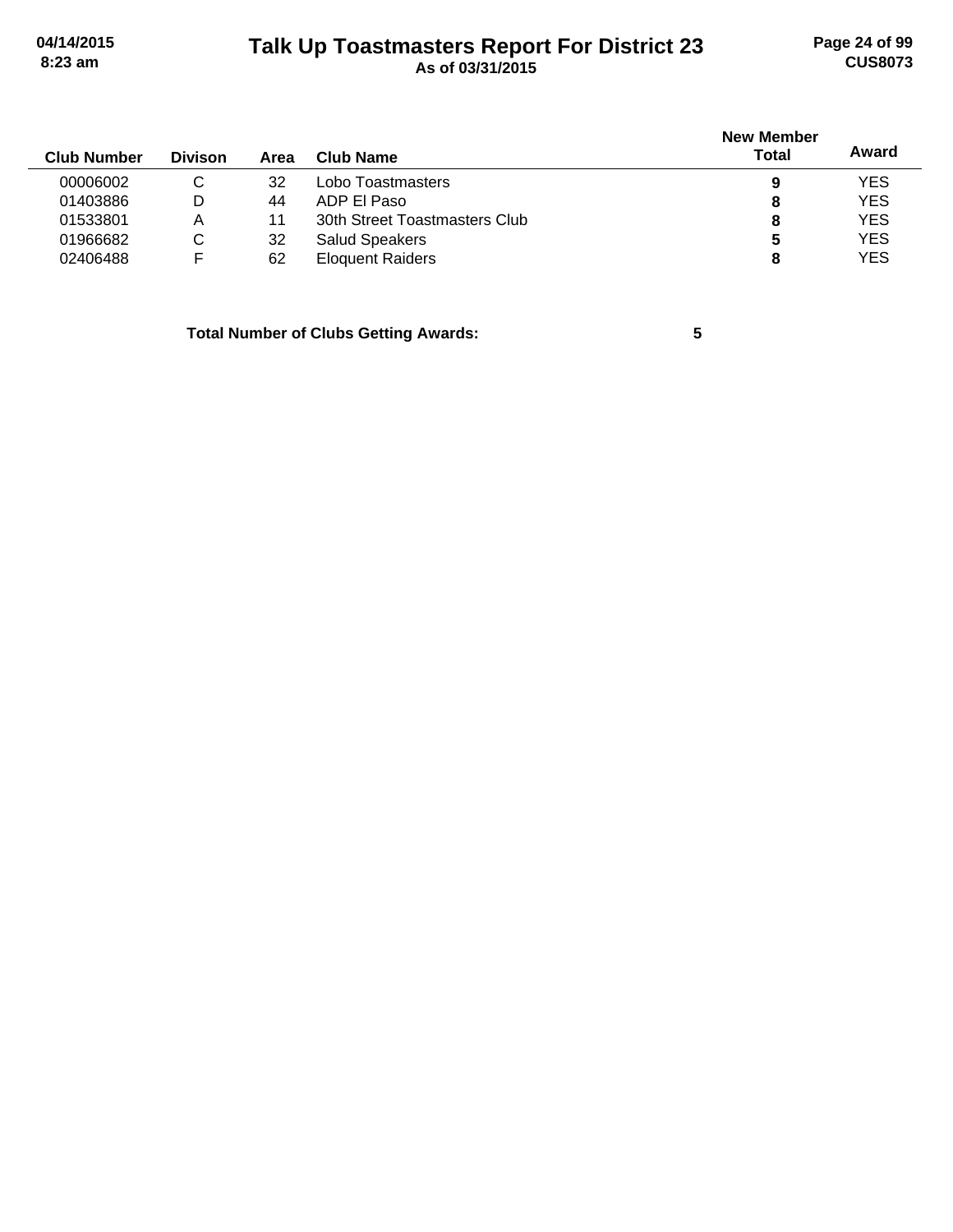# Talk Up Toastmasters Report For District 23

As of 03/31/2015

| Club Number | Divison | Area | Club Name | New Member Total | Award |
|---|---|---|---|---|---|
| 00006002 | C | 32 | Lobo Toastmasters | 9 | YES |
| 01403886 | D | 44 | ADP El Paso | 8 | YES |
| 01533801 | A | 11 | 30th Street Toastmasters Club | 8 | YES |
| 01966682 | C | 32 | Salud Speakers | 5 | YES |
| 02406488 | F | 62 | Eloquent Raiders | 8 | YES |

**Total Number of Clubs Getting Awards:** 5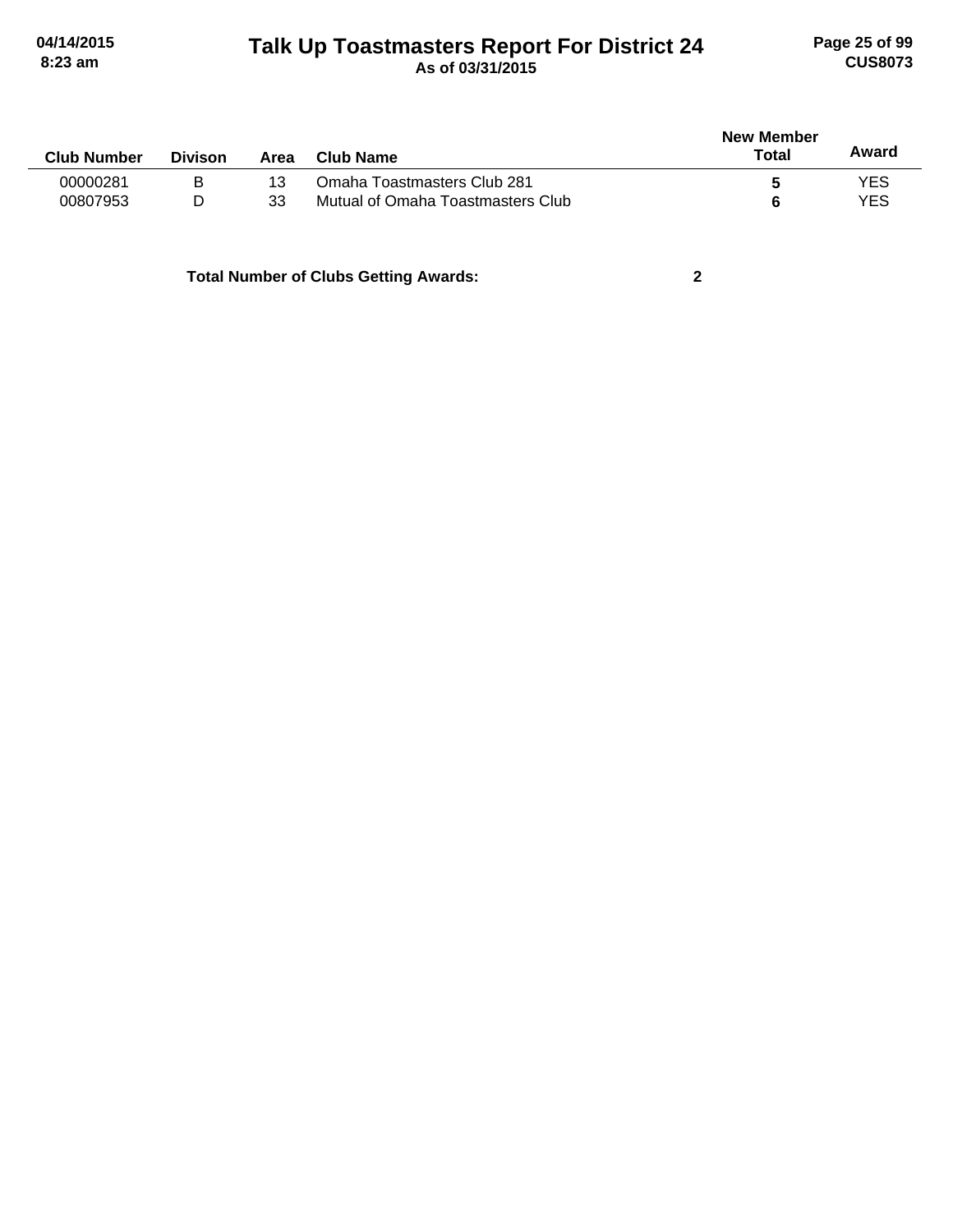# Talk Up Toastmasters Report For District 24

**As of 03/31/2015**

| Club Number | Divison | Area | Club Name | New Member Total | Award |
|---|---|---|---|---|---|
| 00000281 | B | 13 | Omaha Toastmasters Club 281 | **5** | YES |
| 00807953 | D | 33 | Mutual of Omaha Toastmasters Club | **6** | YES |

**Total Number of Clubs Getting Awards: 2**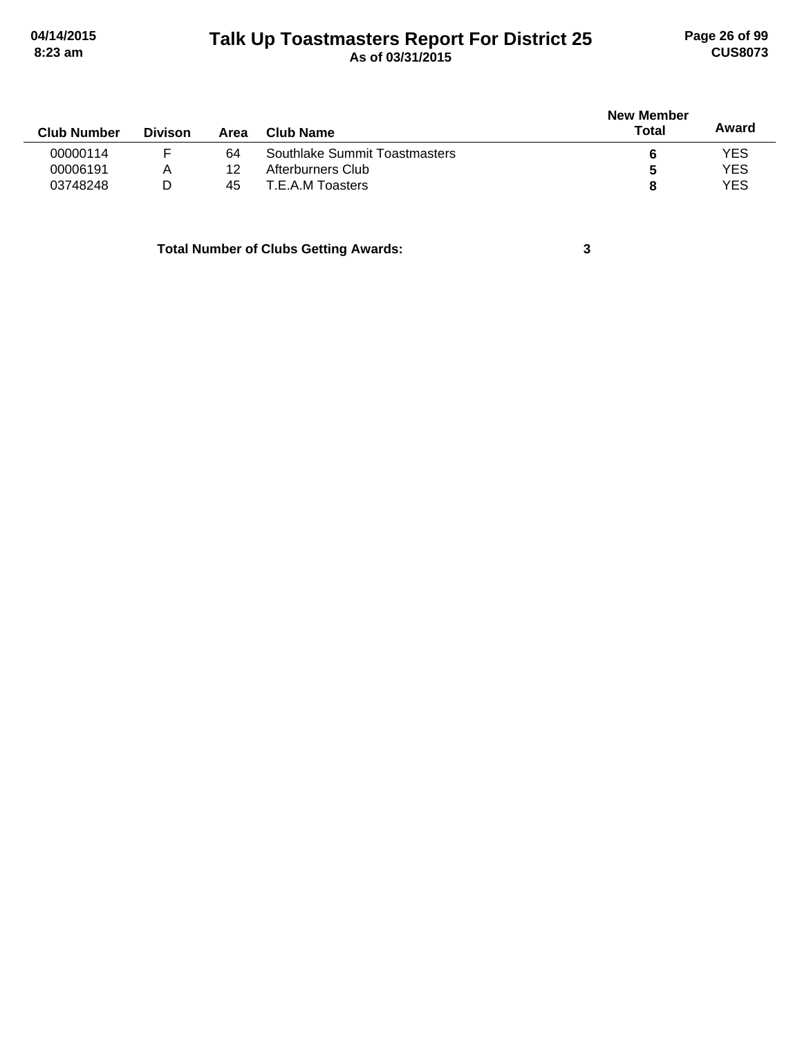| Club Number | Divison | Area | Club Name | New Member Total | Award |
|---|---|---|---|---|---|
| 00000114 | F | 64 | Southlake Summit Toastmasters | **6** | YES |
| 00006191 | A | 12 | Afterburners Club | **5** | YES |
| 03748248 | D | 45 | T.E.A.M Toasters | **8** | YES |

**Total Number of Clubs Getting Awards:** **3**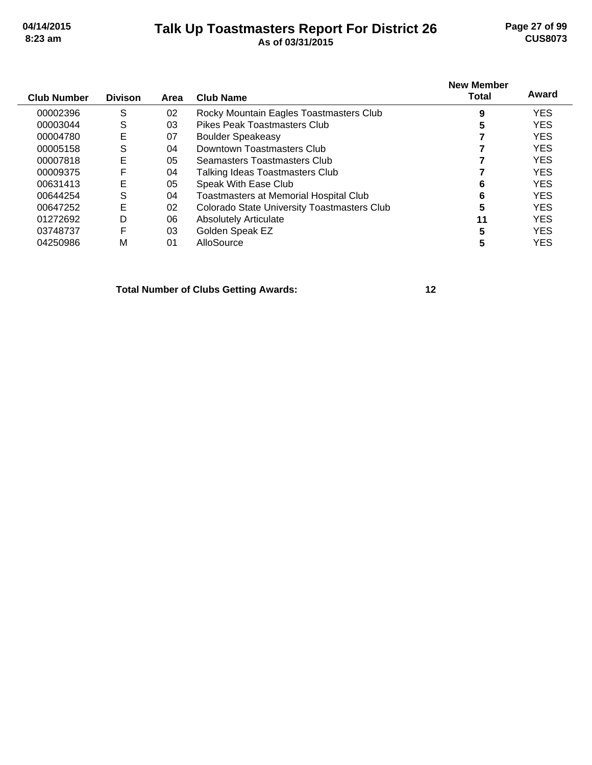# Talk Up Toastmasters Report For District 26

As of 03/31/2015

| Club Number | Divison | Area | Club Name | New Member Total | Award |
|---|---|---|---|---|---|
| 00002396 | S | 02 | Rocky Mountain Eagles Toastmasters Club | 9 | YES |
| 00003044 | S | 03 | Pikes Peak Toastmasters Club | 5 | YES |
| 00004780 | E | 07 | Boulder Speakeasy | 7 | YES |
| 00005158 | S | 04 | Downtown Toastmasters Club | 7 | YES |
| 00007818 | E | 05 | Seamasters Toastmasters Club | 7 | YES |
| 00009375 | F | 04 | Talking Ideas Toastmasters Club | 7 | YES |
| 00631413 | E | 05 | Speak With Ease Club | 6 | YES |
| 00644254 | S | 04 | Toastmasters at Memorial Hospital Club | 6 | YES |
| 00647252 | E | 02 | Colorado State University Toastmasters Club | 5 | YES |
| 01272692 | D | 06 | Absolutely Articulate | 11 | YES |
| 03748737 | F | 03 | Golden Speak EZ | 5 | YES |
| 04250986 | M | 01 | AlloSource | 5 | YES |

**Total Number of Clubs Getting Awards: 12**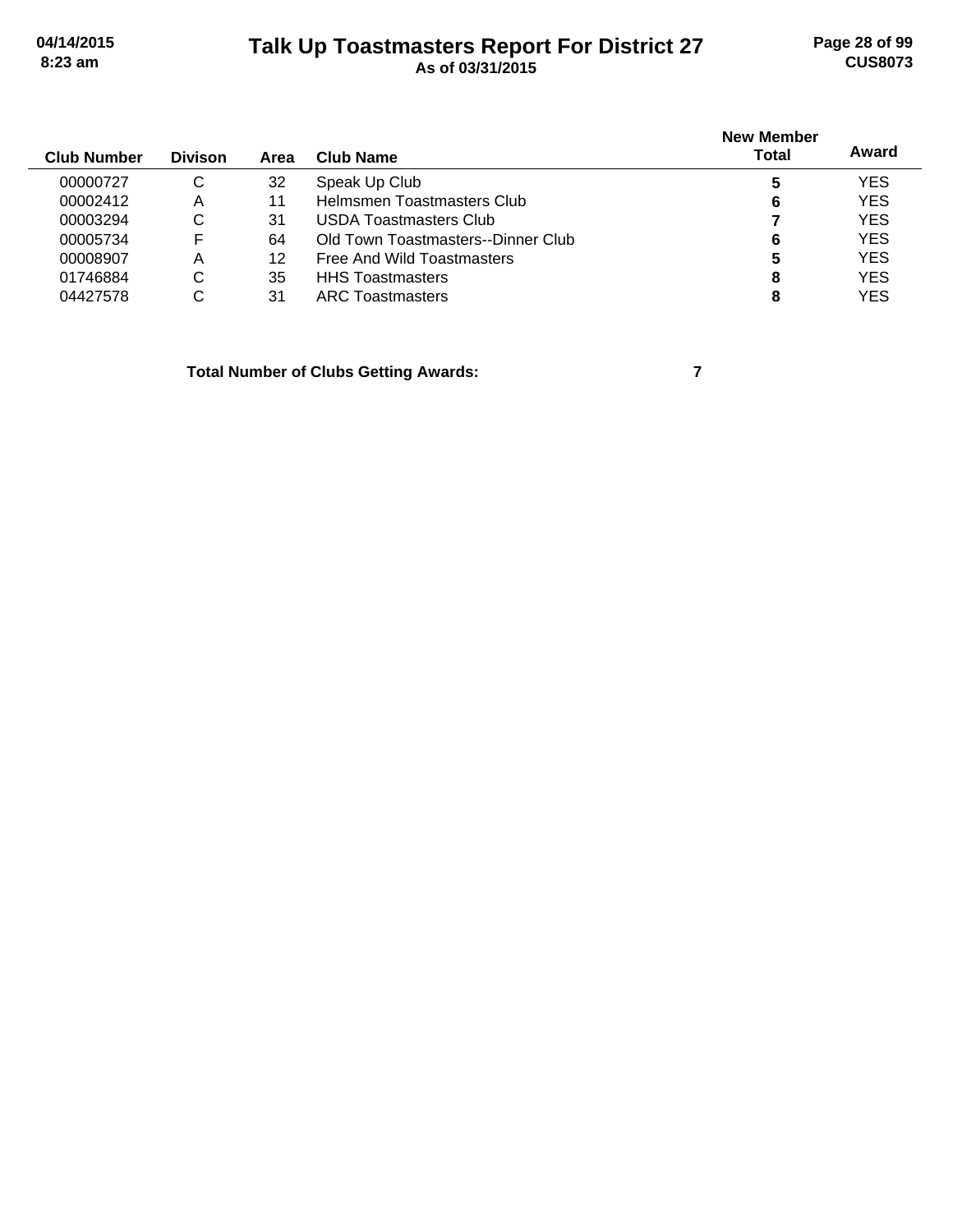# Talk Up Toastmasters Report For District 27

**As of 03/31/2015**

| Club Number | Divison | Area | Club Name | New Member Total | Award |
|---|---|---|---|---|---|
| 00000727 | C | 32 | Speak Up Club | **5** | YES |
| 00002412 | A | 11 | Helmsmen Toastmasters Club | **6** | YES |
| 00003294 | C | 31 | USDA Toastmasters Club | **7** | YES |
| 00005734 | F | 64 | Old Town Toastmasters--Dinner Club | **6** | YES |
| 00008907 | A | 12 | Free And Wild Toastmasters | **5** | YES |
| 01746884 | C | 35 | HHS Toastmasters | **8** | YES |
| 04427578 | C | 31 | ARC Toastmasters | **8** | YES |

**Total Number of Clubs Getting Awards: 7**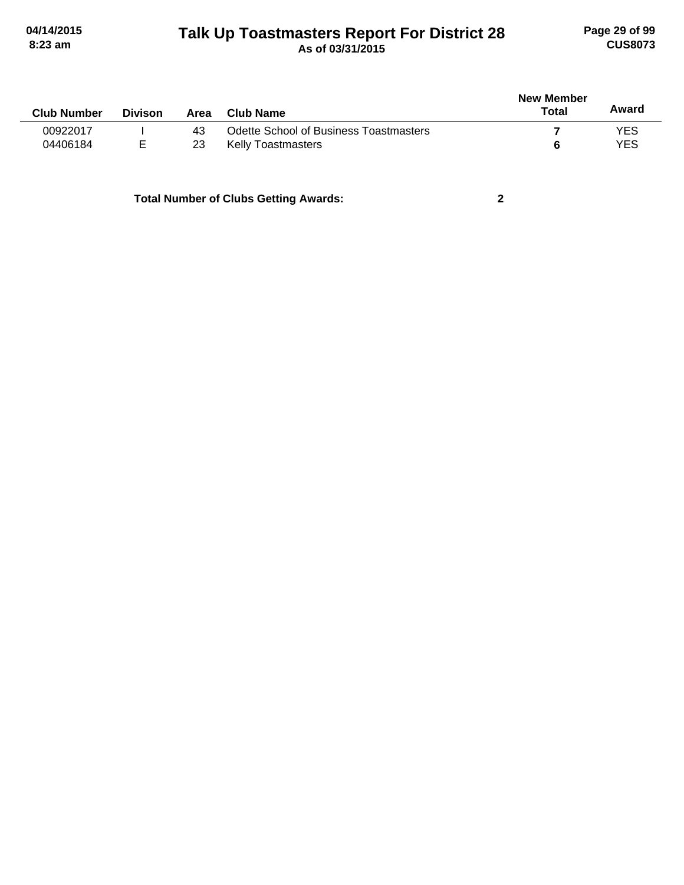# Talk Up Toastmasters Report For District 28

**As of 03/31/2015**

| Club Number | Divison | Area | Club Name | New Member Total | Award |
|---|---|---|---|---|---|
| 00922017 | I | 43 | Odette School of Business Toastmasters | **7** | YES |
| 04406184 | E | 23 | Kelly Toastmasters | **6** | YES |

**Total Number of Clubs Getting Awards: 2**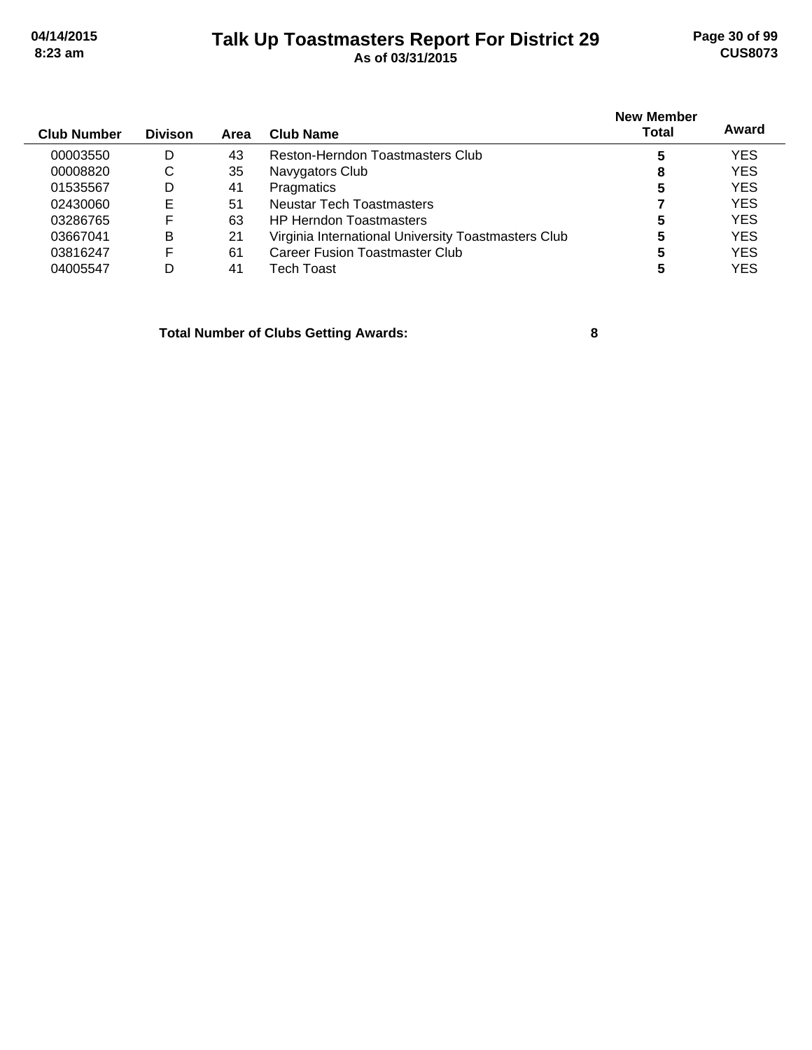# Talk Up Toastmasters Report For District 29

As of 03/31/2015

| Club Number | Divison | Area | Club Name | New Member Total | Award |
|---|---|---|---|---|---|
| 00003550 | D | 43 | Reston-Herndon Toastmasters Club | 5 | YES |
| 00008820 | C | 35 | Navygators Club | 8 | YES |
| 01535567 | D | 41 | Pragmatics | 5 | YES |
| 02430060 | E | 51 | Neustar Tech Toastmasters | 7 | YES |
| 03286765 | F | 63 | HP Herndon Toastmasters | 5 | YES |
| 03667041 | B | 21 | Virginia International University Toastmasters Club | 5 | YES |
| 03816247 | F | 61 | Career Fusion Toastmaster Club | 5 | YES |
| 04005547 | D | 41 | Tech Toast | 5 | YES |

**Total Number of Clubs Getting Awards: 8**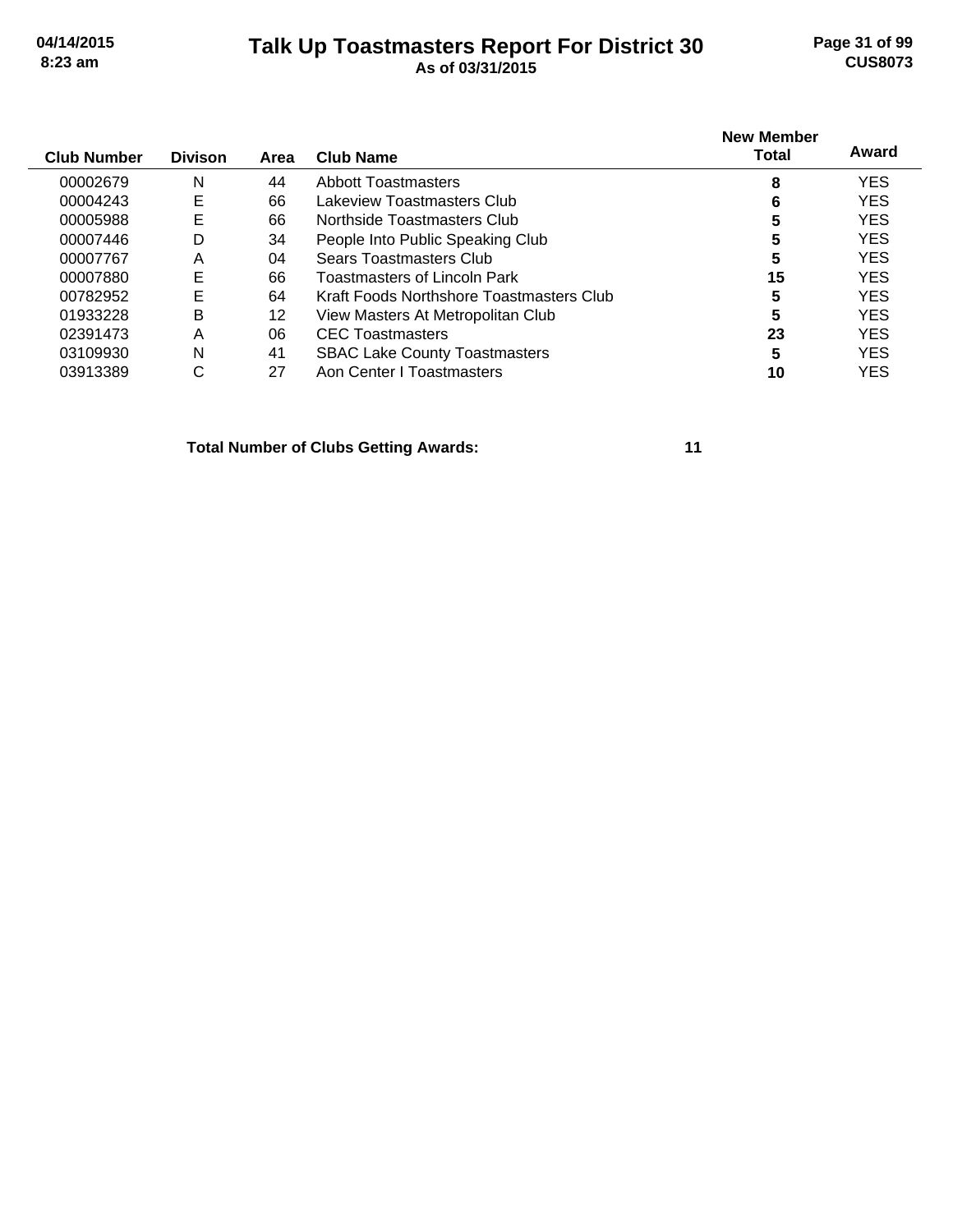# Talk Up Toastmasters Report For District 30

**As of 03/31/2015**

| Club Number | Divison | Area | Club Name | New Member Total | Award |
|---|---|---|---|---|---|
| 00002679 | N | 44 | Abbott Toastmasters | **8** | YES |
| 00004243 | E | 66 | Lakeview Toastmasters Club | **6** | YES |
| 00005988 | E | 66 | Northside Toastmasters Club | **5** | YES |
| 00007446 | D | 34 | People Into Public Speaking Club | **5** | YES |
| 00007767 | A | 04 | Sears Toastmasters Club | **5** | YES |
| 00007880 | E | 66 | Toastmasters of Lincoln Park | **15** | YES |
| 00782952 | E | 64 | Kraft Foods Northshore Toastmasters Club | **5** | YES |
| 01933228 | B | 12 | View Masters At Metropolitan Club | **5** | YES |
| 02391473 | A | 06 | CEC Toastmasters | **23** | YES |
| 03109930 | N | 41 | SBAC Lake County Toastmasters | **5** | YES |
| 03913389 | C | 27 | Aon Center I Toastmasters | **10** | YES |

**Total Number of Clubs Getting Awards: 11**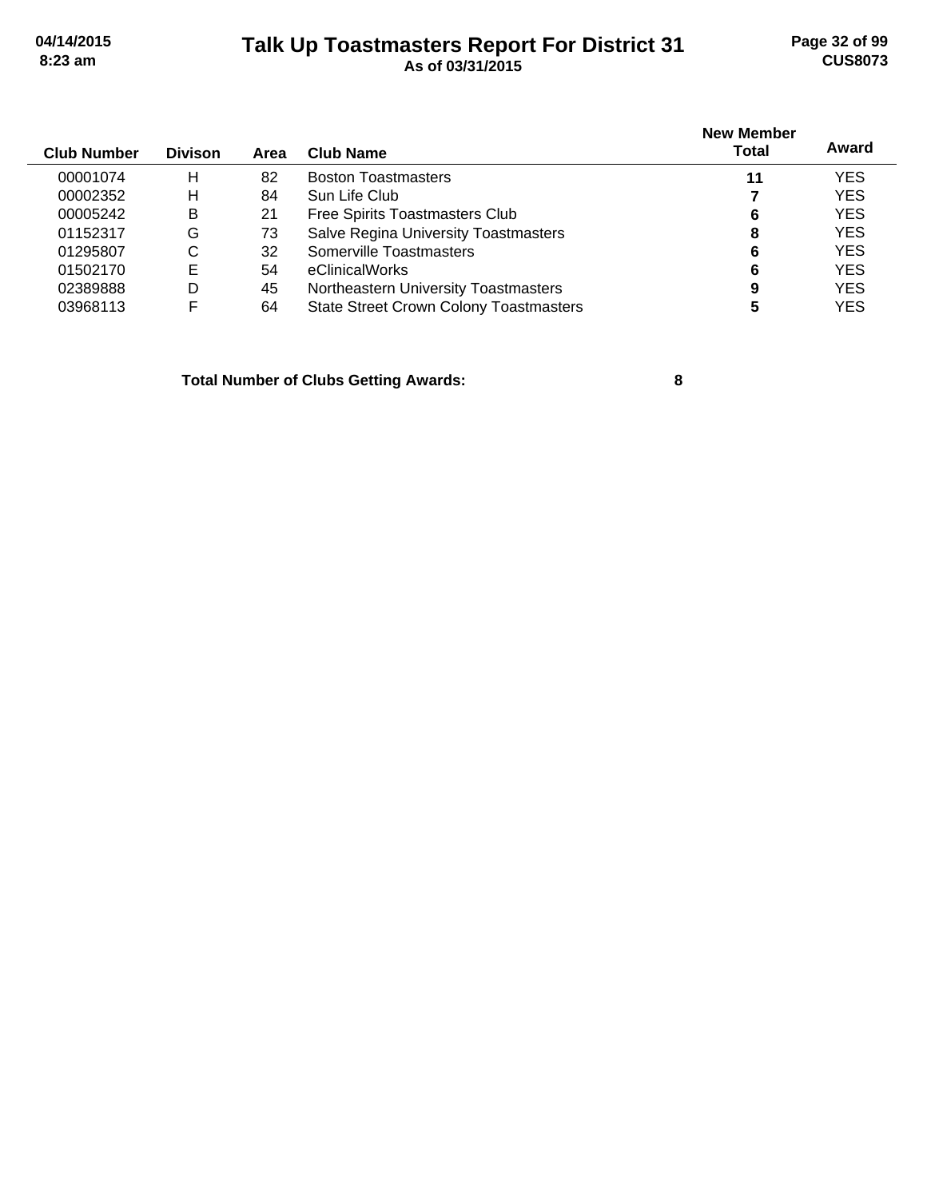# Talk Up Toastmasters Report For District 31

**As of 03/31/2015**

| Club Number | Divison | Area | Club Name | New Member Total | Award |
|---|---|---|---|---|---|
| 00001074 | H | 82 | Boston Toastmasters | **11** | YES |
| 00002352 | H | 84 | Sun Life Club | **7** | YES |
| 00005242 | B | 21 | Free Spirits Toastmasters Club | **6** | YES |
| 01152317 | G | 73 | Salve Regina University Toastmasters | **8** | YES |
| 01295807 | C | 32 | Somerville Toastmasters | **6** | YES |
| 01502170 | E | 54 | eClinicalWorks | **6** | YES |
| 02389888 | D | 45 | Northeastern University Toastmasters | **9** | YES |
| 03968113 | F | 64 | State Street Crown Colony Toastmasters | **5** | YES |

**Total Number of Clubs Getting Awards: 8**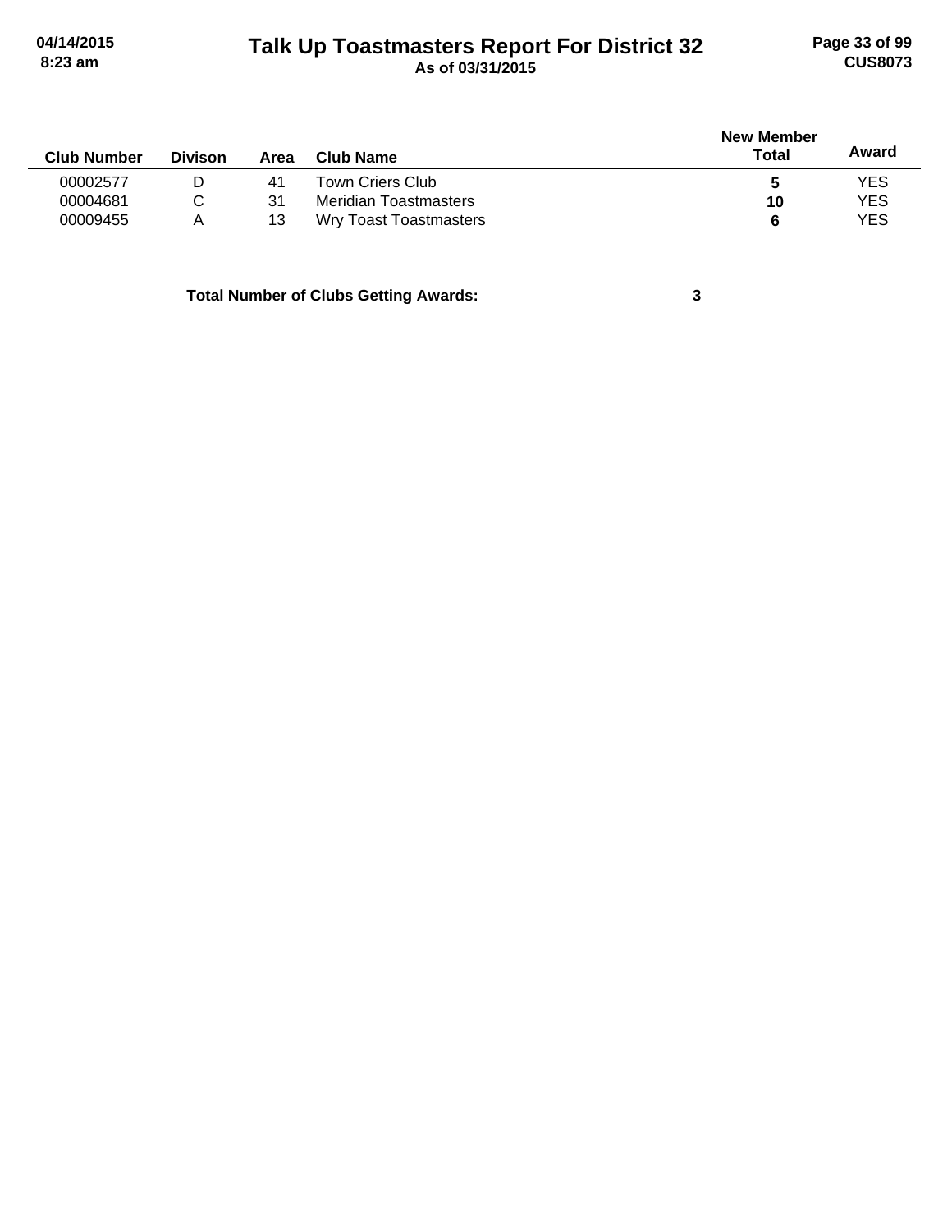| Club Number | Divison | Area | Club Name | New Member Total | Award |
|---|---|---|---|---|---|
| 00002577 | D | 41 | Town Criers Club | **5** | YES |
| 00004681 | C | 31 | Meridian Toastmasters | **10** | YES |
| 00009455 | A | 13 | Wry Toast Toastmasters | **6** | YES |

**Total Number of Clubs Getting Awards: 3**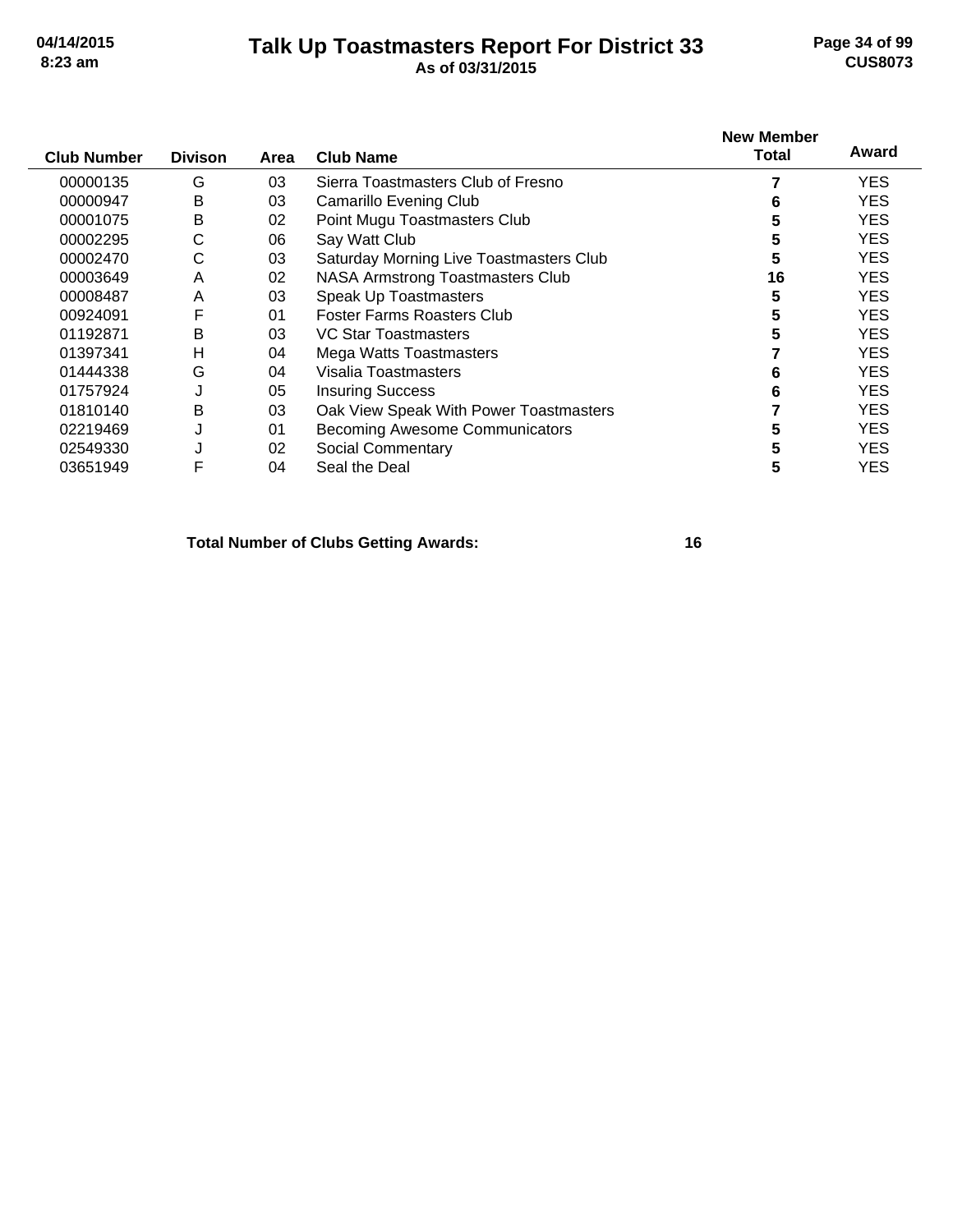# Talk Up Toastmasters Report For District 33

**As of 03/31/2015**

| Club Number | Divison | Area | Club Name | New Member Total | Award |
|---|---|---|---|---|---|
| 00000135 | G | 03 | Sierra Toastmasters Club of Fresno | 7 | YES |
| 00000947 | B | 03 | Camarillo Evening Club | 6 | YES |
| 00001075 | B | 02 | Point Mugu Toastmasters Club | 5 | YES |
| 00002295 | C | 06 | Say Watt Club | 5 | YES |
| 00002470 | C | 03 | Saturday Morning Live Toastmasters Club | 5 | YES |
| 00003649 | A | 02 | NASA Armstrong Toastmasters Club | 16 | YES |
| 00008487 | A | 03 | Speak Up Toastmasters | 5 | YES |
| 00924091 | F | 01 | Foster Farms Roasters Club | 5 | YES |
| 01192871 | B | 03 | VC Star Toastmasters | 5 | YES |
| 01397341 | H | 04 | Mega Watts Toastmasters | 7 | YES |
| 01444338 | G | 04 | Visalia Toastmasters | 6 | YES |
| 01757924 | J | 05 | Insuring Success | 6 | YES |
| 01810140 | B | 03 | Oak View Speak With Power Toastmasters | 7 | YES |
| 02219469 | J | 01 | Becoming Awesome Communicators | 5 | YES |
| 02549330 | J | 02 | Social Commentary | 5 | YES |
| 03651949 | F | 04 | Seal the Deal | 5 | YES |

**Total Number of Clubs Getting Awards: 16**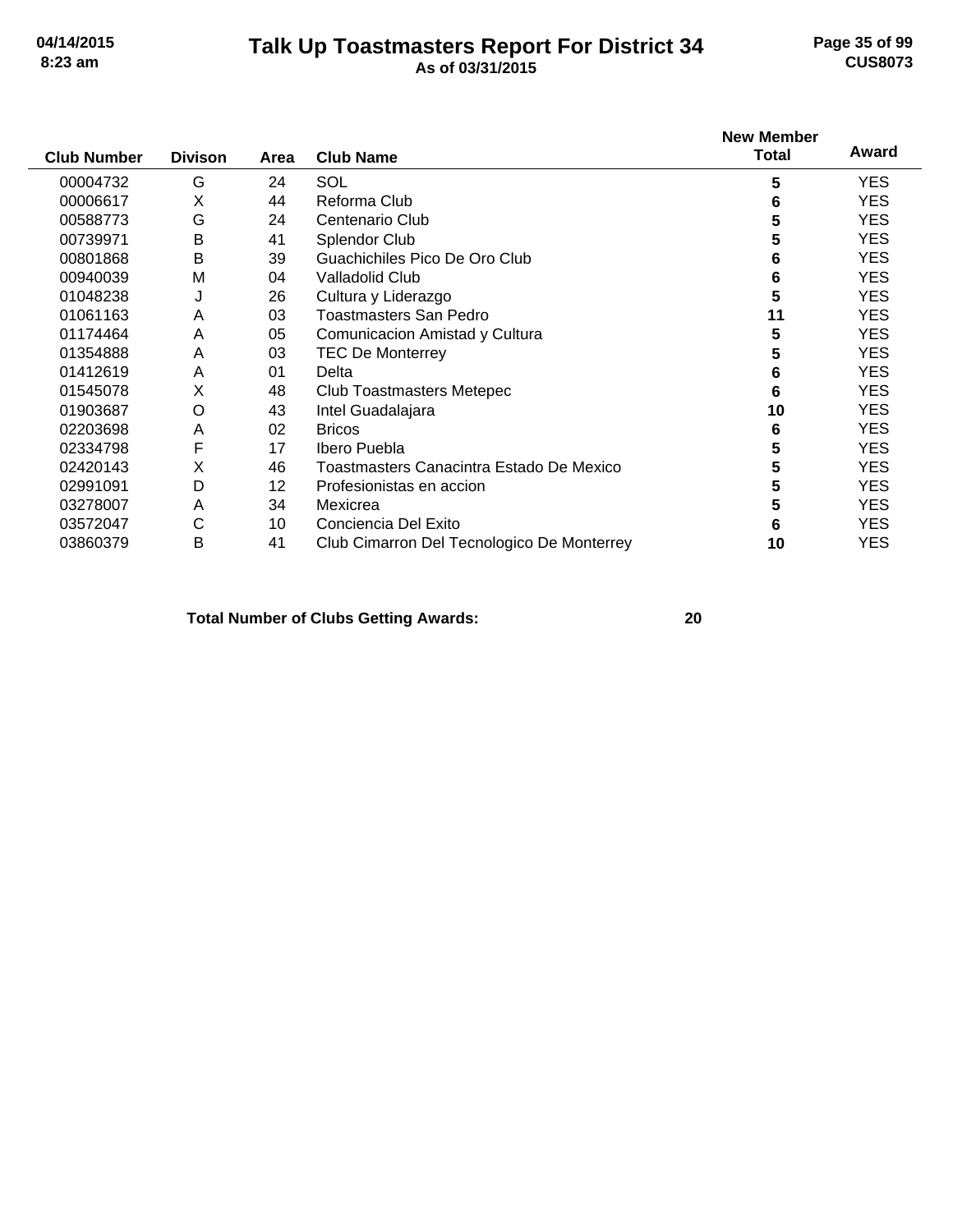# Talk Up Toastmasters Report For District 34

**As of 03/31/2015**

| Club Number | Divison | Area | Club Name | New Member Total | Award |
|---|---|---|---|---|---|
| 00004732 | G | 24 | SOL | **5** | YES |
| 00006617 | X | 44 | Reforma Club | **6** | YES |
| 00588773 | G | 24 | Centenario Club | **5** | YES |
| 00739971 | B | 41 | Splendor Club | **5** | YES |
| 00801868 | B | 39 | Guachichiles Pico De Oro Club | **6** | YES |
| 00940039 | M | 04 | Valladolid Club | **6** | YES |
| 01048238 | J | 26 | Cultura y Liderazgo | **5** | YES |
| 01061163 | A | 03 | Toastmasters San Pedro | **11** | YES |
| 01174464 | A | 05 | Comunicacion Amistad y Cultura | **5** | YES |
| 01354888 | A | 03 | TEC De Monterrey | **5** | YES |
| 01412619 | A | 01 | Delta | **6** | YES |
| 01545078 | X | 48 | Club Toastmasters Metepec | **6** | YES |
| 01903687 | O | 43 | Intel Guadalajara | **10** | YES |
| 02203698 | A | 02 | Bricos | **6** | YES |
| 02334798 | F | 17 | Ibero Puebla | **5** | YES |
| 02420143 | X | 46 | Toastmasters Canacintra Estado De Mexico | **5** | YES |
| 02991091 | D | 12 | Profesionistas en accion | **5** | YES |
| 03278007 | A | 34 | Mexicrea | **5** | YES |
| 03572047 | C | 10 | Conciencia Del Exito | **6** | YES |
| 03860379 | B | 41 | Club Cimarron Del Tecnologico De Monterrey | **10** | YES |

**Total Number of Clubs Getting Awards: 20**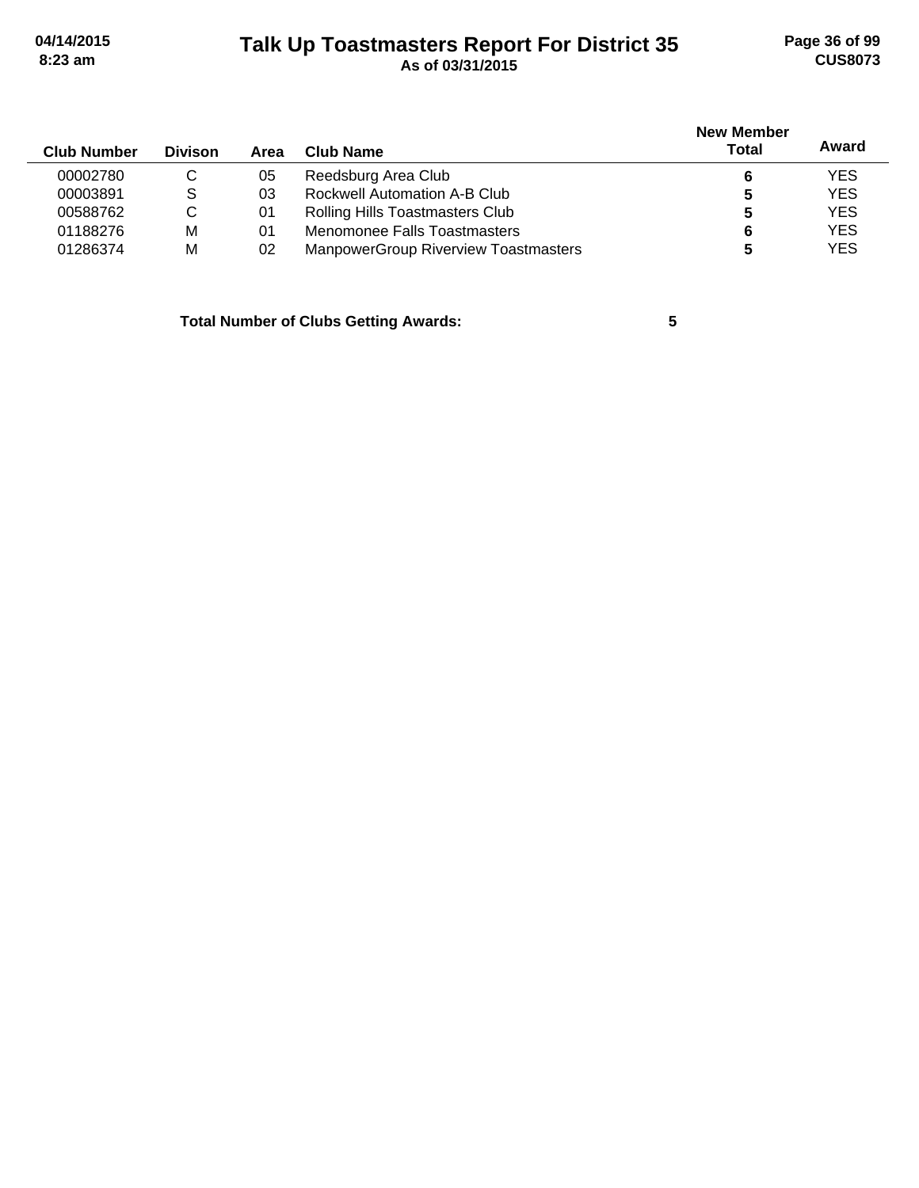# Talk Up Toastmasters Report For District 35

**As of 03/31/2015**

| Club Number | Divison | Area | Club Name | New Member Total | Award |
|---|---|---|---|---|---|
| 00002780 | C | 05 | Reedsburg Area Club | **6** | YES |
| 00003891 | S | 03 | Rockwell Automation A-B Club | **5** | YES |
| 00588762 | C | 01 | Rolling Hills Toastmasters Club | **5** | YES |
| 01188276 | M | 01 | Menomonee Falls Toastmasters | **6** | YES |
| 01286374 | M | 02 | ManpowerGroup Riverview Toastmasters | **5** | YES |

**Total Number of Clubs Getting Awards: 5**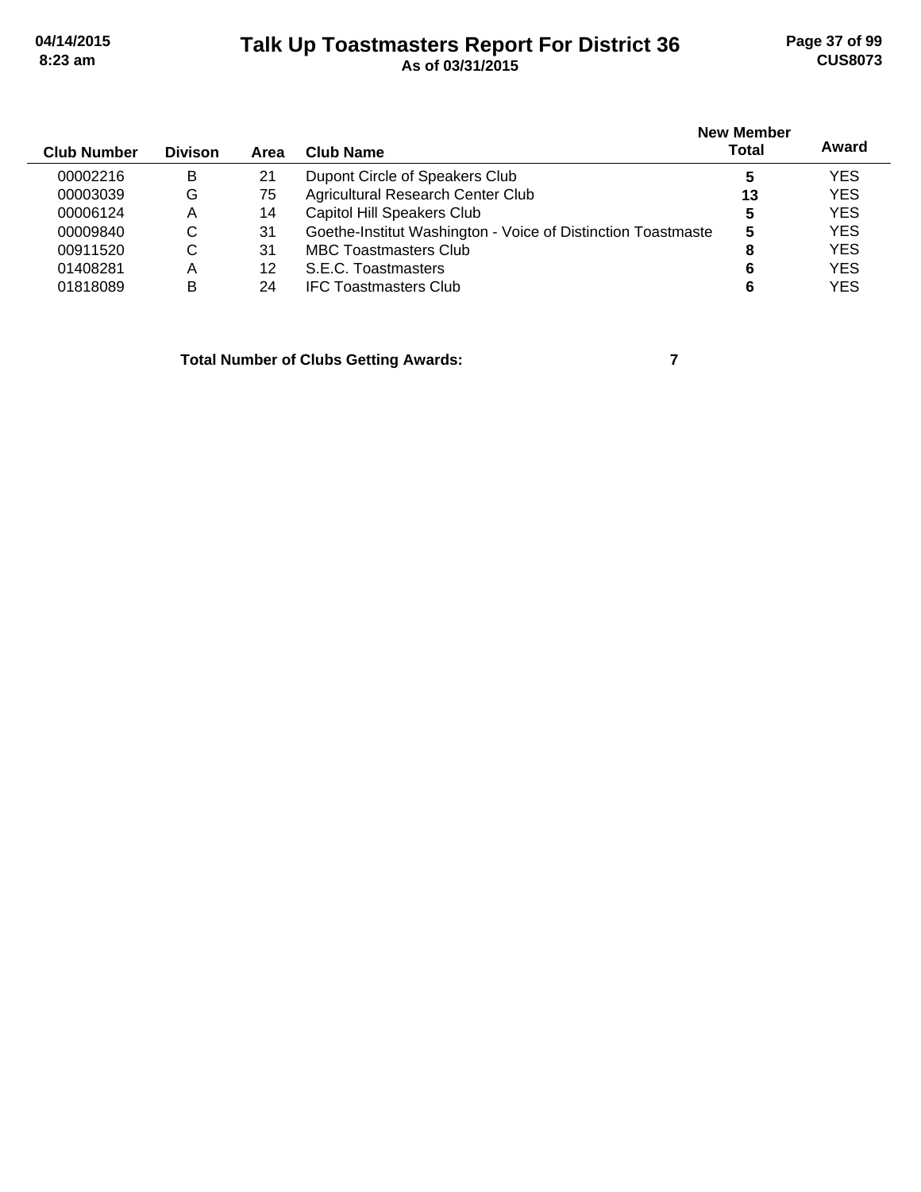# Talk Up Toastmasters Report For District 36

**As of 03/31/2015**

| Club Number | Divison | Area | Club Name | New Member Total | Award |
|---|---|---|---|---|---|
| 00002216 | B | 21 | Dupont Circle of Speakers Club | 5 | YES |
| 00003039 | G | 75 | Agricultural Research Center Club | 13 | YES |
| 00006124 | A | 14 | Capitol Hill Speakers Club | 5 | YES |
| 00009840 | C | 31 | Goethe-Institut Washington - Voice of Distinction Toastmaste | 5 | YES |
| 00911520 | C | 31 | MBC Toastmasters Club | 8 | YES |
| 01408281 | A | 12 | S.E.C. Toastmasters | 6 | YES |
| 01818089 | B | 24 | IFC Toastmasters Club | 6 | YES |

**Total Number of Clubs Getting Awards: 7**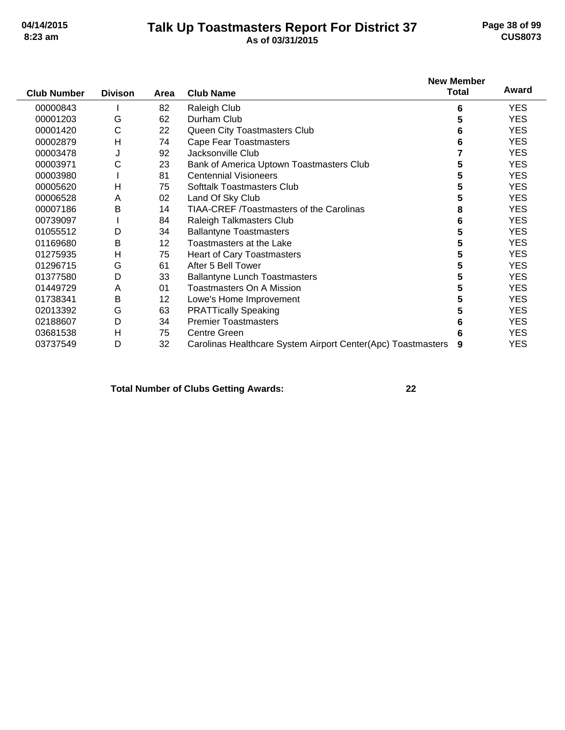# Talk Up Toastmasters Report For District 37

**As of 03/31/2015**

| Club Number | Divison | Area | Club Name | New Member Total | Award |
|---|---|---|---|---|---|
| 00000843 | I | 82 | Raleigh Club | 6 | YES |
| 00001203 | G | 62 | Durham Club | 5 | YES |
| 00001420 | C | 22 | Queen City Toastmasters Club | 6 | YES |
| 00002879 | H | 74 | Cape Fear Toastmasters | 6 | YES |
| 00003478 | J | 92 | Jacksonville Club | 7 | YES |
| 00003971 | C | 23 | Bank of America Uptown Toastmasters Club | 5 | YES |
| 00003980 | I | 81 | Centennial Visioneers | 5 | YES |
| 00005620 | H | 75 | Softtalk Toastmasters Club | 5 | YES |
| 00006528 | A | 02 | Land Of Sky Club | 5 | YES |
| 00007186 | B | 14 | TIAA-CREF /Toastmasters of the Carolinas | 8 | YES |
| 00739097 | I | 84 | Raleigh Talkmasters Club | 6 | YES |
| 01055512 | D | 34 | Ballantyne Toastmasters | 5 | YES |
| 01169680 | B | 12 | Toastmasters at the Lake | 5 | YES |
| 01275935 | H | 75 | Heart of Cary Toastmasters | 5 | YES |
| 01296715 | G | 61 | After 5 Bell Tower | 5 | YES |
| 01377580 | D | 33 | Ballantyne Lunch Toastmasters | 5 | YES |
| 01449729 | A | 01 | Toastmasters On A Mission | 5 | YES |
| 01738341 | B | 12 | Lowe's Home Improvement | 5 | YES |
| 02013392 | G | 63 | PRATTically Speaking | 5 | YES |
| 02188607 | D | 34 | Premier Toastmasters | 6 | YES |
| 03681538 | H | 75 | Centre Green | 6 | YES |
| 03737549 | D | 32 | Carolinas Healthcare System Airport Center(Apc) Toastmasters | 9 | YES |

**Total Number of Clubs Getting Awards: 22**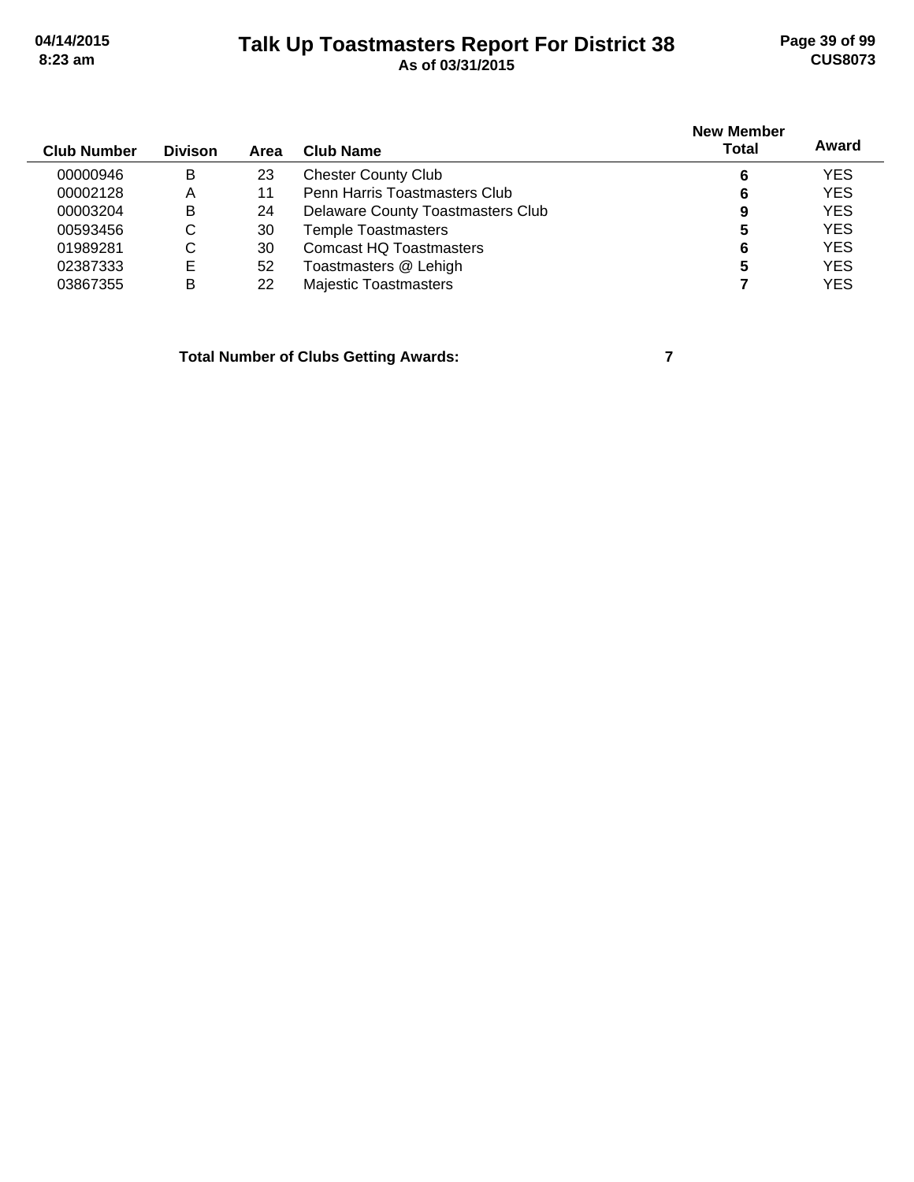# Talk Up Toastmasters Report For District 38

**As of 03/31/2015**

| Club Number | Divison | Area | Club Name | New Member Total | Award |
|---|---|---|---|---|---|
| 00000946 | B | 23 | Chester County Club | **6** | YES |
| 00002128 | A | 11 | Penn Harris Toastmasters Club | **6** | YES |
| 00003204 | B | 24 | Delaware County Toastmasters Club | **9** | YES |
| 00593456 | C | 30 | Temple Toastmasters | **5** | YES |
| 01989281 | C | 30 | Comcast HQ Toastmasters | **6** | YES |
| 02387333 | E | 52 | Toastmasters @ Lehigh | **5** | YES |
| 03867355 | B | 22 | Majestic Toastmasters | **7** | YES |

**Total Number of Clubs Getting Awards: 7**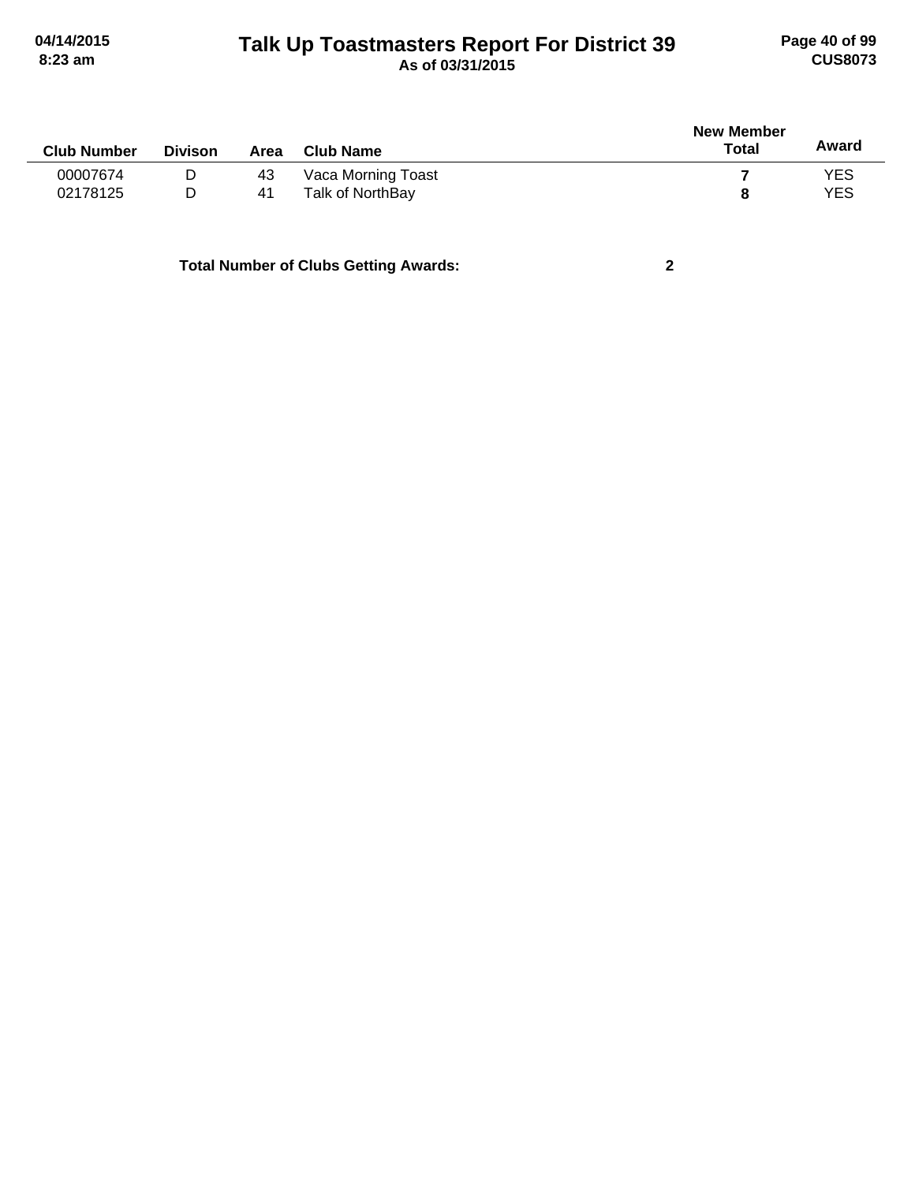| Club Number | Divison | Area | Club Name | New Member Total | Award |
|---|---|---|---|---|---|
| 00007674 | D | 43 | Vaca Morning Toast | **7** | YES |
| 02178125 | D | 41 | Talk of NorthBay | **8** | YES |

**Total Number of Clubs Getting Awards: 2**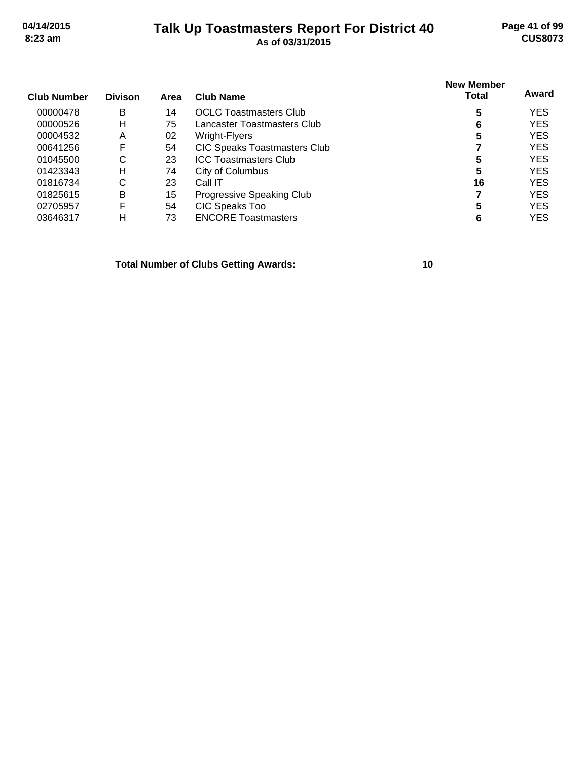# Talk Up Toastmasters Report For District 40

**As of 03/31/2015**

| Club Number | Divison | Area | Club Name | New Member Total | Award |
|---|---|---|---|---|---|
| 00000478 | B | 14 | OCLC Toastmasters Club | **5** | YES |
| 00000526 | H | 75 | Lancaster Toastmasters Club | **6** | YES |
| 00004532 | A | 02 | Wright-Flyers | **5** | YES |
| 00641256 | F | 54 | CIC Speaks Toastmasters Club | **7** | YES |
| 01045500 | C | 23 | ICC Toastmasters Club | **5** | YES |
| 01423343 | H | 74 | City of Columbus | **5** | YES |
| 01816734 | C | 23 | Call IT | **16** | YES |
| 01825615 | B | 15 | Progressive Speaking Club | **7** | YES |
| 02705957 | F | 54 | CIC Speaks Too | **5** | YES |
| 03646317 | H | 73 | ENCORE Toastmasters | **6** | YES |

**Total Number of Clubs Getting Awards: 10**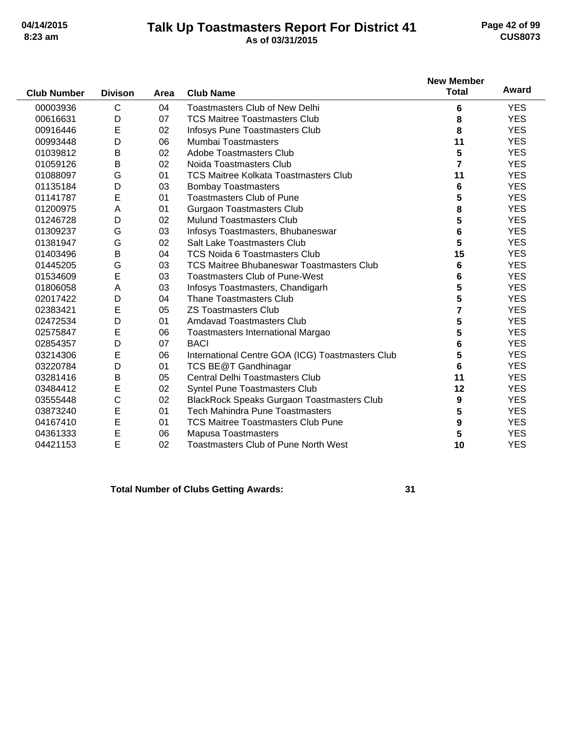# Talk Up Toastmasters Report For District 41

**As of 03/31/2015**

| Club Number | Divison | Area | Club Name | New Member Total | Award |
|---|---|---|---|---|---|
| 00003936 | C | 04 | Toastmasters Club of New Delhi | 6 | YES |
| 00616631 | D | 07 | TCS Maitree Toastmasters Club | 8 | YES |
| 00916446 | E | 02 | Infosys Pune Toastmasters Club | 8 | YES |
| 00993448 | D | 06 | Mumbai Toastmasters | 11 | YES |
| 01039812 | B | 02 | Adobe Toastmasters Club | 5 | YES |
| 01059126 | B | 02 | Noida Toastmasters Club | 7 | YES |
| 01088097 | G | 01 | TCS Maitree Kolkata Toastmasters Club | 11 | YES |
| 01135184 | D | 03 | Bombay Toastmasters | 6 | YES |
| 01141787 | E | 01 | Toastmasters Club of Pune | 5 | YES |
| 01200975 | A | 01 | Gurgaon Toastmasters Club | 8 | YES |
| 01246728 | D | 02 | Mulund Toastmasters Club | 5 | YES |
| 01309237 | G | 03 | Infosys Toastmasters, Bhubaneswar | 6 | YES |
| 01381947 | G | 02 | Salt Lake Toastmasters Club | 5 | YES |
| 01403496 | B | 04 | TCS Noida 6 Toastmasters Club | 15 | YES |
| 01445205 | G | 03 | TCS Maitree Bhubaneswar Toastmasters Club | 6 | YES |
| 01534609 | E | 03 | Toastmasters Club of Pune-West | 6 | YES |
| 01806058 | A | 03 | Infosys Toastmasters, Chandigarh | 5 | YES |
| 02017422 | D | 04 | Thane Toastmasters Club | 5 | YES |
| 02383421 | E | 05 | ZS Toastmasters Club | 7 | YES |
| 02472534 | D | 01 | Amdavad Toastmasters Club | 5 | YES |
| 02575847 | E | 06 | Toastmasters International Margao | 5 | YES |
| 02854357 | D | 07 | BACI | 6 | YES |
| 03214306 | E | 06 | International Centre GOA (ICG) Toastmasters Club | 5 | YES |
| 03220784 | D | 01 | TCS BE@T Gandhinagar | 6 | YES |
| 03281416 | B | 05 | Central Delhi Toastmasters Club | 11 | YES |
| 03484412 | E | 02 | Syntel Pune Toastmasters Club | 12 | YES |
| 03555448 | C | 02 | BlackRock Speaks Gurgaon Toastmasters Club | 9 | YES |
| 03873240 | E | 01 | Tech Mahindra Pune Toastmasters | 5 | YES |
| 04167410 | E | 01 | TCS Maitree Toastmasters Club Pune | 9 | YES |
| 04361333 | E | 06 | Mapusa Toastmasters | 5 | YES |
| 04421153 | E | 02 | Toastmasters Club of Pune North West | 10 | YES |

**Total Number of Clubs Getting Awards: 31**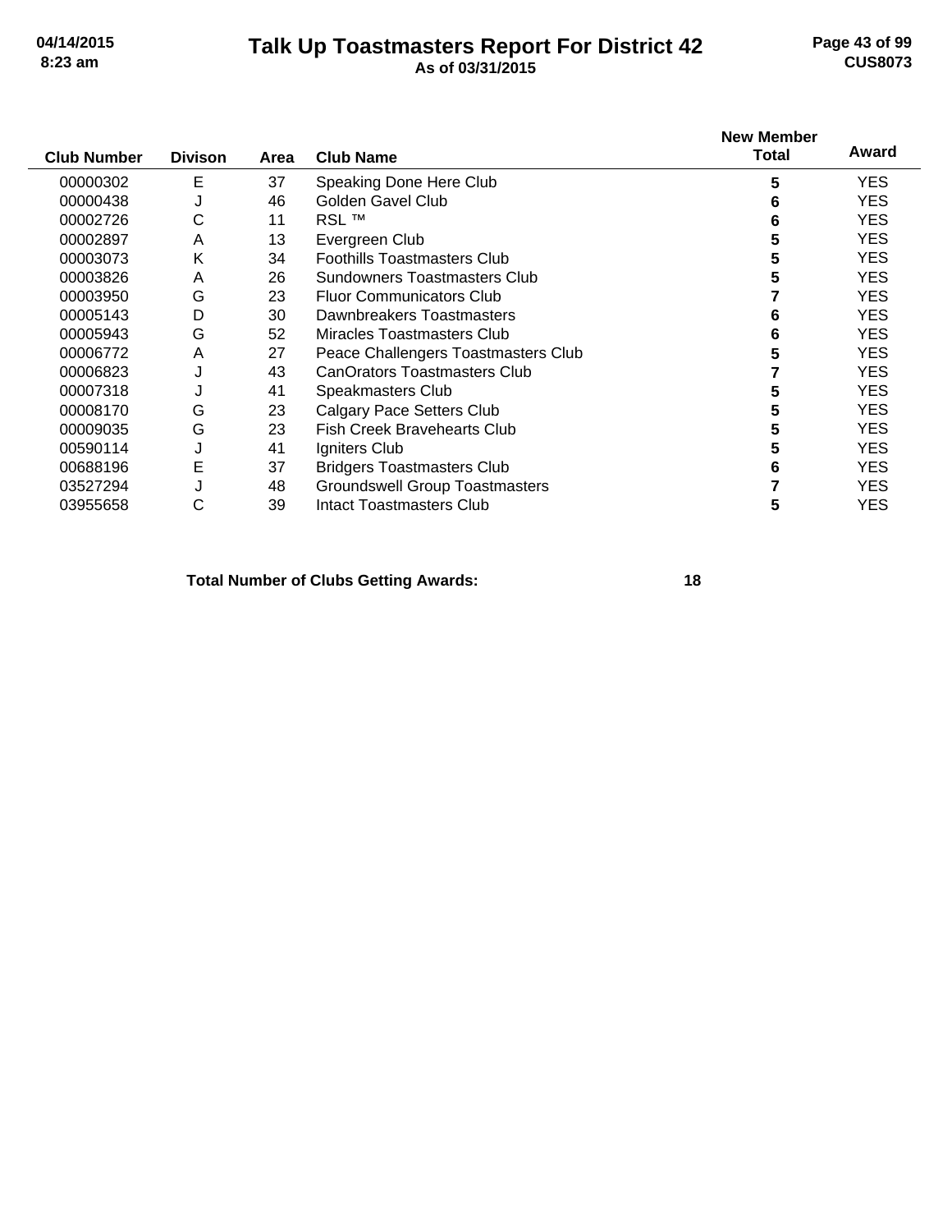# Talk Up Toastmasters Report For District 42

**As of 03/31/2015**

| Club Number | Divison | Area | Club Name | New Member Total | Award |
|---|---|---|---|---|---|
| 00000302 | E | 37 | Speaking Done Here Club | 5 | YES |
| 00000438 | J | 46 | Golden Gavel Club | 6 | YES |
| 00002726 | C | 11 | RSL ™ | 6 | YES |
| 00002897 | A | 13 | Evergreen Club | 5 | YES |
| 00003073 | K | 34 | Foothills Toastmasters Club | 5 | YES |
| 00003826 | A | 26 | Sundowners Toastmasters Club | 5 | YES |
| 00003950 | G | 23 | Fluor Communicators Club | 7 | YES |
| 00005143 | D | 30 | Dawnbreakers Toastmasters | 6 | YES |
| 00005943 | G | 52 | Miracles Toastmasters Club | 6 | YES |
| 00006772 | A | 27 | Peace Challengers Toastmasters Club | 5 | YES |
| 00006823 | J | 43 | CanOrators Toastmasters Club | 7 | YES |
| 00007318 | J | 41 | Speakmasters Club | 5 | YES |
| 00008170 | G | 23 | Calgary Pace Setters Club | 5 | YES |
| 00009035 | G | 23 | Fish Creek Bravehearts Club | 5 | YES |
| 00590114 | J | 41 | Igniters Club | 5 | YES |
| 00688196 | E | 37 | Bridgers Toastmasters Club | 6 | YES |
| 03527294 | J | 48 | Groundswell Group Toastmasters | 7 | YES |
| 03955658 | C | 39 | Intact Toastmasters Club | 5 | YES |

**Total Number of Clubs Getting Awards: 18**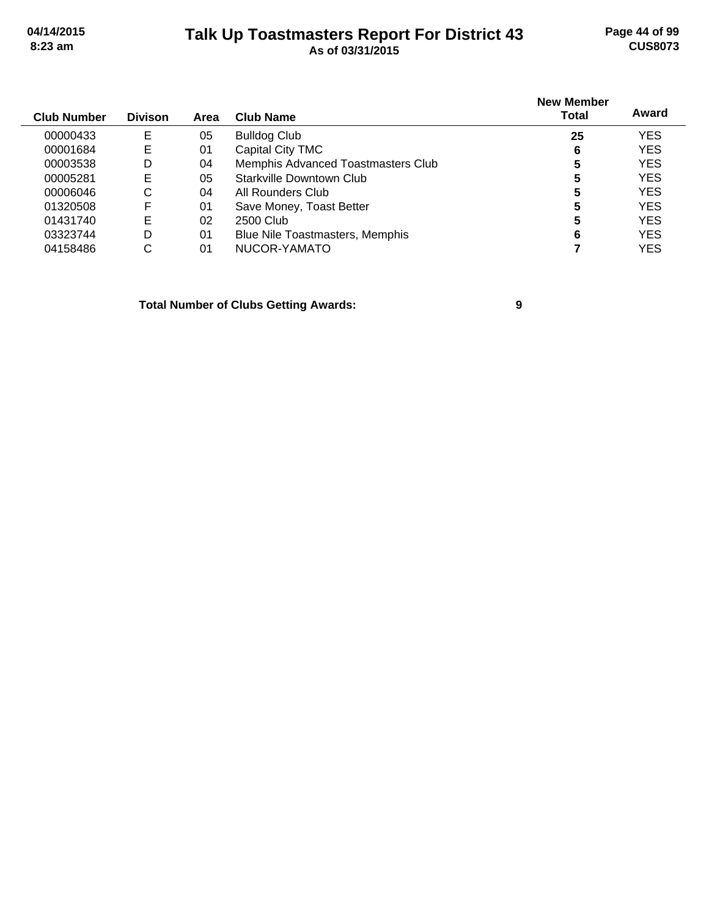# Talk Up Toastmasters Report For District 43

**As of 03/31/2015**

| Club Number | Divison | Area | Club Name | New Member Total | Award |
|---|---|---|---|---|---|
| 00000433 | E | 05 | Bulldog Club | **25** | YES |
| 00001684 | E | 01 | Capital City TMC | **6** | YES |
| 00003538 | D | 04 | Memphis Advanced Toastmasters Club | **5** | YES |
| 00005281 | E | 05 | Starkville Downtown Club | **5** | YES |
| 00006046 | C | 04 | All Rounders Club | **5** | YES |
| 01320508 | F | 01 | Save Money, Toast Better | **5** | YES |
| 01431740 | E | 02 | 2500 Club | **5** | YES |
| 03323744 | D | 01 | Blue Nile Toastmasters, Memphis | **6** | YES |
| 04158486 | C | 01 | NUCOR-YAMATO | **7** | YES |

**Total Number of Clubs Getting Awards: 9**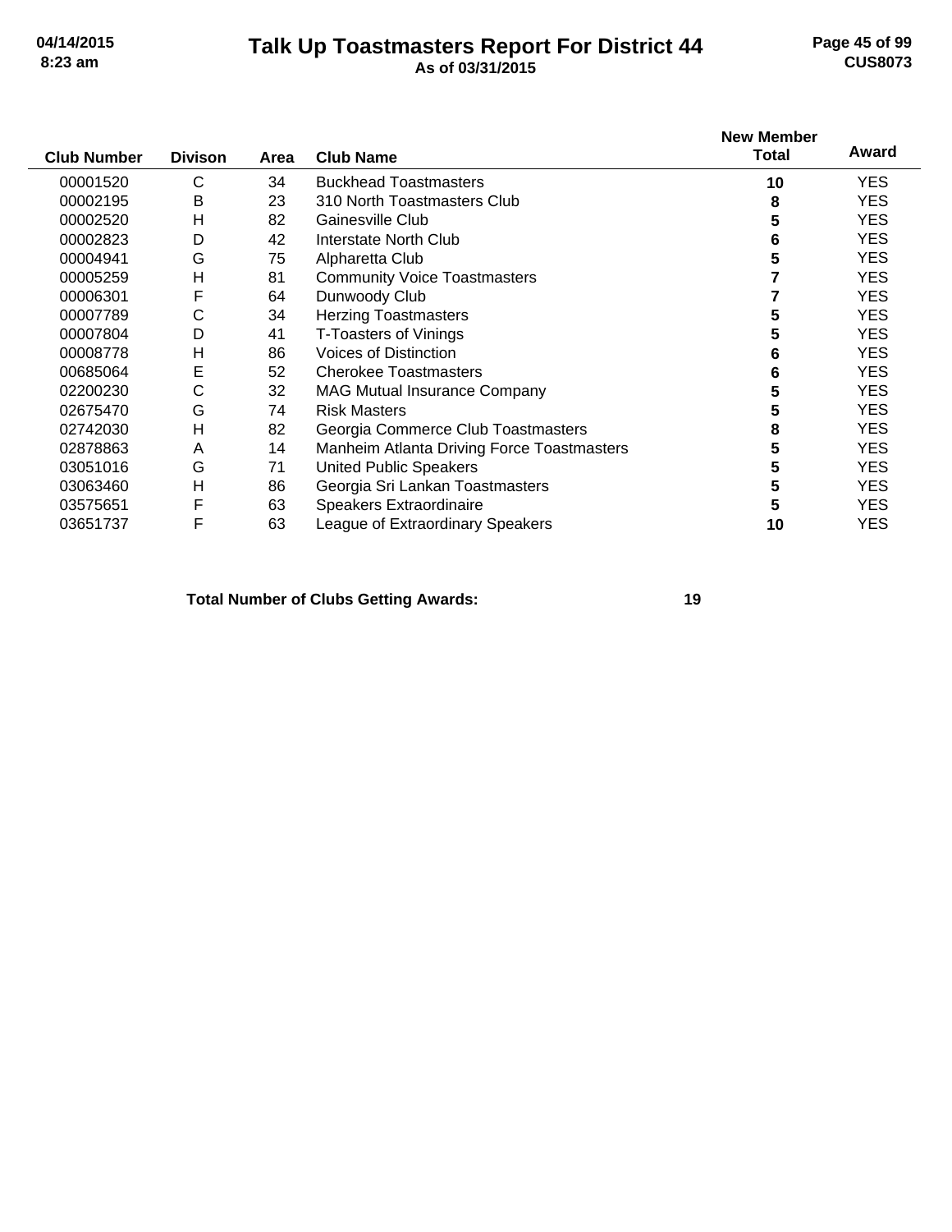# Talk Up Toastmasters Report For District 44

**As of 03/31/2015**

| Club Number | Divison | Area | Club Name | New Member Total | Award |
|---|---|---|---|---|---|
| 00001520 | C | 34 | Buckhead Toastmasters | 10 | YES |
| 00002195 | B | 23 | 310 North Toastmasters Club | 8 | YES |
| 00002520 | H | 82 | Gainesville Club | 5 | YES |
| 00002823 | D | 42 | Interstate North Club | 6 | YES |
| 00004941 | G | 75 | Alpharetta Club | 5 | YES |
| 00005259 | H | 81 | Community Voice Toastmasters | 7 | YES |
| 00006301 | F | 64 | Dunwoody Club | 7 | YES |
| 00007789 | C | 34 | Herzing Toastmasters | 5 | YES |
| 00007804 | D | 41 | T-Toasters of Vinings | 5 | YES |
| 00008778 | H | 86 | Voices of Distinction | 6 | YES |
| 00685064 | E | 52 | Cherokee Toastmasters | 6 | YES |
| 02200230 | C | 32 | MAG Mutual Insurance Company | 5 | YES |
| 02675470 | G | 74 | Risk Masters | 5 | YES |
| 02742030 | H | 82 | Georgia Commerce Club Toastmasters | 8 | YES |
| 02878863 | A | 14 | Manheim Atlanta Driving Force Toastmasters | 5 | YES |
| 03051016 | G | 71 | United Public Speakers | 5 | YES |
| 03063460 | H | 86 | Georgia Sri Lankan Toastmasters | 5 | YES |
| 03575651 | F | 63 | Speakers Extraordinaire | 5 | YES |
| 03651737 | F | 63 | League of Extraordinary Speakers | 10 | YES |

**Total Number of Clubs Getting Awards: 19**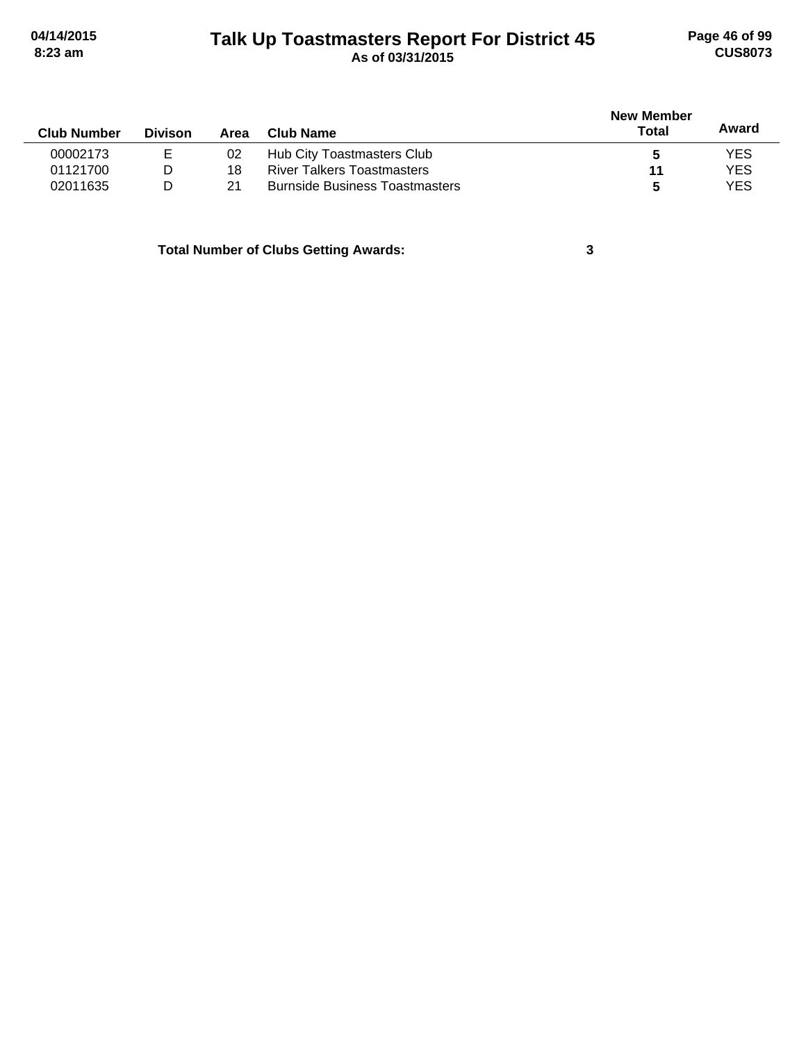# Talk Up Toastmasters Report For District 45

**As of 03/31/2015**

| Club Number | Divison | Area | Club Name | New Member Total | Award |
|---|---|---|---|---|---|
| 00002173 | E | 02 | Hub City Toastmasters Club | **5** | YES |
| 01121700 | D | 18 | River Talkers Toastmasters | **11** | YES |
| 02011635 | D | 21 | Burnside Business Toastmasters | **5** | YES |

**Total Number of Clubs Getting Awards: 3**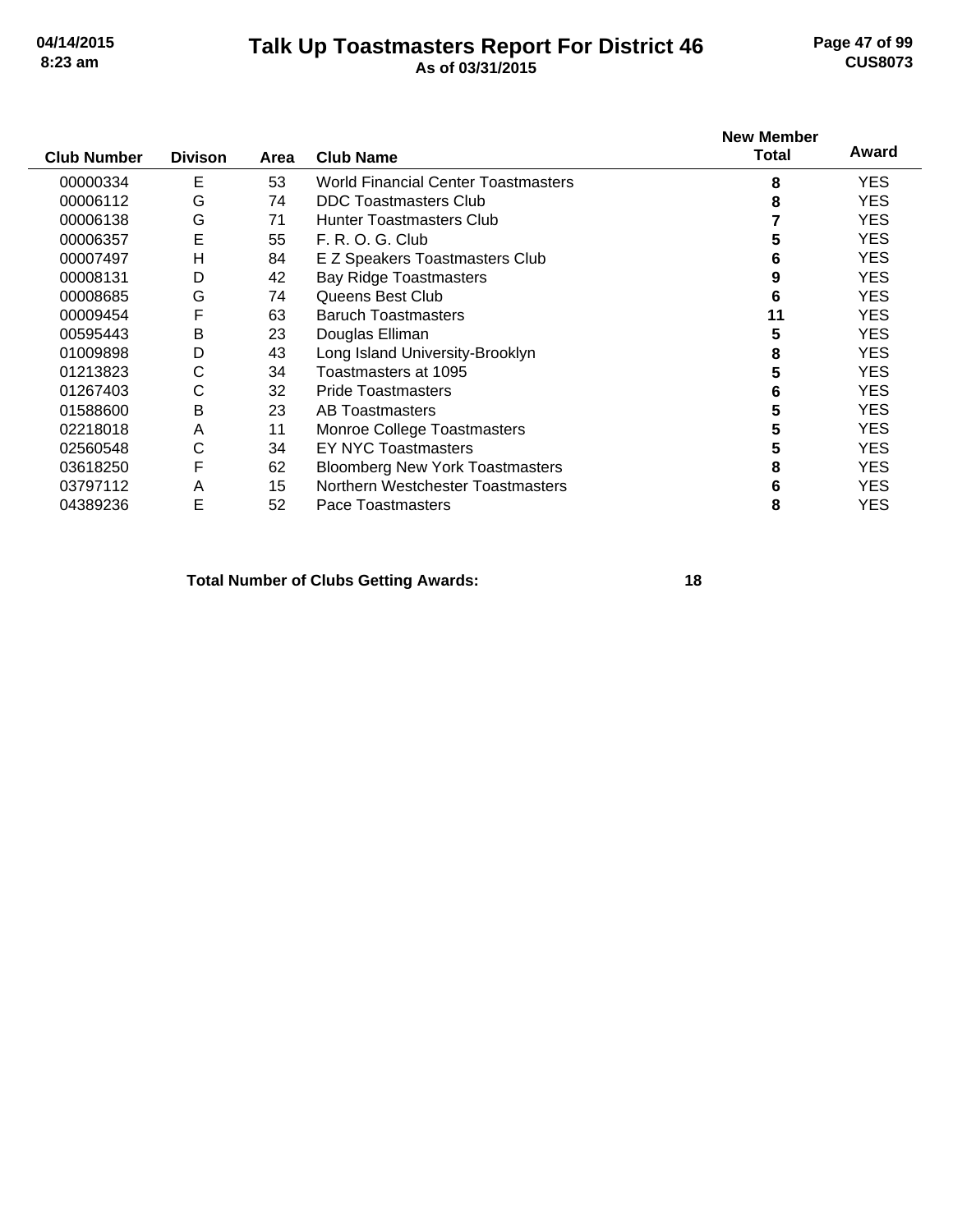# Talk Up Toastmasters Report For District 46

**As of 03/31/2015**

| Club Number | Divison | Area | Club Name | New Member Total | Award |
|---|---|---|---|---|---|
| 00000334 | E | 53 | World Financial Center Toastmasters | 8 | YES |
| 00006112 | G | 74 | DDC Toastmasters Club | 8 | YES |
| 00006138 | G | 71 | Hunter Toastmasters Club | 7 | YES |
| 00006357 | E | 55 | F. R. O. G. Club | 5 | YES |
| 00007497 | H | 84 | E Z Speakers Toastmasters Club | 6 | YES |
| 00008131 | D | 42 | Bay Ridge Toastmasters | 9 | YES |
| 00008685 | G | 74 | Queens Best Club | 6 | YES |
| 00009454 | F | 63 | Baruch Toastmasters | 11 | YES |
| 00595443 | B | 23 | Douglas Elliman | 5 | YES |
| 01009898 | D | 43 | Long Island University-Brooklyn | 8 | YES |
| 01213823 | C | 34 | Toastmasters at 1095 | 5 | YES |
| 01267403 | C | 32 | Pride Toastmasters | 6 | YES |
| 01588600 | B | 23 | AB Toastmasters | 5 | YES |
| 02218018 | A | 11 | Monroe College Toastmasters | 5 | YES |
| 02560548 | C | 34 | EY NYC Toastmasters | 5 | YES |
| 03618250 | F | 62 | Bloomberg New York Toastmasters | 8 | YES |
| 03797112 | A | 15 | Northern Westchester Toastmasters | 6 | YES |
| 04389236 | E | 52 | Pace Toastmasters | 8 | YES |

**Total Number of Clubs Getting Awards: 18**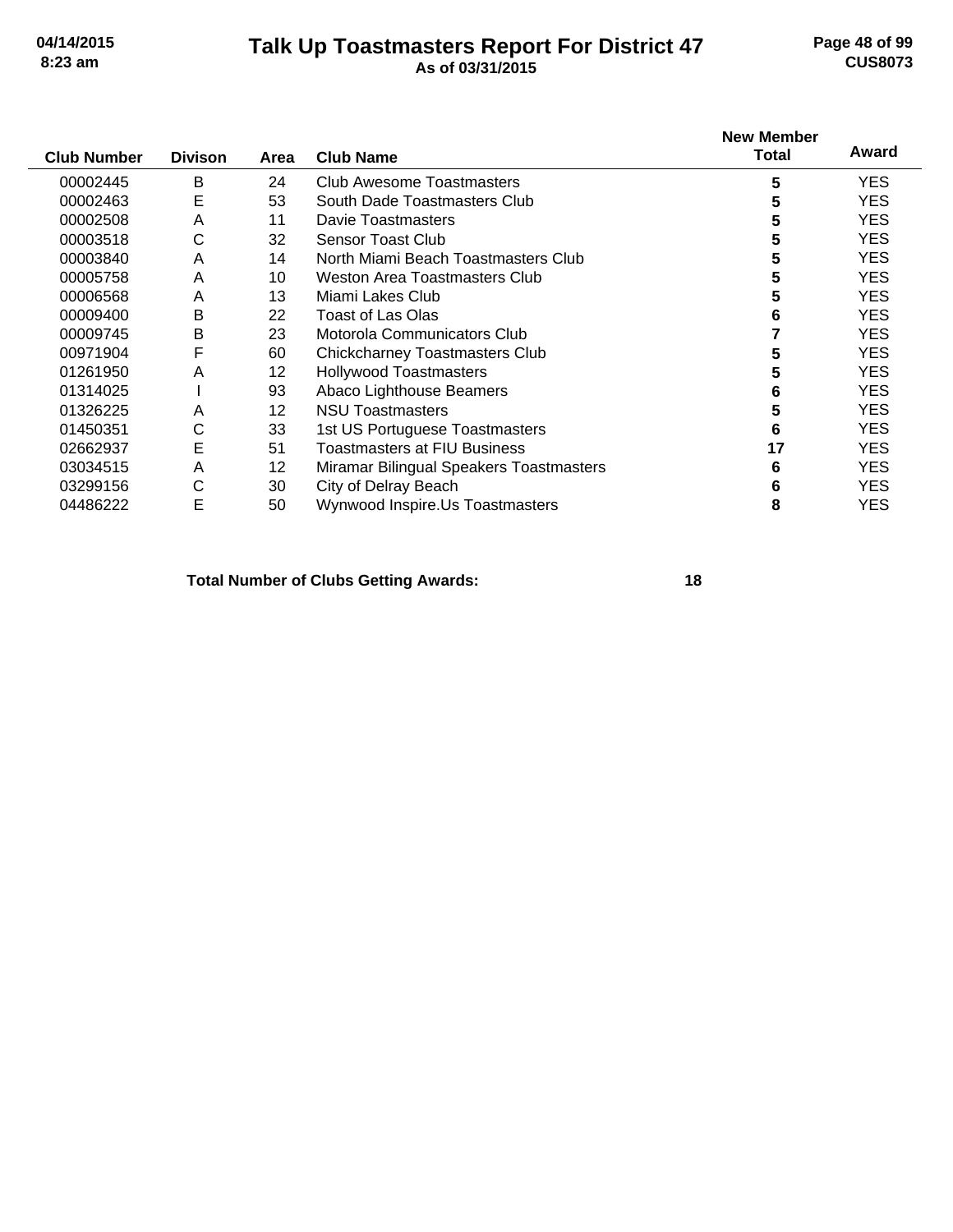# Talk Up Toastmasters Report For District 47

**As of 03/31/2015**

| Club Number | Divison | Area | Club Name | New Member Total | Award |
|---|---|---|---|---|---|
| 00002445 | B | 24 | Club Awesome Toastmasters | 5 | YES |
| 00002463 | E | 53 | South Dade Toastmasters Club | 5 | YES |
| 00002508 | A | 11 | Davie Toastmasters | 5 | YES |
| 00003518 | C | 32 | Sensor Toast Club | 5 | YES |
| 00003840 | A | 14 | North Miami Beach Toastmasters Club | 5 | YES |
| 00005758 | A | 10 | Weston Area Toastmasters Club | 5 | YES |
| 00006568 | A | 13 | Miami Lakes Club | 5 | YES |
| 00009400 | B | 22 | Toast of Las Olas | 6 | YES |
| 00009745 | B | 23 | Motorola Communicators Club | 7 | YES |
| 00971904 | F | 60 | Chickcharney Toastmasters Club | 5 | YES |
| 01261950 | A | 12 | Hollywood Toastmasters | 5 | YES |
| 01314025 | I | 93 | Abaco Lighthouse Beamers | 6 | YES |
| 01326225 | A | 12 | NSU Toastmasters | 5 | YES |
| 01450351 | C | 33 | 1st US Portuguese Toastmasters | 6 | YES |
| 02662937 | E | 51 | Toastmasters at FIU Business | 17 | YES |
| 03034515 | A | 12 | Miramar Bilingual Speakers Toastmasters | 6 | YES |
| 03299156 | C | 30 | City of Delray Beach | 6 | YES |
| 04486222 | E | 50 | Wynwood Inspire.Us Toastmasters | 8 | YES |

**Total Number of Clubs Getting Awards: 18**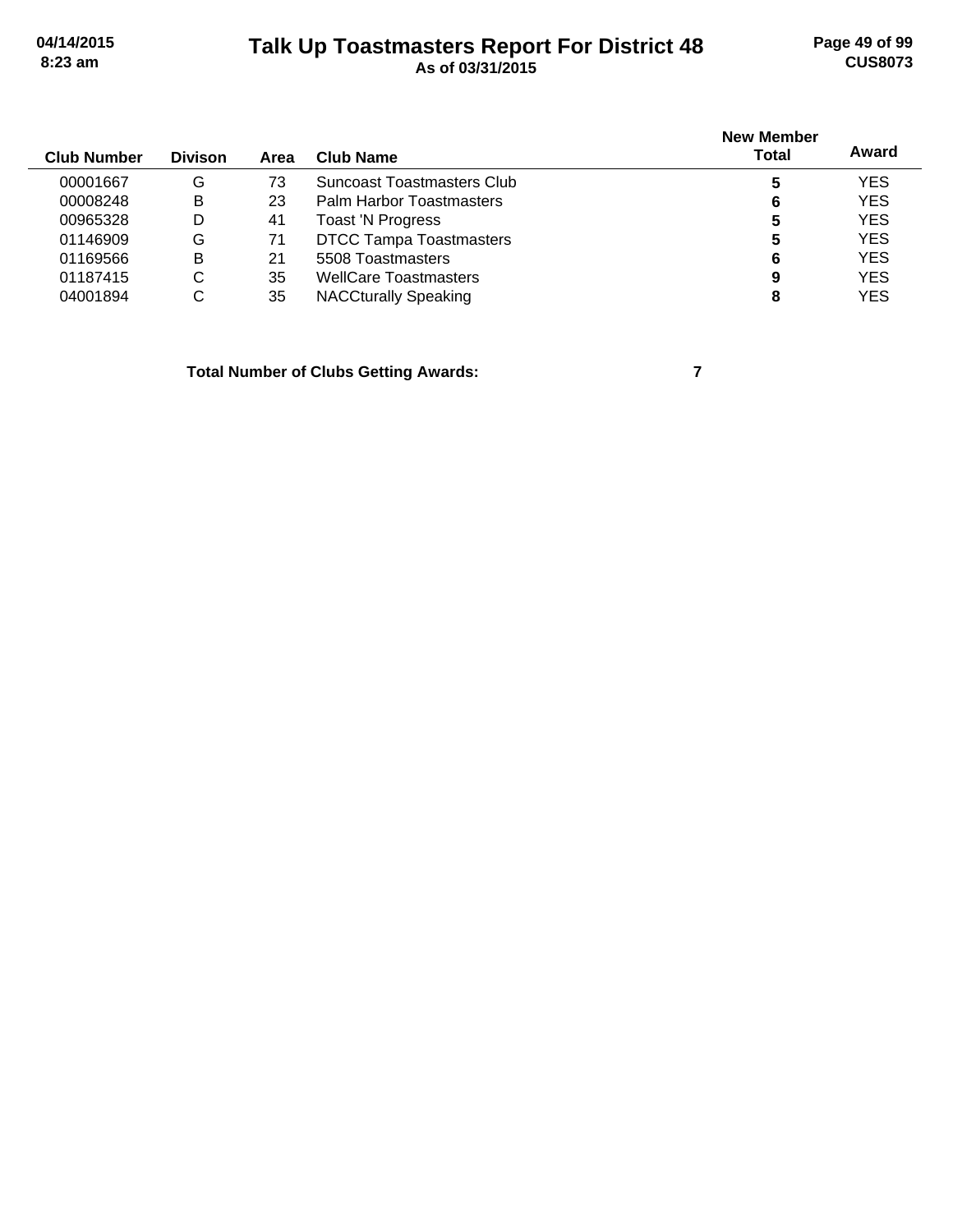# Talk Up Toastmasters Report For District 48

**As of 03/31/2015**

| Club Number | Divison | Area | Club Name | New Member Total | Award |
|---|---|---|---|---|---|
| 00001667 | G | 73 | Suncoast Toastmasters Club | **5** | YES |
| 00008248 | B | 23 | Palm Harbor Toastmasters | **6** | YES |
| 00965328 | D | 41 | Toast 'N Progress | **5** | YES |
| 01146909 | G | 71 | DTCC Tampa Toastmasters | **5** | YES |
| 01169566 | B | 21 | 5508 Toastmasters | **6** | YES |
| 01187415 | C | 35 | WellCare Toastmasters | **9** | YES |
| 04001894 | C | 35 | NACCturally Speaking | **8** | YES |

**Total Number of Clubs Getting Awards: 7**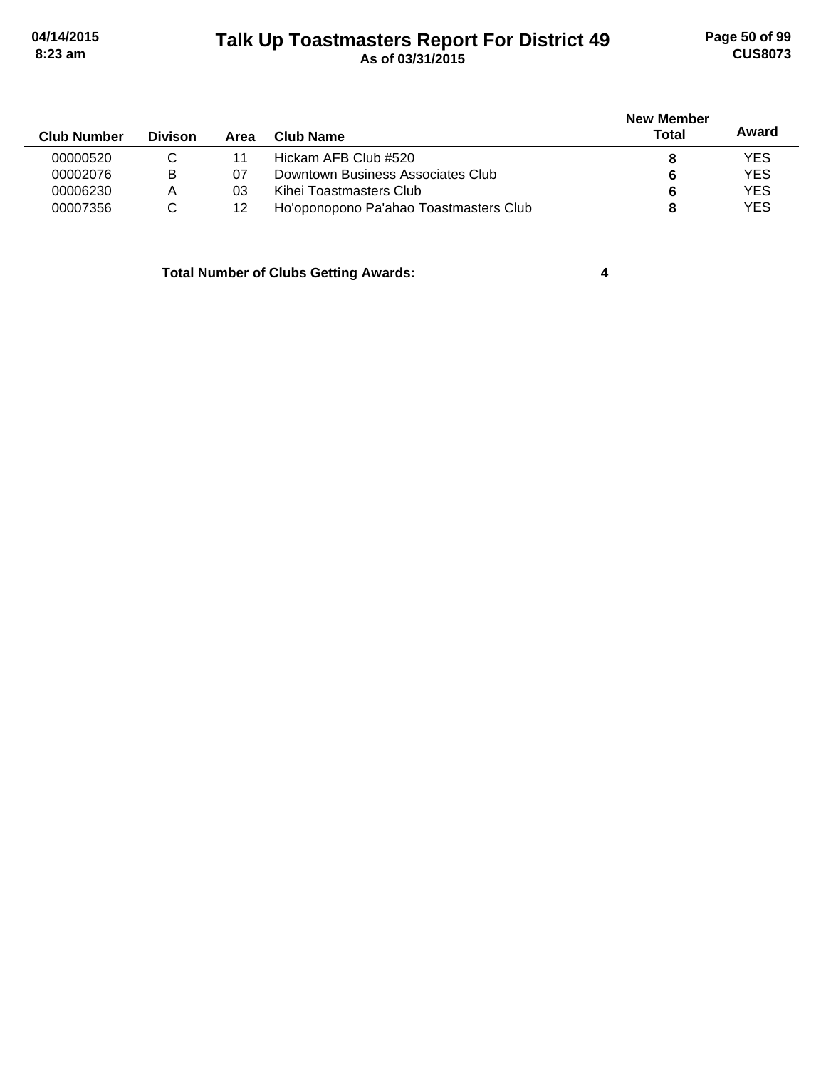# Talk Up Toastmasters Report For District 49

As of 03/31/2015

| Club Number | Divison | Area | Club Name | New Member Total | Award |
|---|---|---|---|---|---|
| 00000520 | C | 11 | Hickam AFB Club #520 | **8** | YES |
| 00002076 | B | 07 | Downtown Business Associates Club | **6** | YES |
| 00006230 | A | 03 | Kihei Toastmasters Club | **6** | YES |
| 00007356 | C | 12 | Ho'oponopono Pa'ahao Toastmasters Club | **8** | YES |

**Total Number of Clubs Getting Awards: 4**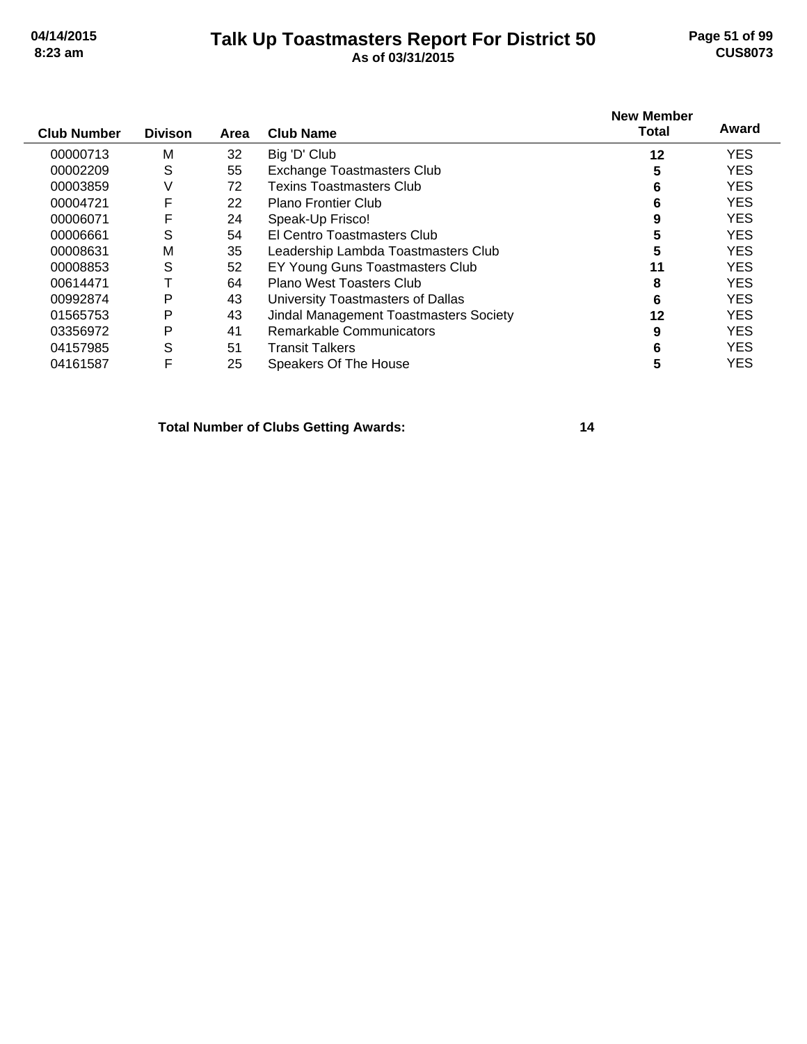# Talk Up Toastmasters Report For District 50

**As of 03/31/2015**

| Club Number | Divison | Area | Club Name | New Member Total | Award |
|---|---|---|---|---|---|
| 00000713 | M | 32 | Big 'D' Club | **12** | YES |
| 00002209 | S | 55 | Exchange Toastmasters Club | **5** | YES |
| 00003859 | V | 72 | Texins Toastmasters Club | **6** | YES |
| 00004721 | F | 22 | Plano Frontier Club | **6** | YES |
| 00006071 | F | 24 | Speak-Up Frisco! | **9** | YES |
| 00006661 | S | 54 | El Centro Toastmasters Club | **5** | YES |
| 00008631 | M | 35 | Leadership Lambda Toastmasters Club | **5** | YES |
| 00008853 | S | 52 | EY Young Guns Toastmasters Club | **11** | YES |
| 00614471 | T | 64 | Plano West Toasters Club | **8** | YES |
| 00992874 | P | 43 | University Toastmasters of Dallas | **6** | YES |
| 01565753 | P | 43 | Jindal Management Toastmasters Society | **12** | YES |
| 03356972 | P | 41 | Remarkable Communicators | **9** | YES |
| 04157985 | S | 51 | Transit Talkers | **6** | YES |
| 04161587 | F | 25 | Speakers Of The House | **5** | YES |

**Total Number of Clubs Getting Awards: 14**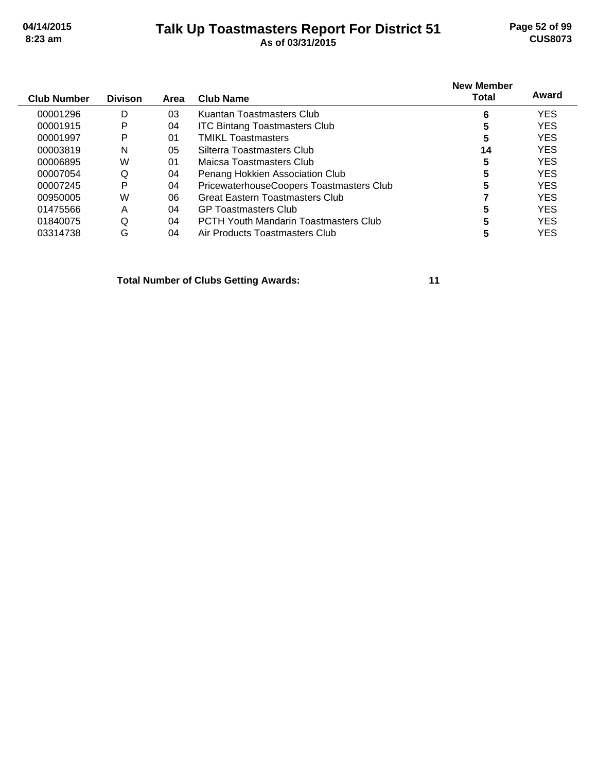# Talk Up Toastmasters Report For District 51

**As of 03/31/2015**

| Club Number | Divison | Area | Club Name | New Member Total | Award |
|---|---|---|---|---|---|
| 00001296 | D | 03 | Kuantan Toastmasters Club | **6** | YES |
| 00001915 | P | 04 | ITC Bintang Toastmasters Club | **5** | YES |
| 00001997 | P | 01 | TMIKL Toastmasters | **5** | YES |
| 00003819 | N | 05 | Silterra Toastmasters Club | **14** | YES |
| 00006895 | W | 01 | Maicsa Toastmasters Club | **5** | YES |
| 00007054 | Q | 04 | Penang Hokkien Association Club | **5** | YES |
| 00007245 | P | 04 | PricewaterhouseCoopers Toastmasters Club | **5** | YES |
| 00950005 | W | 06 | Great Eastern Toastmasters Club | **7** | YES |
| 01475566 | A | 04 | GP Toastmasters Club | **5** | YES |
| 01840075 | Q | 04 | PCTH Youth Mandarin Toastmasters Club | **5** | YES |
| 03314738 | G | 04 | Air Products Toastmasters Club | **5** | YES |

**Total Number of Clubs Getting Awards: 11**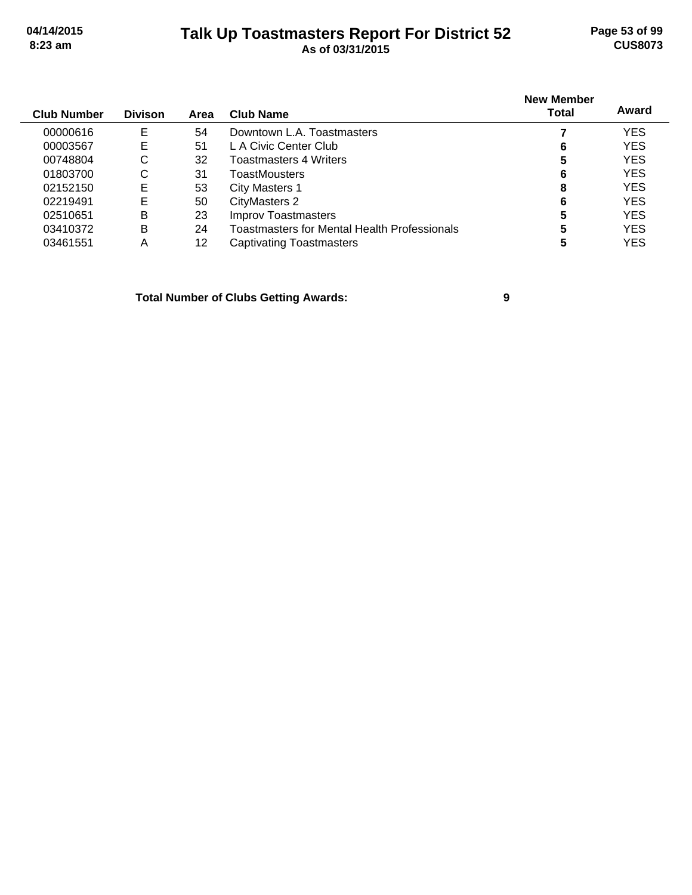# Talk Up Toastmasters Report For District 52

**As of 03/31/2015**

| Club Number | Divison | Area | Club Name | New Member Total | Award |
|---|---|---|---|---|---|
| 00000616 | E | 54 | Downtown L.A. Toastmasters | **7** | YES |
| 00003567 | E | 51 | L A Civic Center Club | **6** | YES |
| 00748804 | C | 32 | Toastmasters 4 Writers | **5** | YES |
| 01803700 | C | 31 | ToastMousters | **6** | YES |
| 02152150 | E | 53 | City Masters 1 | **8** | YES |
| 02219491 | E | 50 | CityMasters 2 | **6** | YES |
| 02510651 | B | 23 | Improv Toastmasters | **5** | YES |
| 03410372 | B | 24 | Toastmasters for Mental Health Professionals | **5** | YES |
| 03461551 | A | 12 | Captivating Toastmasters | **5** | YES |

**Total Number of Clubs Getting Awards: 9**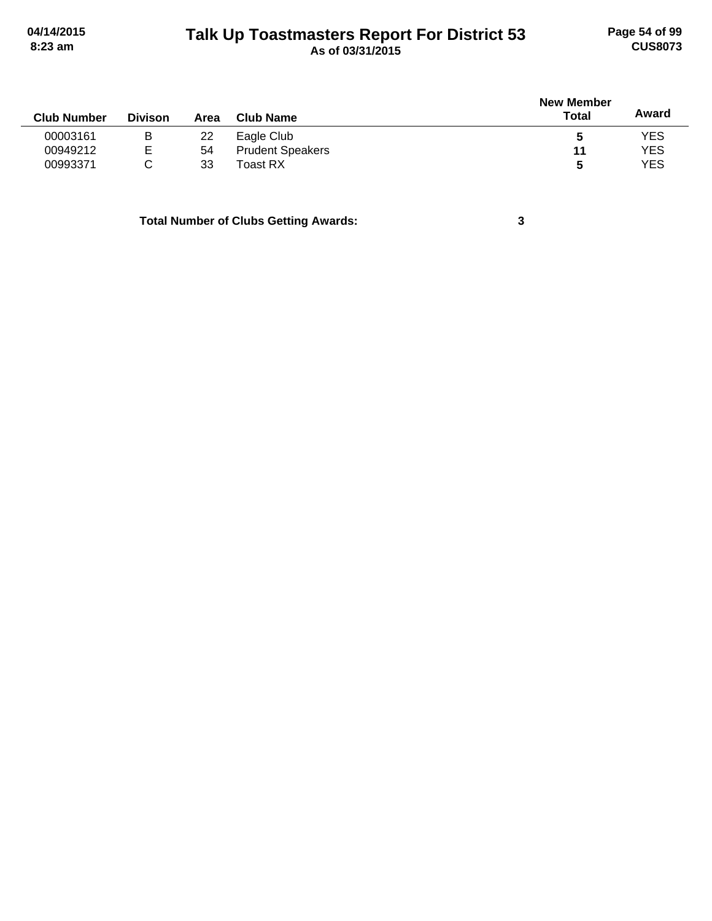| Club Number | Divison | Area | Club Name | New Member Total | Award |
|---|---|---|---|---|---|
| 00003161 | B | 22 | Eagle Club | **5** | YES |
| 00949212 | E | 54 | Prudent Speakers | **11** | YES |
| 00993371 | C | 33 | Toast RX | **5** | YES |

**Total Number of Clubs Getting Awards: 3**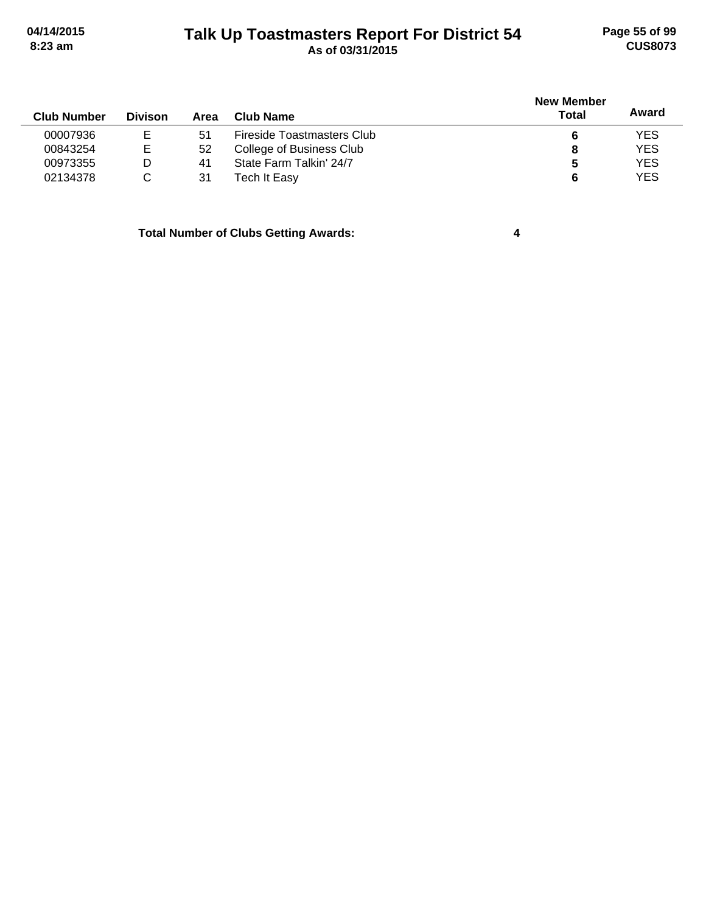# Talk Up Toastmasters Report For District 54

As of 03/31/2015

| Club Number | Divison | Area | Club Name | New Member Total | Award |
|---|---|---|---|---|---|
| 00007936 | E | 51 | Fireside Toastmasters Club | **6** | YES |
| 00843254 | E | 52 | College of Business Club | **8** | YES |
| 00973355 | D | 41 | State Farm Talkin' 24/7 | **5** | YES |
| 02134378 | C | 31 | Tech It Easy | **6** | YES |

**Total Number of Clubs Getting Awards: 4**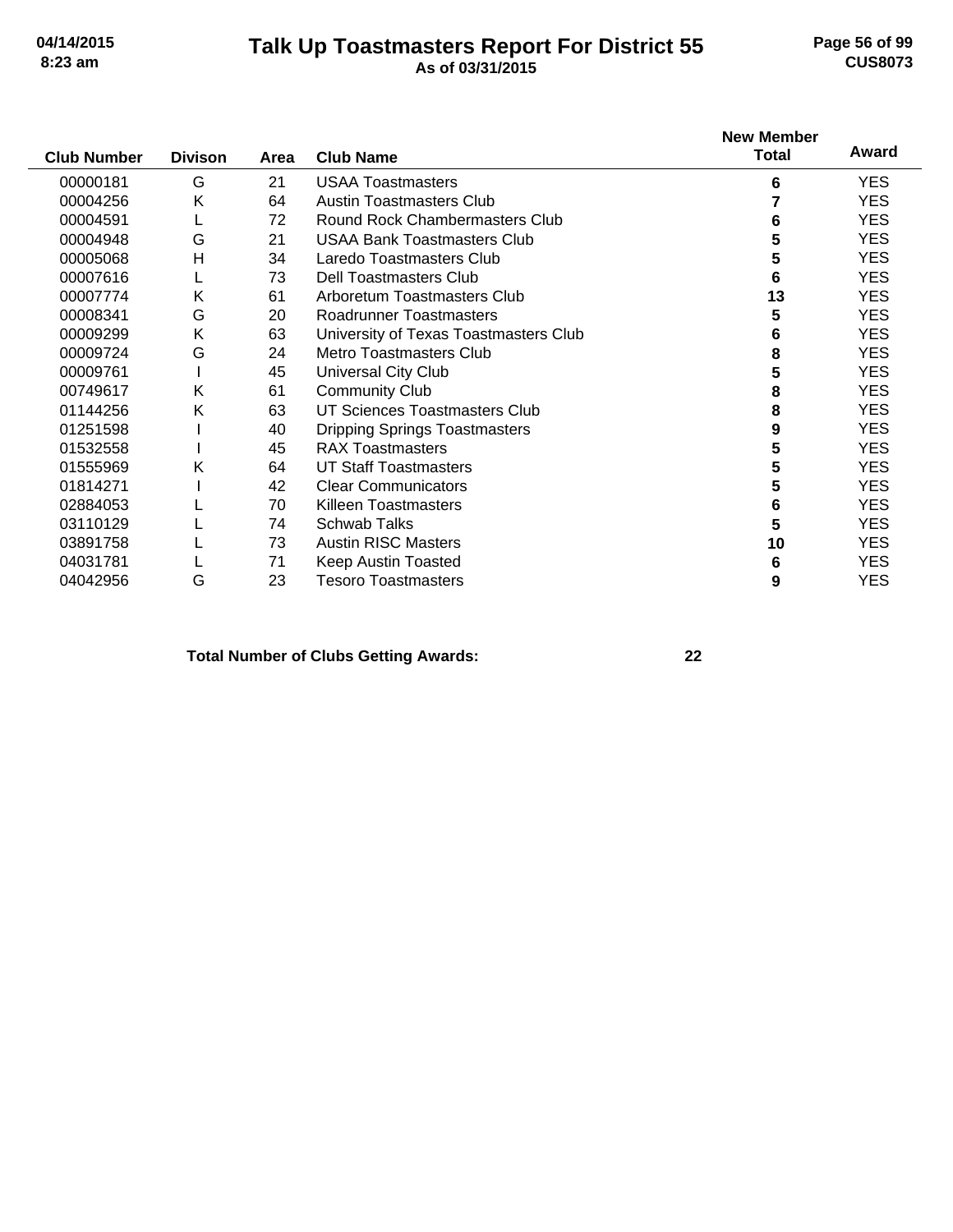# Talk Up Toastmasters Report For District 55

As of 03/31/2015

| Club Number | Divison | Area | Club Name | New Member Total | Award |
|---|---|---|---|---|---|
| 00000181 | G | 21 | USAA Toastmasters | 6 | YES |
| 00004256 | K | 64 | Austin Toastmasters Club | 7 | YES |
| 00004591 | L | 72 | Round Rock Chambermasters Club | 6 | YES |
| 00004948 | G | 21 | USAA Bank Toastmasters Club | 5 | YES |
| 00005068 | H | 34 | Laredo Toastmasters Club | 5 | YES |
| 00007616 | L | 73 | Dell Toastmasters Club | 6 | YES |
| 00007774 | K | 61 | Arboretum Toastmasters Club | 13 | YES |
| 00008341 | G | 20 | Roadrunner Toastmasters | 5 | YES |
| 00009299 | K | 63 | University of Texas Toastmasters Club | 6 | YES |
| 00009724 | G | 24 | Metro Toastmasters Club | 8 | YES |
| 00009761 | I | 45 | Universal City Club | 5 | YES |
| 00749617 | K | 61 | Community Club | 8 | YES |
| 01144256 | K | 63 | UT Sciences Toastmasters Club | 8 | YES |
| 01251598 | I | 40 | Dripping Springs Toastmasters | 9 | YES |
| 01532558 | I | 45 | RAX Toastmasters | 5 | YES |
| 01555969 | K | 64 | UT Staff Toastmasters | 5 | YES |
| 01814271 | I | 42 | Clear Communicators | 5 | YES |
| 02884053 | L | 70 | Killeen Toastmasters | 6 | YES |
| 03110129 | L | 74 | Schwab Talks | 5 | YES |
| 03891758 | L | 73 | Austin RISC Masters | 10 | YES |
| 04031781 | L | 71 | Keep Austin Toasted | 6 | YES |
| 04042956 | G | 23 | Tesoro Toastmasters | 9 | YES |

**Total Number of Clubs Getting Awards: 22**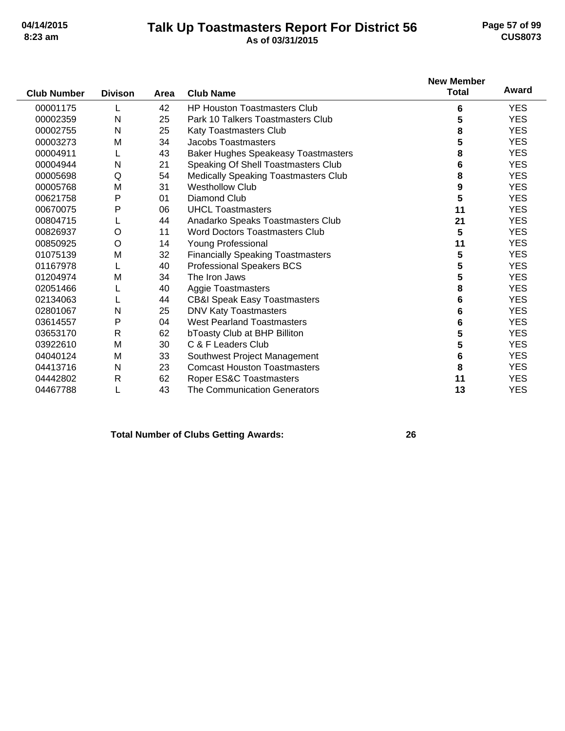# Talk Up Toastmasters Report For District 56

**As of 03/31/2015**

| Club Number | Divison | Area | Club Name | New Member Total | Award |
|---|---|---|---|---|---|
| 00001175 | L | 42 | HP Houston Toastmasters Club | **6** | YES |
| 00002359 | N | 25 | Park 10 Talkers Toastmasters Club | **5** | YES |
| 00002755 | N | 25 | Katy Toastmasters Club | **8** | YES |
| 00003273 | M | 34 | Jacobs Toastmasters | **5** | YES |
| 00004911 | L | 43 | Baker Hughes Speakeasy Toastmasters | **8** | YES |
| 00004944 | N | 21 | Speaking Of Shell Toastmasters Club | **6** | YES |
| 00005698 | Q | 54 | Medically Speaking Toastmasters Club | **8** | YES |
| 00005768 | M | 31 | Westhollow Club | **9** | YES |
| 00621758 | P | 01 | Diamond Club | **5** | YES |
| 00670075 | P | 06 | UHCL Toastmasters | **11** | YES |
| 00804715 | L | 44 | Anadarko Speaks Toastmasters Club | **21** | YES |
| 00826937 | O | 11 | Word Doctors Toastmasters Club | **5** | YES |
| 00850925 | O | 14 | Young Professional | **11** | YES |
| 01075139 | M | 32 | Financially Speaking Toastmasters | **5** | YES |
| 01167978 | L | 40 | Professional Speakers BCS | **5** | YES |
| 01204974 | M | 34 | The Iron Jaws | **5** | YES |
| 02051466 | L | 40 | Aggie Toastmasters | **8** | YES |
| 02134063 | L | 44 | CB&I Speak Easy Toastmasters | **6** | YES |
| 02801067 | N | 25 | DNV Katy Toastmasters | **6** | YES |
| 03614557 | P | 04 | West Pearland Toastmasters | **6** | YES |
| 03653170 | R | 62 | bToasty Club at BHP Billiton | **5** | YES |
| 03922610 | M | 30 | C & F Leaders Club | **5** | YES |
| 04040124 | M | 33 | Southwest Project Management | **6** | YES |
| 04413716 | N | 23 | Comcast Houston Toastmasters | **8** | YES |
| 04442802 | R | 62 | Roper ES&C Toastmasters | **11** | YES |
| 04467788 | L | 43 | The Communication Generators | **13** | YES |

**Total Number of Clubs Getting Awards: 26**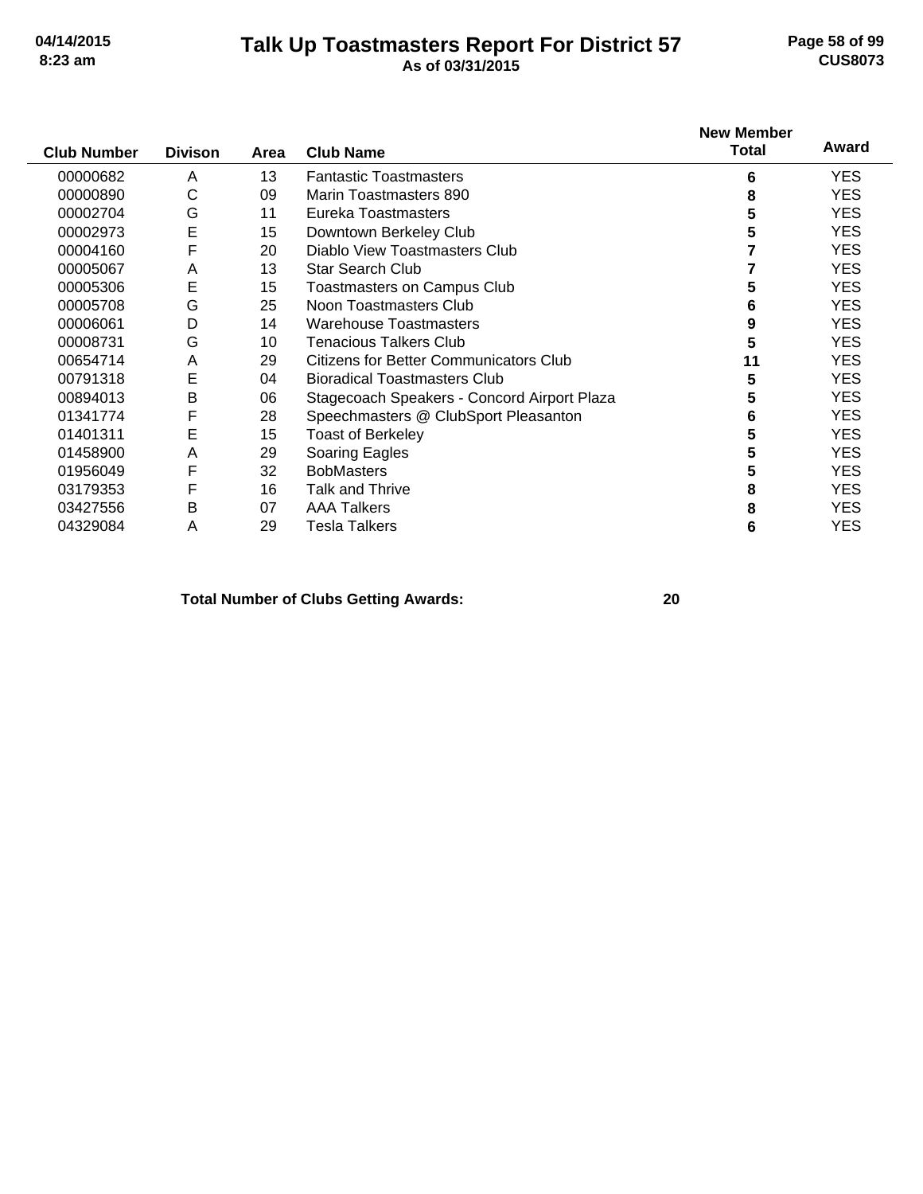# Talk Up Toastmasters Report For District 57

**As of 03/31/2015**

| Club Number | Divison | Area | Club Name | New Member Total | Award |
|---|---|---|---|---|---|
| 00000682 | A | 13 | Fantastic Toastmasters | 6 | YES |
| 00000890 | C | 09 | Marin Toastmasters 890 | 8 | YES |
| 00002704 | G | 11 | Eureka Toastmasters | 5 | YES |
| 00002973 | E | 15 | Downtown Berkeley Club | 5 | YES |
| 00004160 | F | 20 | Diablo View Toastmasters Club | 7 | YES |
| 00005067 | A | 13 | Star Search Club | 7 | YES |
| 00005306 | E | 15 | Toastmasters on Campus Club | 5 | YES |
| 00005708 | G | 25 | Noon Toastmasters Club | 6 | YES |
| 00006061 | D | 14 | Warehouse Toastmasters | 9 | YES |
| 00008731 | G | 10 | Tenacious Talkers Club | 5 | YES |
| 00654714 | A | 29 | Citizens for Better Communicators Club | 11 | YES |
| 00791318 | E | 04 | Bioradical Toastmasters Club | 5 | YES |
| 00894013 | B | 06 | Stagecoach Speakers - Concord Airport Plaza | 5 | YES |
| 01341774 | F | 28 | Speechmasters @ ClubSport Pleasanton | 6 | YES |
| 01401311 | E | 15 | Toast of Berkeley | 5 | YES |
| 01458900 | A | 29 | Soaring Eagles | 5 | YES |
| 01956049 | F | 32 | BobMasters | 5 | YES |
| 03179353 | F | 16 | Talk and Thrive | 8 | YES |
| 03427556 | B | 07 | AAA Talkers | 8 | YES |
| 04329084 | A | 29 | Tesla Talkers | 6 | YES |

**Total Number of Clubs Getting Awards: 20**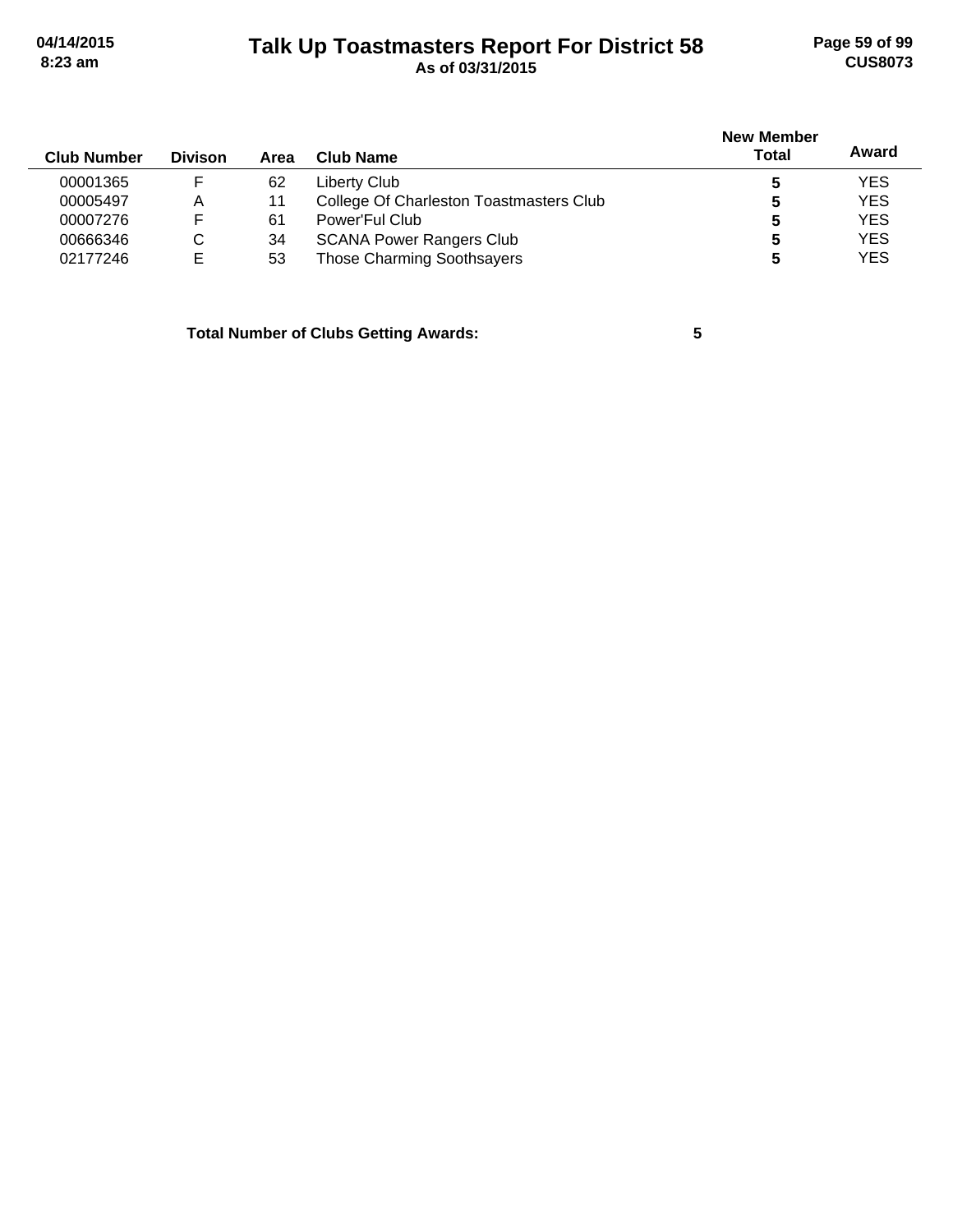# Talk Up Toastmasters Report For District 58

**As of 03/31/2015**

| Club Number | Divison | Area | Club Name | New Member Total | Award |
|---|---|---|---|---|---|
| 00001365 | F | 62 | Liberty Club | **5** | YES |
| 00005497 | A | 11 | College Of Charleston Toastmasters Club | **5** | YES |
| 00007276 | F | 61 | Power'Ful Club | **5** | YES |
| 00666346 | C | 34 | SCANA Power Rangers Club | **5** | YES |
| 02177246 | E | 53 | Those Charming Soothsayers | **5** | YES |

**Total Number of Clubs Getting Awards: 5**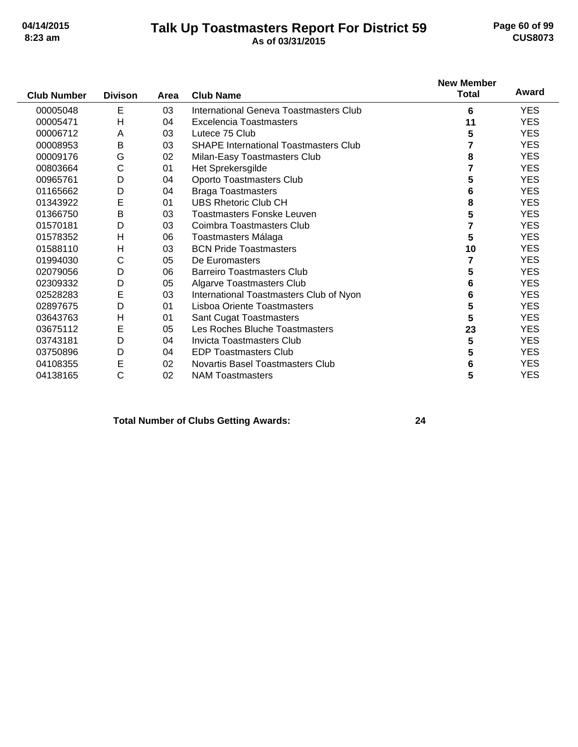# Talk Up Toastmasters Report For District 59

**As of 03/31/2015**

| Club Number | Divison | Area | Club Name | New Member Total | Award |
|---|---|---|---|---|---|
| 00005048 | E | 03 | International Geneva Toastmasters Club | 6 | YES |
| 00005471 | H | 04 | Excelencia Toastmasters | 11 | YES |
| 00006712 | A | 03 | Lutece 75 Club | 5 | YES |
| 00008953 | B | 03 | SHAPE International Toastmasters Club | 7 | YES |
| 00009176 | G | 02 | Milan-Easy Toastmasters Club | 8 | YES |
| 00803664 | C | 01 | Het Sprekersgilde | 7 | YES |
| 00965761 | D | 04 | Oporto Toastmasters Club | 5 | YES |
| 01165662 | D | 04 | Braga Toastmasters | 6 | YES |
| 01343922 | E | 01 | UBS Rhetoric Club CH | 8 | YES |
| 01366750 | B | 03 | Toastmasters Fonske Leuven | 5 | YES |
| 01570181 | D | 03 | Coimbra Toastmasters Club | 7 | YES |
| 01578352 | H | 06 | Toastmasters Málaga | 5 | YES |
| 01588110 | H | 03 | BCN Pride Toastmasters | 10 | YES |
| 01994030 | C | 05 | De Euromasters | 7 | YES |
| 02079056 | D | 06 | Barreiro Toastmasters Club | 5 | YES |
| 02309332 | D | 05 | Algarve Toastmasters Club | 6 | YES |
| 02528283 | E | 03 | International Toastmasters Club of Nyon | 6 | YES |
| 02897675 | D | 01 | Lisboa Oriente Toastmasters | 5 | YES |
| 03643763 | H | 01 | Sant Cugat Toastmasters | 5 | YES |
| 03675112 | E | 05 | Les Roches Bluche Toastmasters | 23 | YES |
| 03743181 | D | 04 | Invicta Toastmasters Club | 5 | YES |
| 03750896 | D | 04 | EDP Toastmasters Club | 5 | YES |
| 04108355 | E | 02 | Novartis Basel Toastmasters Club | 6 | YES |
| 04138165 | C | 02 | NAM Toastmasters | 5 | YES |

**Total Number of Clubs Getting Awards: 24**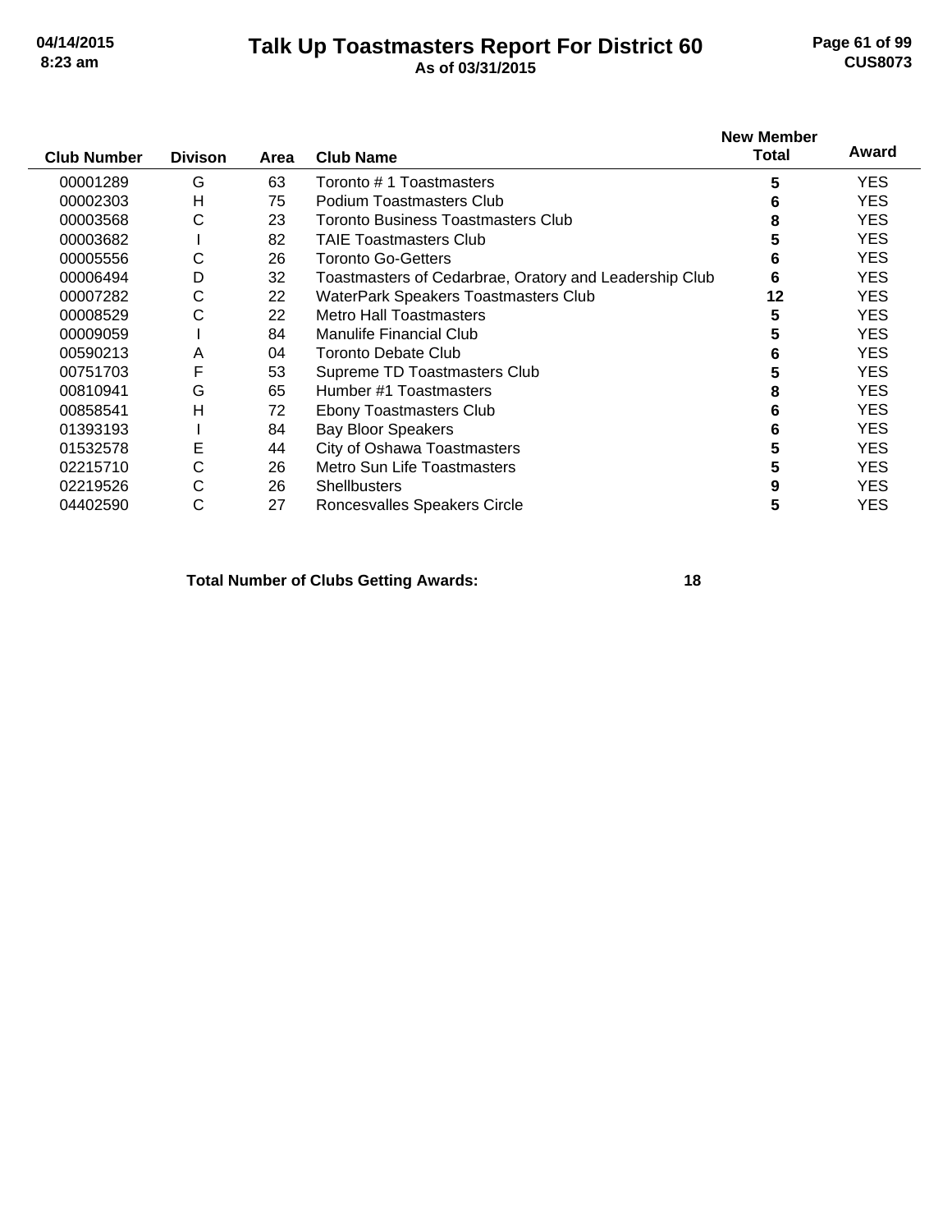# Talk Up Toastmasters Report For District 60

**As of 03/31/2015**

| Club Number | Divison | Area | Club Name | New Member Total | Award |
|---|---|---|---|---|---|
| 00001289 | G | 63 | Toronto # 1 Toastmasters | **5** | YES |
| 00002303 | H | 75 | Podium Toastmasters Club | **6** | YES |
| 00003568 | C | 23 | Toronto Business Toastmasters Club | **8** | YES |
| 00003682 | I | 82 | TAIE Toastmasters Club | **5** | YES |
| 00005556 | C | 26 | Toronto Go-Getters | **6** | YES |
| 00006494 | D | 32 | Toastmasters of Cedarbrae, Oratory and Leadership Club | **6** | YES |
| 00007282 | C | 22 | WaterPark Speakers Toastmasters Club | **12** | YES |
| 00008529 | C | 22 | Metro Hall Toastmasters | **5** | YES |
| 00009059 | I | 84 | Manulife Financial Club | **5** | YES |
| 00590213 | A | 04 | Toronto Debate Club | **6** | YES |
| 00751703 | F | 53 | Supreme TD Toastmasters Club | **5** | YES |
| 00810941 | G | 65 | Humber #1 Toastmasters | **8** | YES |
| 00858541 | H | 72 | Ebony Toastmasters Club | **6** | YES |
| 01393193 | I | 84 | Bay Bloor Speakers | **6** | YES |
| 01532578 | E | 44 | City of Oshawa Toastmasters | **5** | YES |
| 02215710 | C | 26 | Metro Sun Life Toastmasters | **5** | YES |
| 02219526 | C | 26 | Shellbusters | **9** | YES |
| 04402590 | C | 27 | Roncesvalles Speakers Circle | **5** | YES |

**Total Number of Clubs Getting Awards: 18**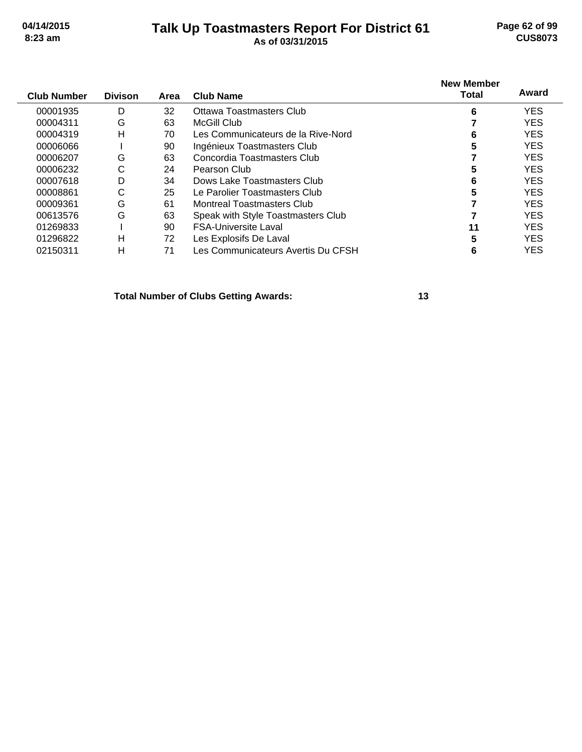# Talk Up Toastmasters Report For District 61

**As of 03/31/2015**

| Club Number | Divison | Area | Club Name | New Member Total | Award |
|---|---|---|---|---|---|
| 00001935 | D | 32 | Ottawa Toastmasters Club | 6 | YES |
| 00004311 | G | 63 | McGill Club | 7 | YES |
| 00004319 | H | 70 | Les Communicateurs de la Rive-Nord | 6 | YES |
| 00006066 | I | 90 | Ingénieux Toastmasters Club | 5 | YES |
| 00006207 | G | 63 | Concordia Toastmasters Club | 7 | YES |
| 00006232 | C | 24 | Pearson Club | 5 | YES |
| 00007618 | D | 34 | Dows Lake Toastmasters Club | 6 | YES |
| 00008861 | C | 25 | Le Parolier Toastmasters Club | 5 | YES |
| 00009361 | G | 61 | Montreal Toastmasters Club | 7 | YES |
| 00613576 | G | 63 | Speak with Style Toastmasters Club | 7 | YES |
| 01269833 | I | 90 | FSA-Universite Laval | 11 | YES |
| 01296822 | H | 72 | Les Explosifs De Laval | 5 | YES |
| 02150311 | H | 71 | Les Communicateurs Avertis Du CFSH | 6 | YES |

**Total Number of Clubs Getting Awards: 13**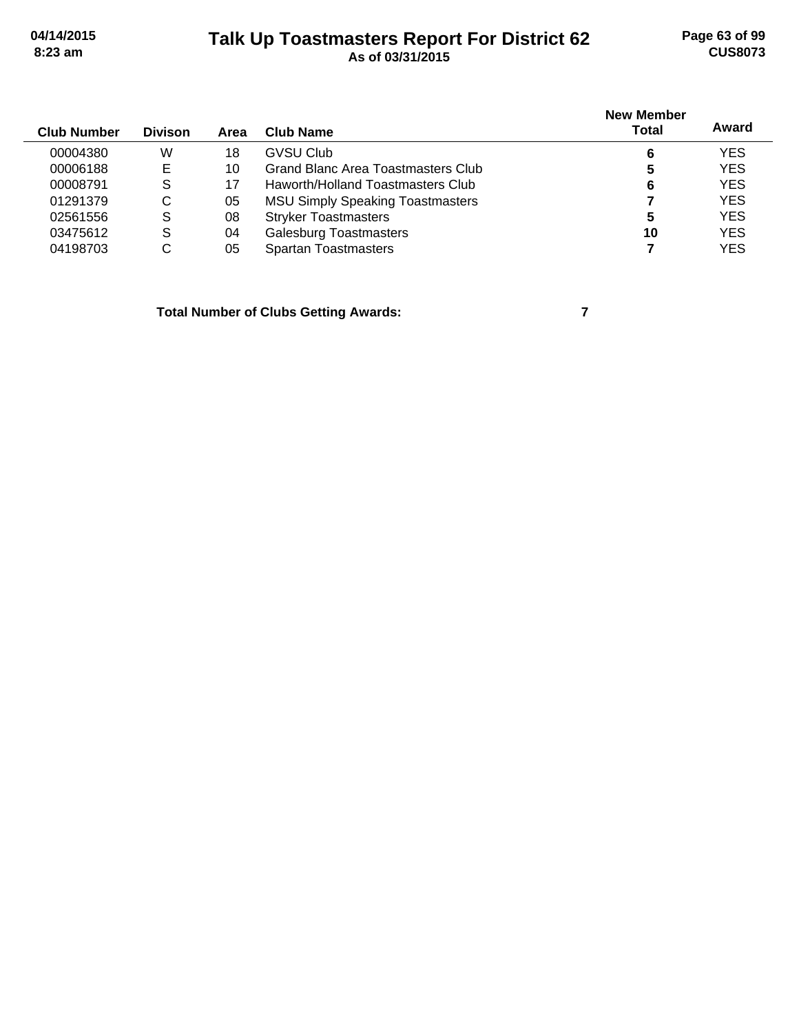# Talk Up Toastmasters Report For District 62

**As of 03/31/2015**

| Club Number | Divison | Area | Club Name | New Member Total | Award |
|---|---|---|---|---|---|
| 00004380 | W | 18 | GVSU Club | **6** | YES |
| 00006188 | E | 10 | Grand Blanc Area Toastmasters Club | **5** | YES |
| 00008791 | S | 17 | Haworth/Holland Toastmasters Club | **6** | YES |
| 01291379 | C | 05 | MSU Simply Speaking Toastmasters | **7** | YES |
| 02561556 | S | 08 | Stryker Toastmasters | **5** | YES |
| 03475612 | S | 04 | Galesburg Toastmasters | **10** | YES |
| 04198703 | C | 05 | Spartan Toastmasters | **7** | YES |

**Total Number of Clubs Getting Awards: 7**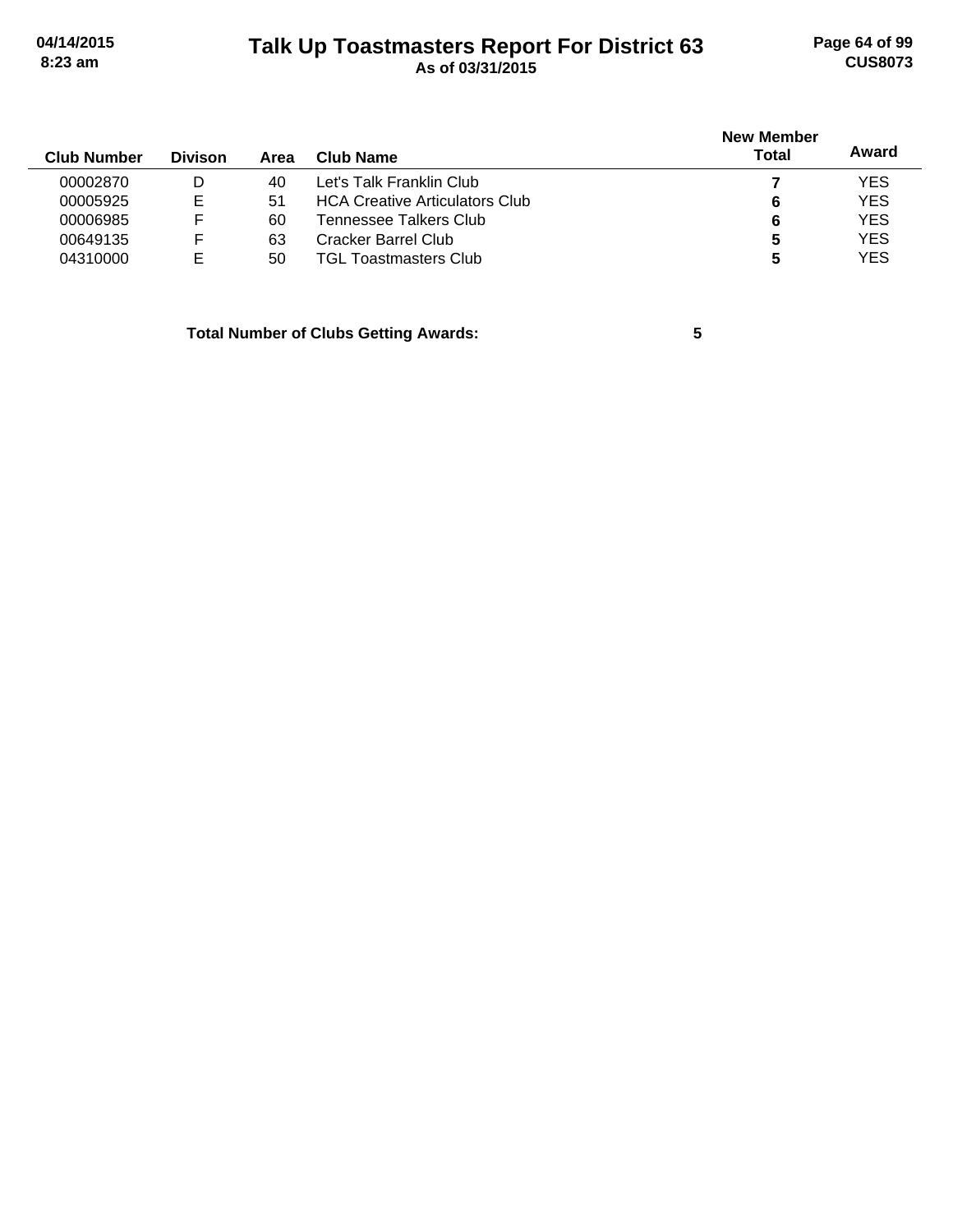# Talk Up Toastmasters Report For District 63

**As of 03/31/2015**

| Club Number | Divison | Area | Club Name | New Member Total | Award |
|---|---|---|---|---|---|
| 00002870 | D | 40 | Let's Talk Franklin Club | **7** | YES |
| 00005925 | E | 51 | HCA Creative Articulators Club | **6** | YES |
| 00006985 | F | 60 | Tennessee Talkers Club | **6** | YES |
| 00649135 | F | 63 | Cracker Barrel Club | **5** | YES |
| 04310000 | E | 50 | TGL Toastmasters Club | **5** | YES |

**Total Number of Clubs Getting Awards: 5**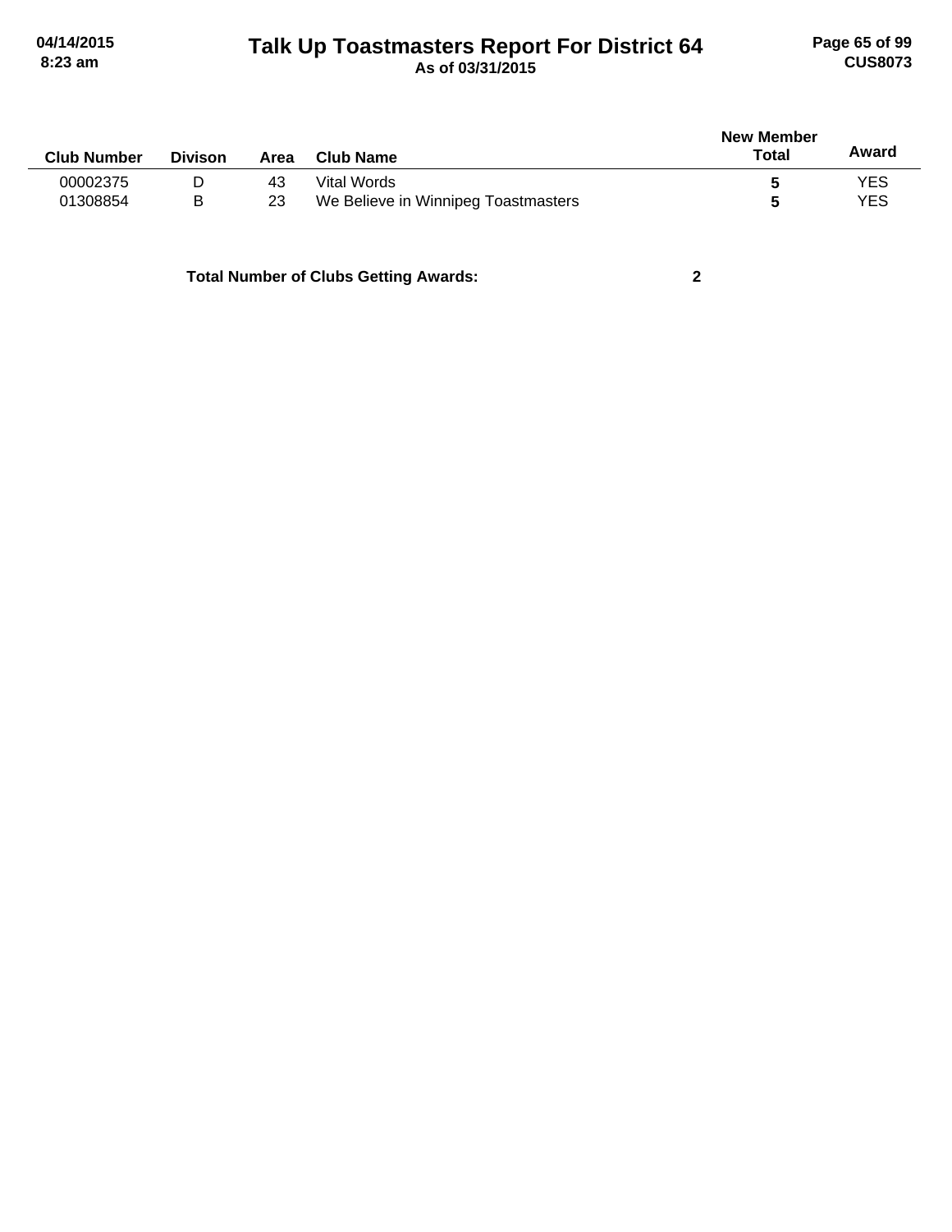| Club Number | Divison | Area | Club Name | New Member Total | Award |
|---|---|---|---|---|---|
| 00002375 | D | 43 | Vital Words | **5** | YES |
| 01308854 | B | 23 | We Believe in Winnipeg Toastmasters | **5** | YES |

**Total Number of Clubs Getting Awards: 2**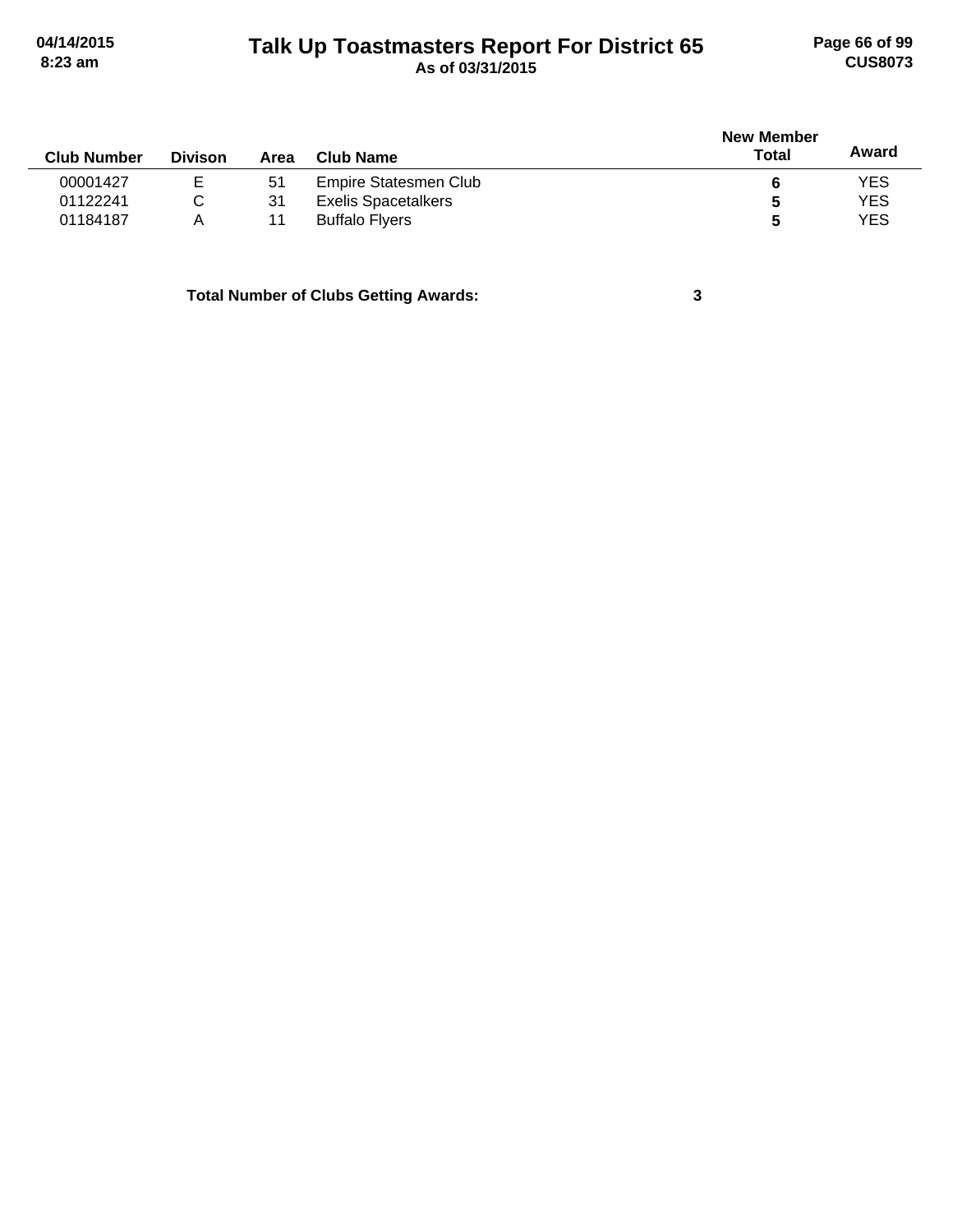# Talk Up Toastmasters Report For District 65

As of 03/31/2015

| Club Number | Divison | Area | Club Name | New Member Total | Award |
|---|---|---|---|---|---|
| 00001427 | E | 51 | Empire Statesmen Club | **6** | YES |
| 01122241 | C | 31 | Exelis Spacetalkers | **5** | YES |
| 01184187 | A | 11 | Buffalo Flyers | **5** | YES |

**Total Number of Clubs Getting Awards: 3**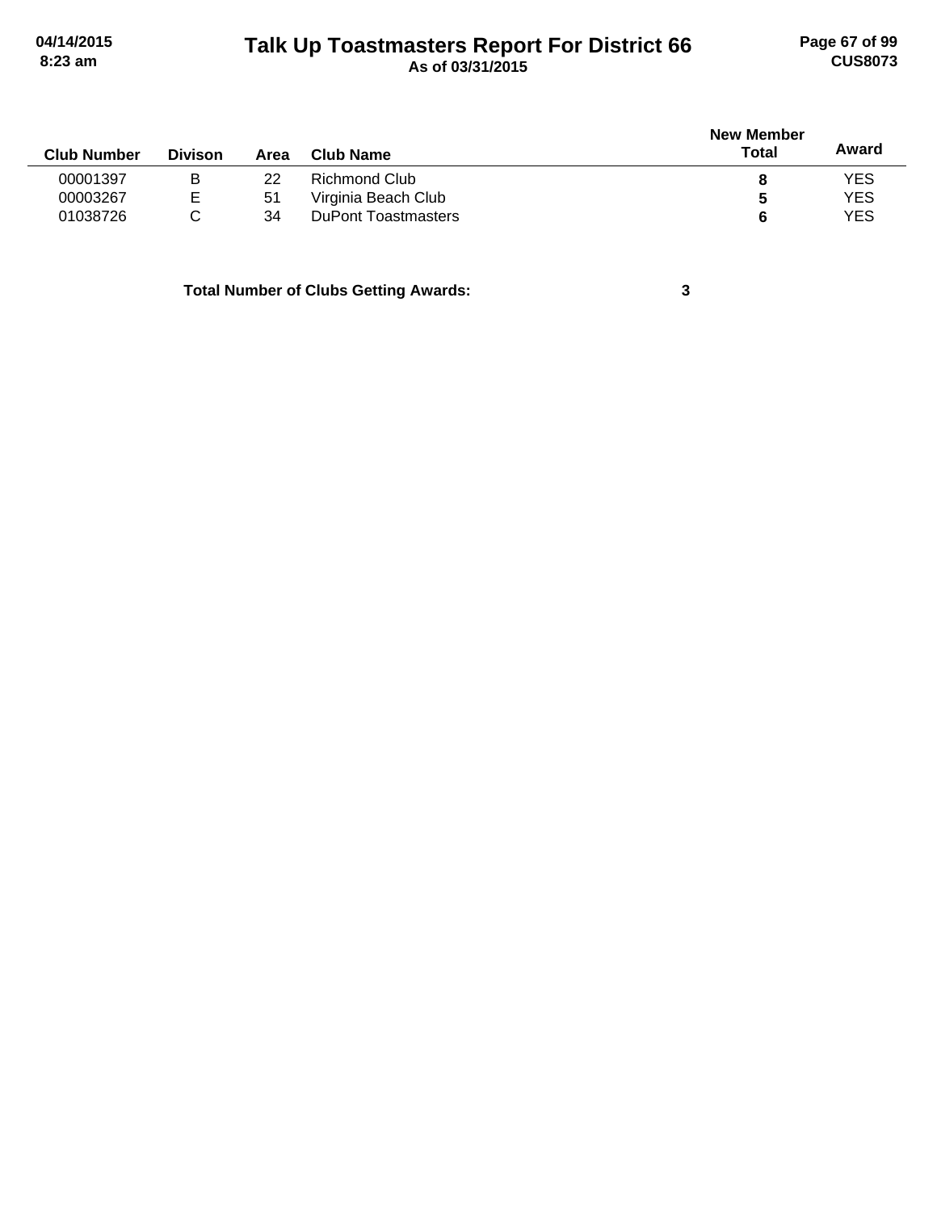# Talk Up Toastmasters Report For District 66

As of 03/31/2015

| Club Number | Divison | Area | Club Name | New Member Total | Award |
|---|---|---|---|---|---|
| 00001397 | B | 22 | Richmond Club | **8** | YES |
| 00003267 | E | 51 | Virginia Beach Club | **5** | YES |
| 01038726 | C | 34 | DuPont Toastmasters | **6** | YES |

**Total Number of Clubs Getting Awards: 3**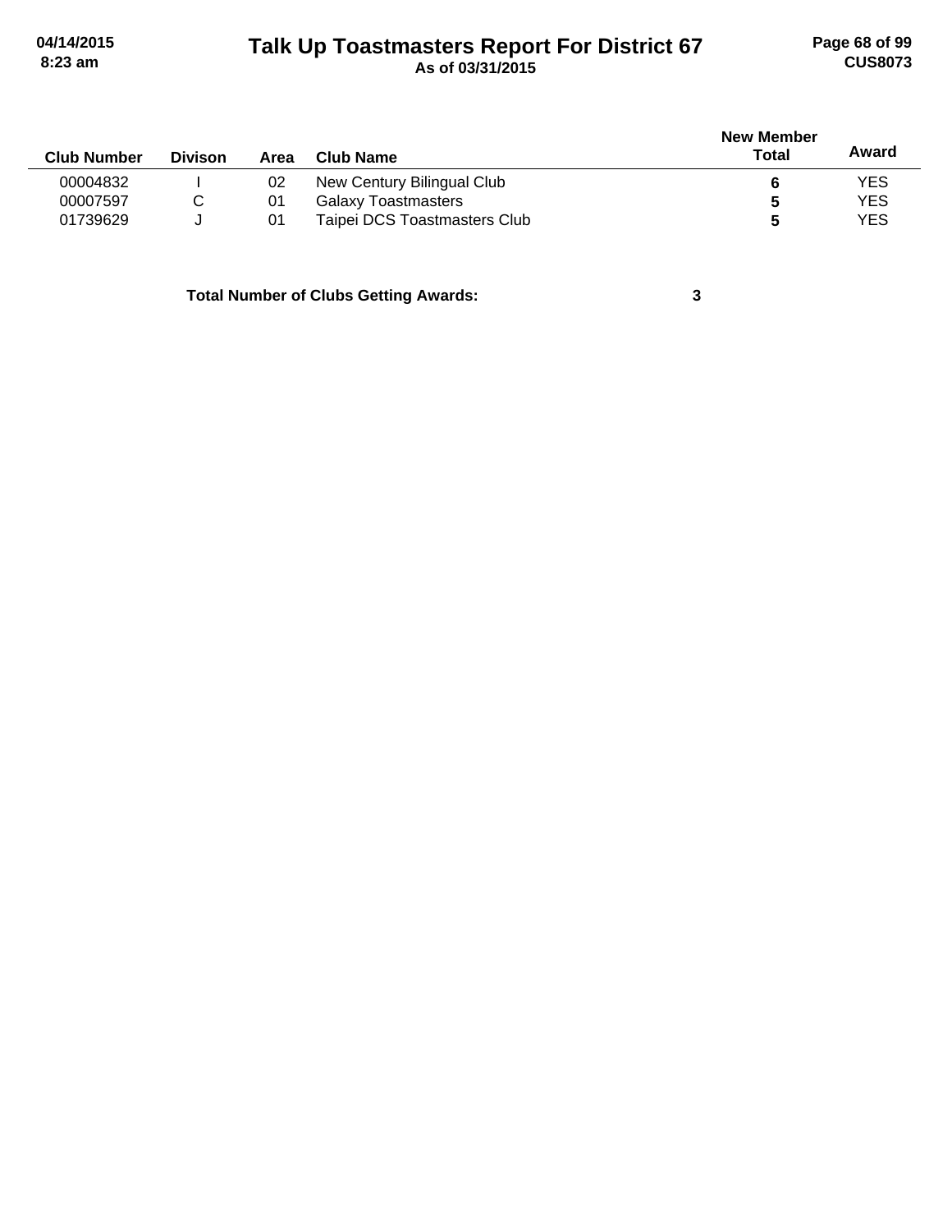# Talk Up Toastmasters Report For District 67

**As of 03/31/2015**

| Club Number | Divison | Area | Club Name | New Member Total | Award |
|---|---|---|---|---|---|
| 00004832 | I | 02 | New Century Bilingual Club | **6** | YES |
| 00007597 | C | 01 | Galaxy Toastmasters | **5** | YES |
| 01739629 | J | 01 | Taipei DCS Toastmasters Club | **5** | YES |

**Total Number of Clubs Getting Awards: 3**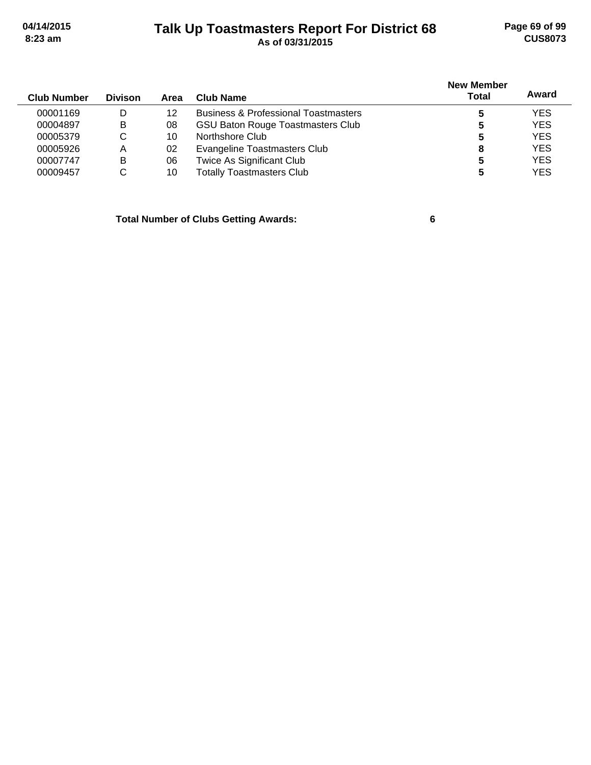# Talk Up Toastmasters Report For District 68

As of 03/31/2015

| Club Number | Divison | Area | Club Name | New Member Total | Award |
|---|---|---|---|---|---|
| 00001169 | D | 12 | Business & Professional Toastmasters | **5** | YES |
| 00004897 | B | 08 | GSU Baton Rouge Toastmasters Club | **5** | YES |
| 00005379 | C | 10 | Northshore Club | **5** | YES |
| 00005926 | A | 02 | Evangeline Toastmasters Club | **8** | YES |
| 00007747 | B | 06 | Twice As Significant Club | **5** | YES |
| 00009457 | C | 10 | Totally Toastmasters Club | **5** | YES |

**Total Number of Clubs Getting Awards: 6**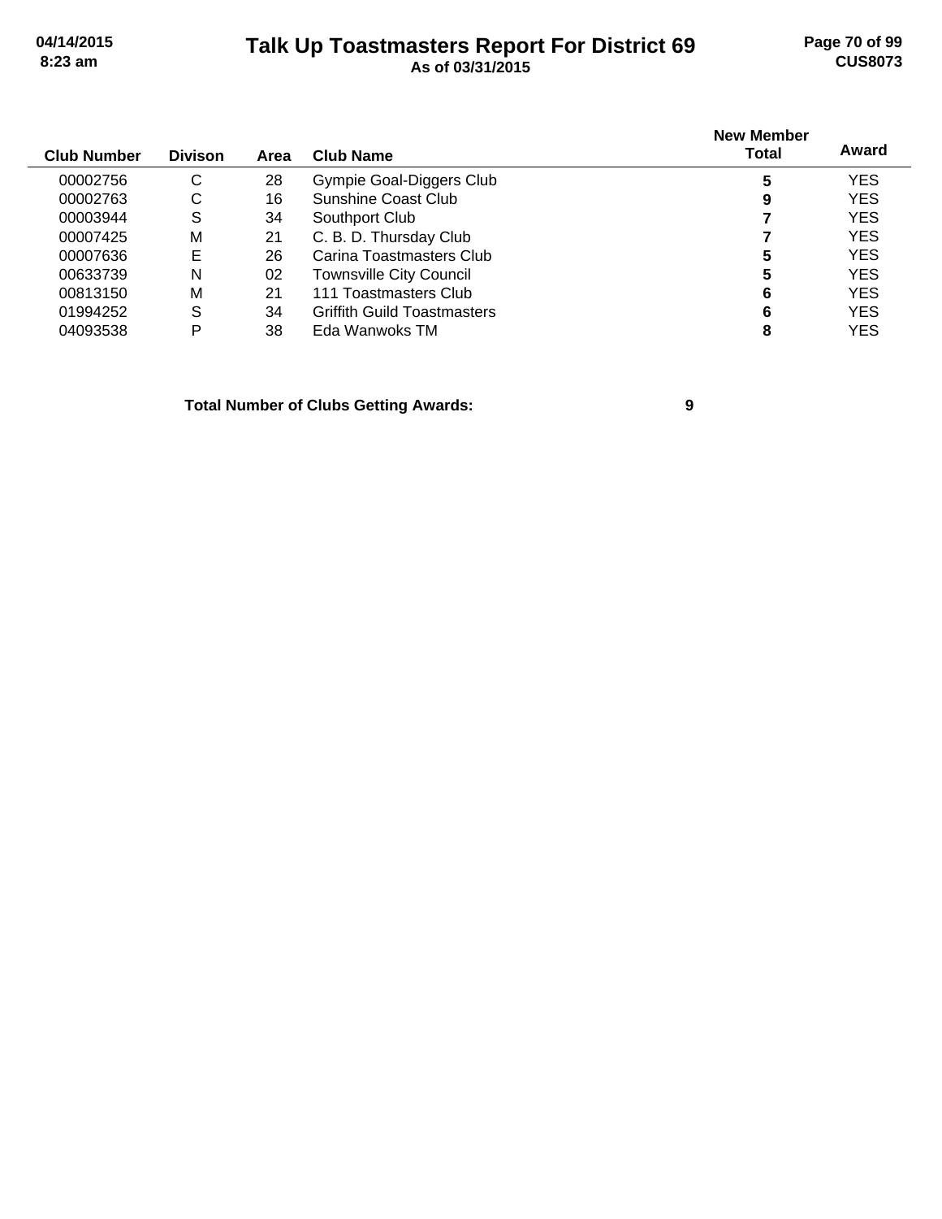# Talk Up Toastmasters Report For District 69

**As of 03/31/2015**

| Club Number | Divison | Area | Club Name | New Member Total | Award |
|---|---|---|---|---|---|
| 00002756 | C | 28 | Gympie Goal-Diggers Club | **5** | YES |
| 00002763 | C | 16 | Sunshine Coast Club | **9** | YES |
| 00003944 | S | 34 | Southport Club | **7** | YES |
| 00007425 | M | 21 | C. B. D. Thursday Club | **7** | YES |
| 00007636 | E | 26 | Carina Toastmasters Club | **5** | YES |
| 00633739 | N | 02 | Townsville City Council | **5** | YES |
| 00813150 | M | 21 | 111 Toastmasters Club | **6** | YES |
| 01994252 | S | 34 | Griffith Guild Toastmasters | **6** | YES |
| 04093538 | P | 38 | Eda Wanwoks TM | **8** | YES |

**Total Number of Clubs Getting Awards: 9**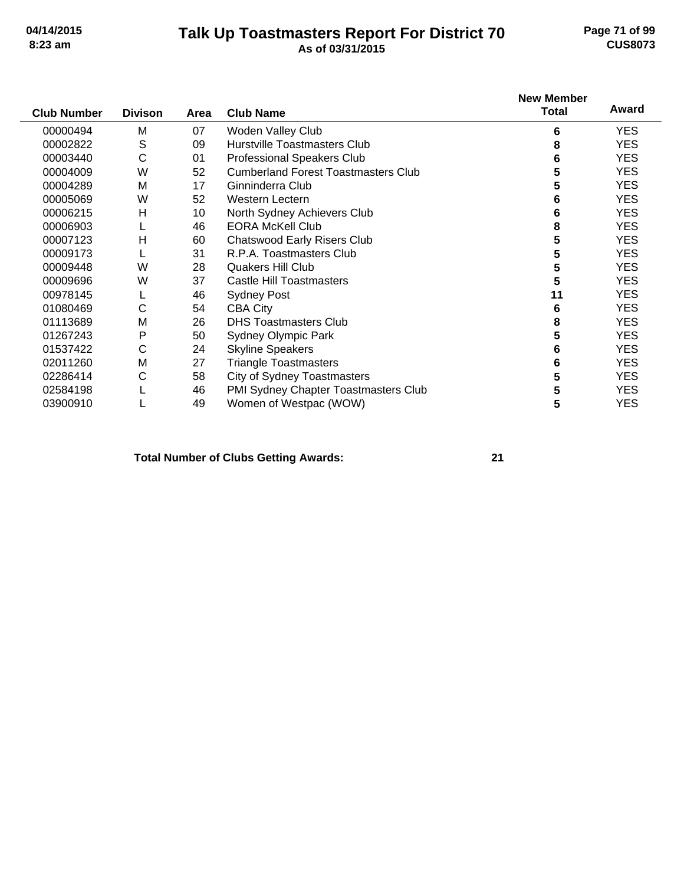# Talk Up Toastmasters Report For District 70

**As of 03/31/2015**

| Club Number | Divison | Area | Club Name | New Member Total | Award |
|---|---|---|---|---|---|
| 00000494 | M | 07 | Woden Valley Club | **6** | YES |
| 00002822 | S | 09 | Hurstville Toastmasters Club | **8** | YES |
| 00003440 | C | 01 | Professional Speakers Club | **6** | YES |
| 00004009 | W | 52 | Cumberland Forest Toastmasters Club | **5** | YES |
| 00004289 | M | 17 | Ginninderra Club | **5** | YES |
| 00005069 | W | 52 | Western Lectern | **6** | YES |
| 00006215 | H | 10 | North Sydney Achievers Club | **6** | YES |
| 00006903 | L | 46 | EORA McKell Club | **8** | YES |
| 00007123 | H | 60 | Chatswood Early Risers Club | **5** | YES |
| 00009173 | L | 31 | R.P.A. Toastmasters Club | **5** | YES |
| 00009448 | W | 28 | Quakers Hill Club | **5** | YES |
| 00009696 | W | 37 | Castle Hill Toastmasters | **5** | YES |
| 00978145 | L | 46 | Sydney Post | **11** | YES |
| 01080469 | C | 54 | CBA City | **6** | YES |
| 01113689 | M | 26 | DHS Toastmasters Club | **8** | YES |
| 01267243 | P | 50 | Sydney Olympic Park | **5** | YES |
| 01537422 | C | 24 | Skyline Speakers | **6** | YES |
| 02011260 | M | 27 | Triangle Toastmasters | **6** | YES |
| 02286414 | C | 58 | City of Sydney Toastmasters | **5** | YES |
| 02584198 | L | 46 | PMI Sydney Chapter Toastmasters Club | **5** | YES |
| 03900910 | L | 49 | Women of Westpac (WOW) | **5** | YES |

**Total Number of Clubs Getting Awards: 21**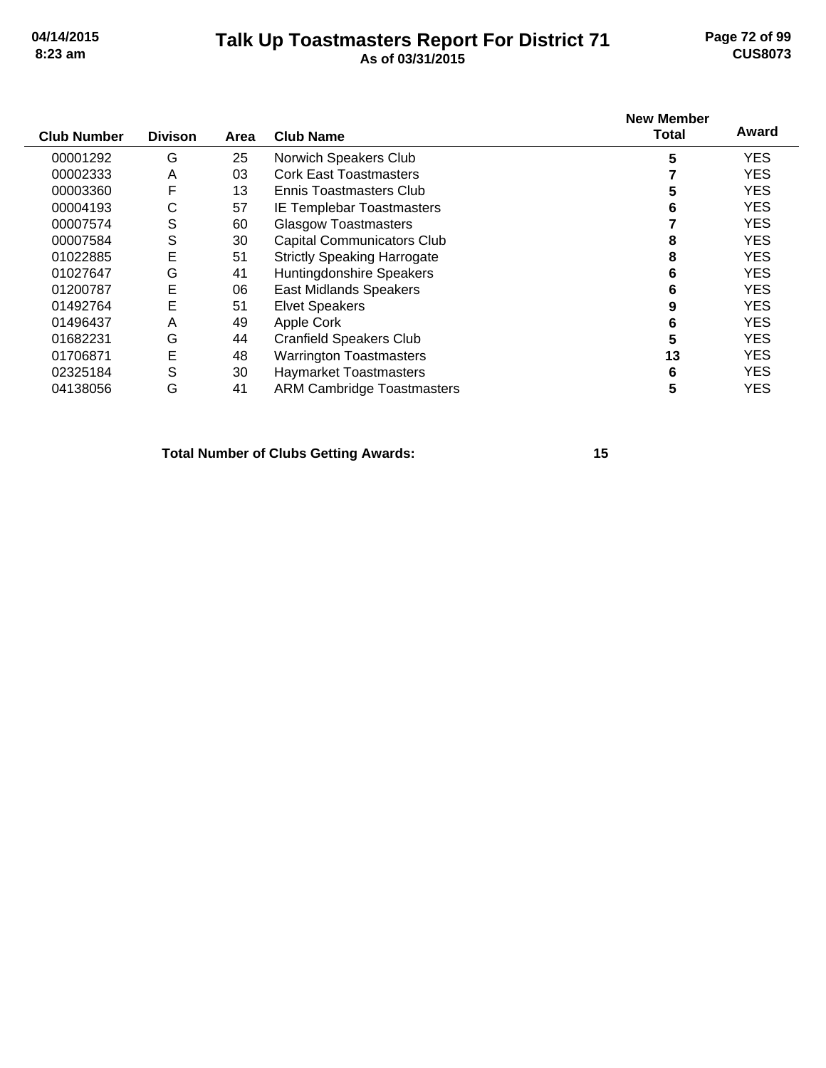# Talk Up Toastmasters Report For District 71

**As of 03/31/2015**

| Club Number | Divison | Area | Club Name | New Member Total | Award |
|---|---|---|---|---|---|
| 00001292 | G | 25 | Norwich Speakers Club | 5 | YES |
| 00002333 | A | 03 | Cork East Toastmasters | 7 | YES |
| 00003360 | F | 13 | Ennis Toastmasters Club | 5 | YES |
| 00004193 | C | 57 | IE Templebar Toastmasters | 6 | YES |
| 00007574 | S | 60 | Glasgow Toastmasters | 7 | YES |
| 00007584 | S | 30 | Capital Communicators Club | 8 | YES |
| 01022885 | E | 51 | Strictly Speaking Harrogate | 8 | YES |
| 01027647 | G | 41 | Huntingdonshire Speakers | 6 | YES |
| 01200787 | E | 06 | East Midlands Speakers | 6 | YES |
| 01492764 | E | 51 | Elvet Speakers | 9 | YES |
| 01496437 | A | 49 | Apple Cork | 6 | YES |
| 01682231 | G | 44 | Cranfield Speakers Club | 5 | YES |
| 01706871 | E | 48 | Warrington Toastmasters | 13 | YES |
| 02325184 | S | 30 | Haymarket Toastmasters | 6 | YES |
| 04138056 | G | 41 | ARM Cambridge Toastmasters | 5 | YES |

**Total Number of Clubs Getting Awards: 15**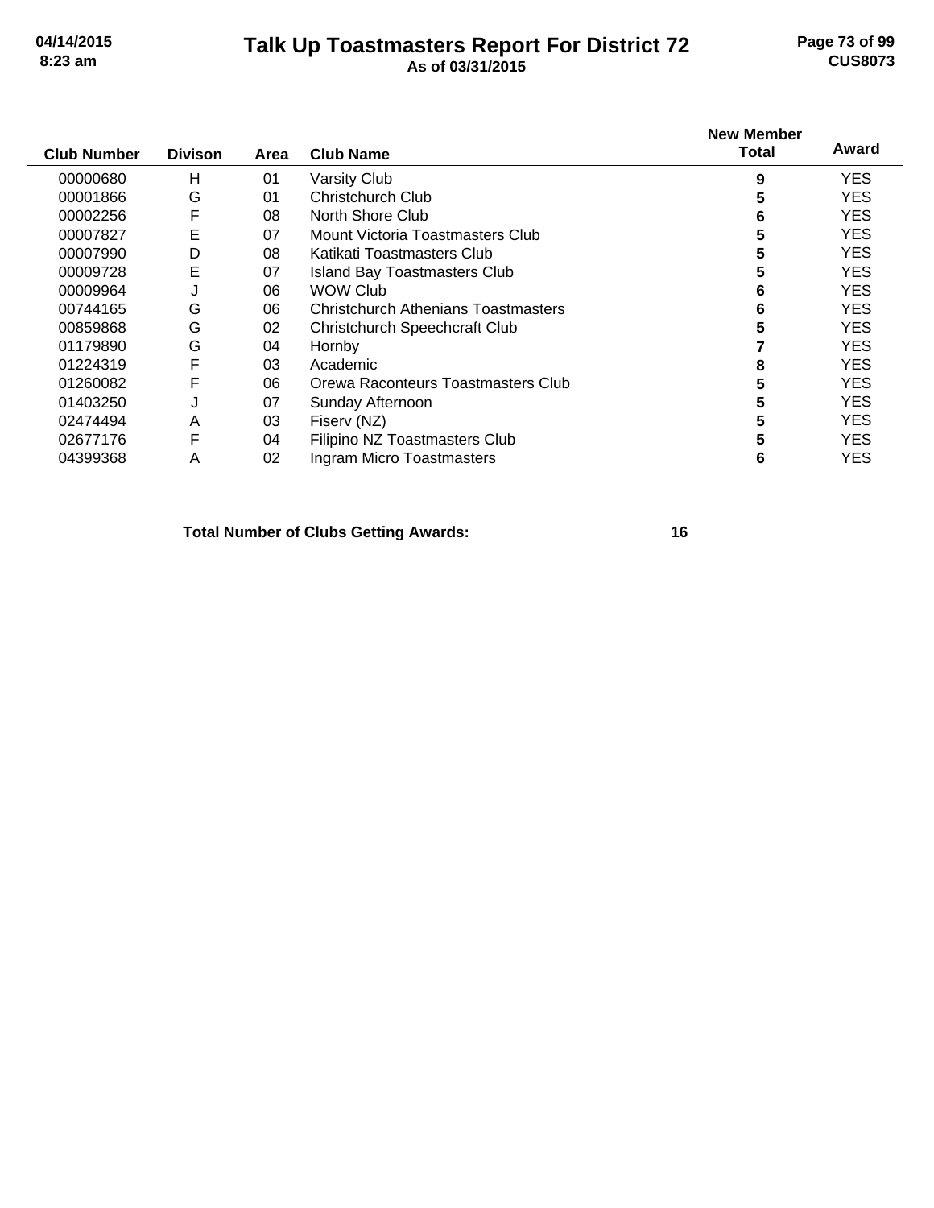# Talk Up Toastmasters Report For District 72

**As of 03/31/2015**

| Club Number | Divison | Area | Club Name | New Member Total | Award |
|---|---|---|---|---|---|
| 00000680 | H | 01 | Varsity Club | 9 | YES |
| 00001866 | G | 01 | Christchurch Club | 5 | YES |
| 00002256 | F | 08 | North Shore Club | 6 | YES |
| 00007827 | E | 07 | Mount Victoria Toastmasters Club | 5 | YES |
| 00007990 | D | 08 | Katikati Toastmasters Club | 5 | YES |
| 00009728 | E | 07 | Island Bay Toastmasters Club | 5 | YES |
| 00009964 | J | 06 | WOW Club | 6 | YES |
| 00744165 | G | 06 | Christchurch Athenians Toastmasters | 6 | YES |
| 00859868 | G | 02 | Christchurch Speechcraft Club | 5 | YES |
| 01179890 | G | 04 | Hornby | 7 | YES |
| 01224319 | F | 03 | Academic | 8 | YES |
| 01260082 | F | 06 | Orewa Raconteurs Toastmasters Club | 5 | YES |
| 01403250 | J | 07 | Sunday Afternoon | 5 | YES |
| 02474494 | A | 03 | Fiserv (NZ) | 5 | YES |
| 02677176 | F | 04 | Filipino NZ Toastmasters Club | 5 | YES |
| 04399368 | A | 02 | Ingram Micro Toastmasters | 6 | YES |

**Total Number of Clubs Getting Awards: 16**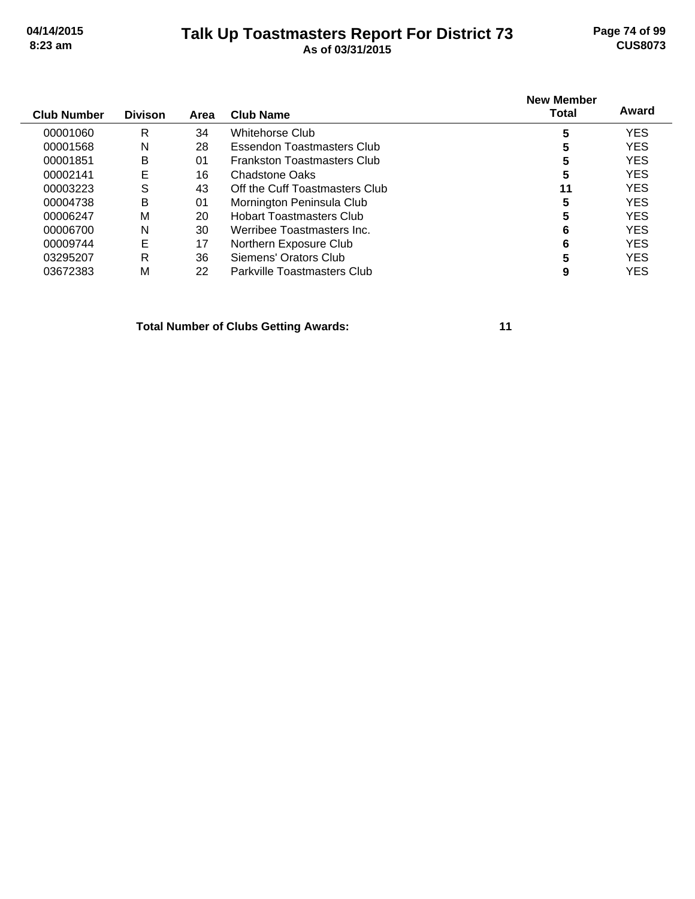# Talk Up Toastmasters Report For District 73

**As of 03/31/2015**

| Club Number | Divison | Area | Club Name | New Member Total | Award |
|---|---|---|---|---|---|
| 00001060 | R | 34 | Whitehorse Club | **5** | YES |
| 00001568 | N | 28 | Essendon Toastmasters Club | **5** | YES |
| 00001851 | B | 01 | Frankston Toastmasters Club | **5** | YES |
| 00002141 | E | 16 | Chadstone Oaks | **5** | YES |
| 00003223 | S | 43 | Off the Cuff Toastmasters Club | **11** | YES |
| 00004738 | B | 01 | Mornington Peninsula Club | **5** | YES |
| 00006247 | M | 20 | Hobart Toastmasters Club | **5** | YES |
| 00006700 | N | 30 | Werribee Toastmasters Inc. | **6** | YES |
| 00009744 | E | 17 | Northern Exposure Club | **6** | YES |
| 03295207 | R | 36 | Siemens' Orators Club | **5** | YES |
| 03672383 | M | 22 | Parkville Toastmasters Club | **9** | YES |

**Total Number of Clubs Getting Awards: 11**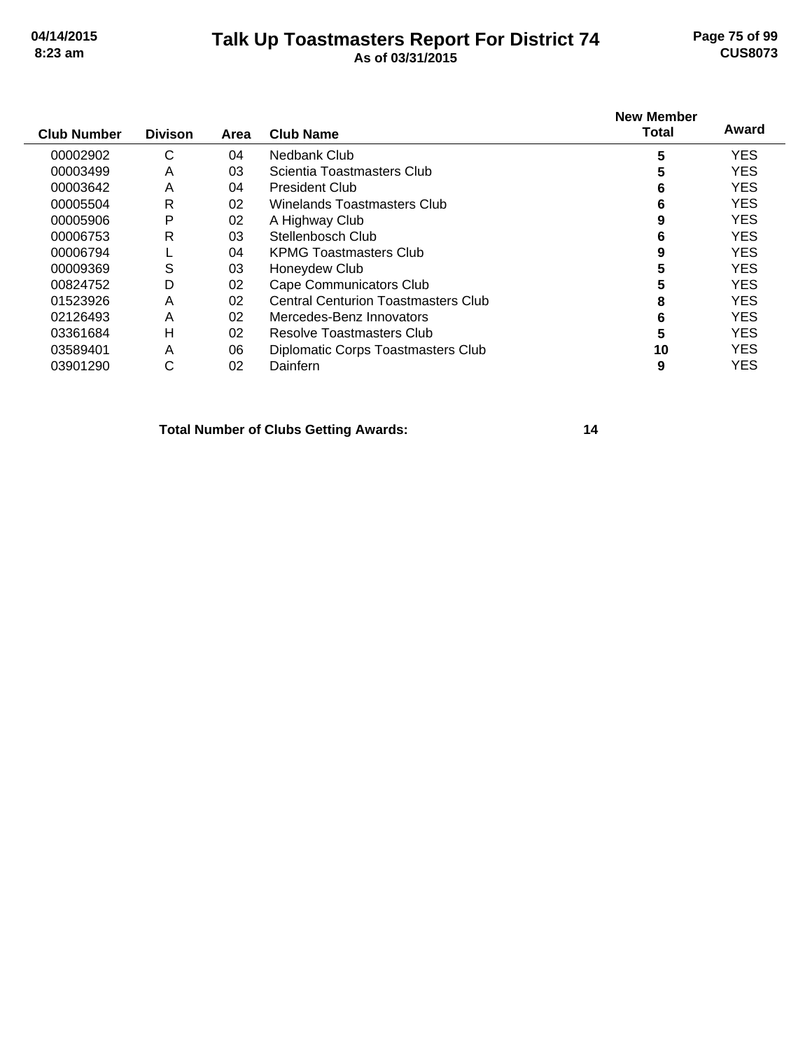# Talk Up Toastmasters Report For District 74

**As of 03/31/2015**

| Club Number | Divison | Area | Club Name | New Member Total | Award |
|---|---|---|---|---|---|
| 00002902 | C | 04 | Nedbank Club | **5** | YES |
| 00003499 | A | 03 | Scientia Toastmasters Club | **5** | YES |
| 00003642 | A | 04 | President Club | **6** | YES |
| 00005504 | R | 02 | Winelands Toastmasters Club | **6** | YES |
| 00005906 | P | 02 | A Highway Club | **9** | YES |
| 00006753 | R | 03 | Stellenbosch Club | **6** | YES |
| 00006794 | L | 04 | KPMG Toastmasters Club | **9** | YES |
| 00009369 | S | 03 | Honeydew Club | **5** | YES |
| 00824752 | D | 02 | Cape Communicators Club | **5** | YES |
| 01523926 | A | 02 | Central Centurion Toastmasters Club | **8** | YES |
| 02126493 | A | 02 | Mercedes-Benz Innovators | **6** | YES |
| 03361684 | H | 02 | Resolve Toastmasters Club | **5** | YES |
| 03589401 | A | 06 | Diplomatic Corps Toastmasters Club | **10** | YES |
| 03901290 | C | 02 | Dainfern | **9** | YES |

**Total Number of Clubs Getting Awards: 14**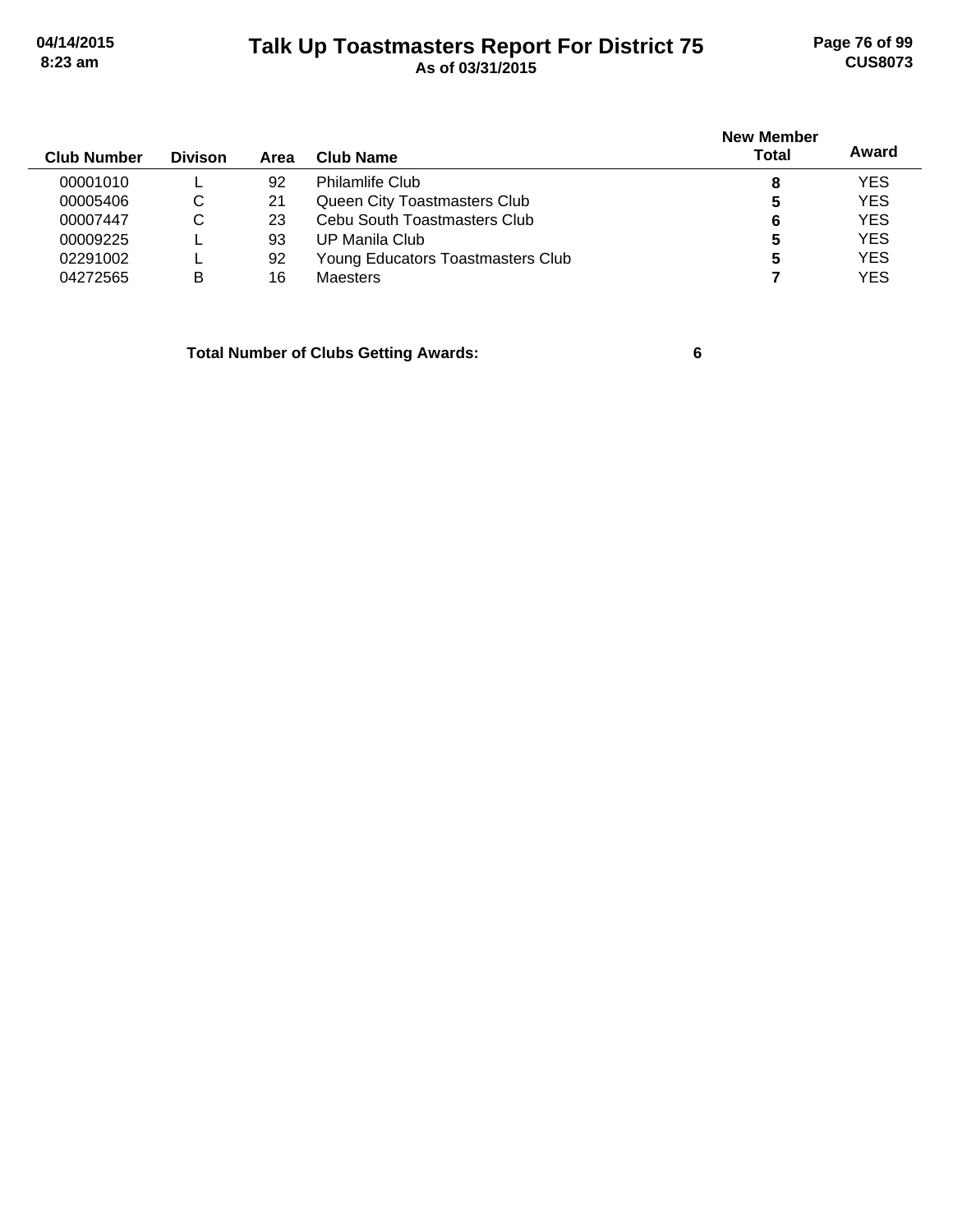# Talk Up Toastmasters Report For District 75

**As of 03/31/2015**

| Club Number | Divison | Area | Club Name | New Member Total | Award |
|---|---|---|---|---|---|
| 00001010 | L | 92 | Philamlife Club | **8** | YES |
| 00005406 | C | 21 | Queen City Toastmasters Club | **5** | YES |
| 00007447 | C | 23 | Cebu South Toastmasters Club | **6** | YES |
| 00009225 | L | 93 | UP Manila Club | **5** | YES |
| 02291002 | L | 92 | Young Educators Toastmasters Club | **5** | YES |
| 04272565 | B | 16 | Maesters | **7** | YES |

**Total Number of Clubs Getting Awards: 6**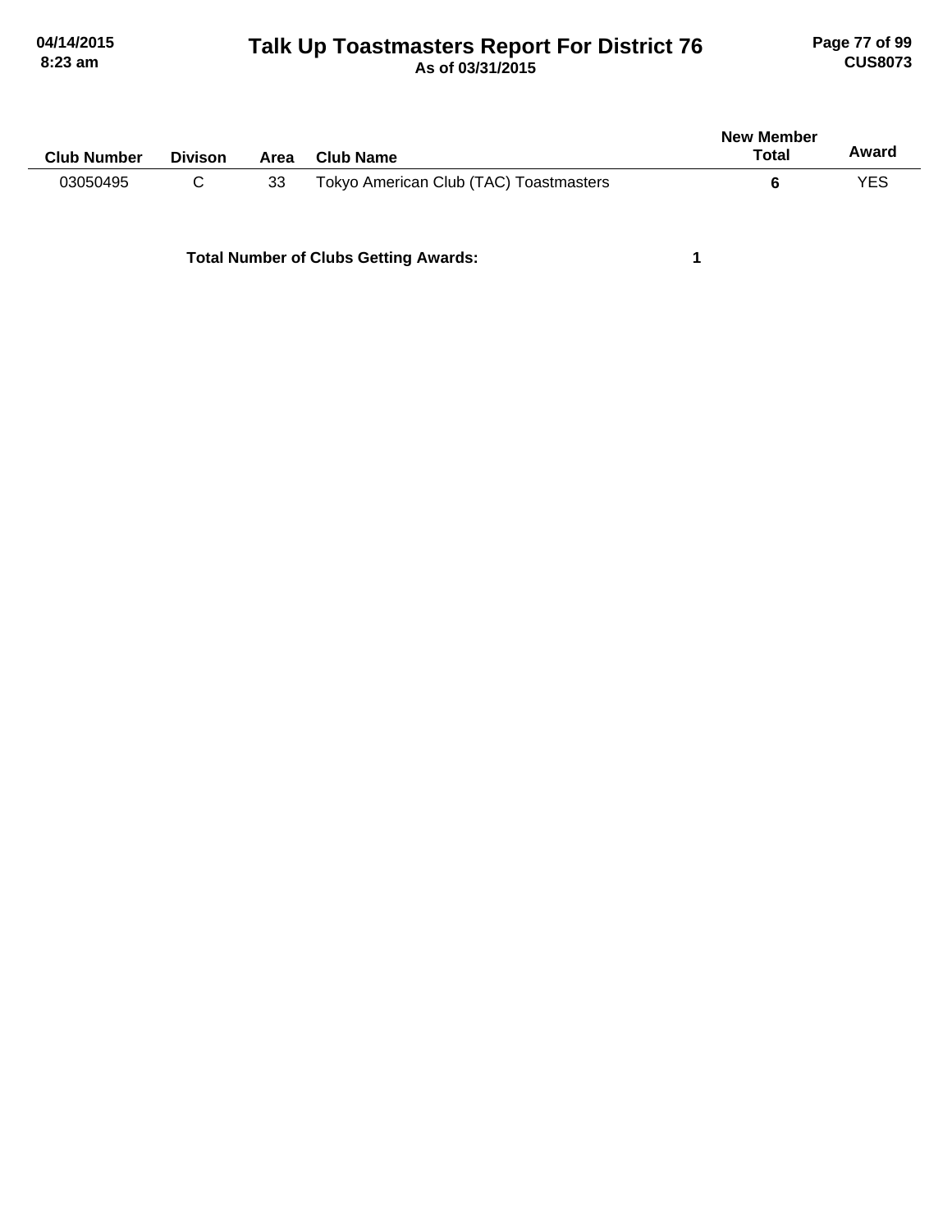# Talk Up Toastmasters Report For District 76

As of 03/31/2015

| Club Number | Divison | Area | Club Name | New Member Total | Award |
|---|---|---|---|---|---|
| 03050495 | C | 33 | Tokyo American Club (TAC) Toastmasters | **6** | YES |

**Total Number of Clubs Getting Awards:** **1**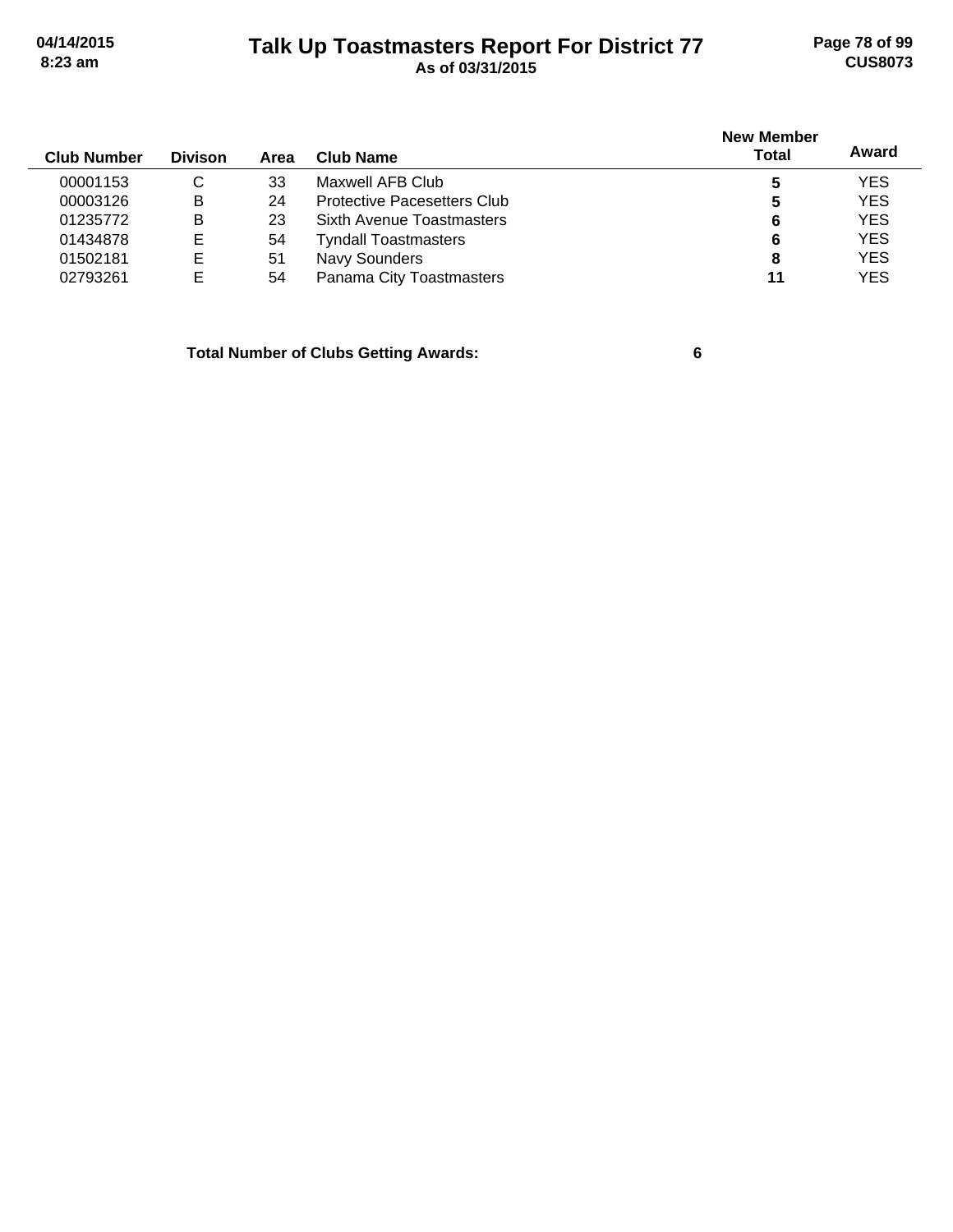# Talk Up Toastmasters Report For District 77

**As of 03/31/2015**

| Club Number | Divison | Area | Club Name | New Member Total | Award |
|---|---|---|---|---|---|
| 00001153 | C | 33 | Maxwell AFB Club | **5** | YES |
| 00003126 | B | 24 | Protective Pacesetters Club | **5** | YES |
| 01235772 | B | 23 | Sixth Avenue Toastmasters | **6** | YES |
| 01434878 | E | 54 | Tyndall Toastmasters | **6** | YES |
| 01502181 | E | 51 | Navy Sounders | **8** | YES |
| 02793261 | E | 54 | Panama City Toastmasters | **11** | YES |

**Total Number of Clubs Getting Awards: 6**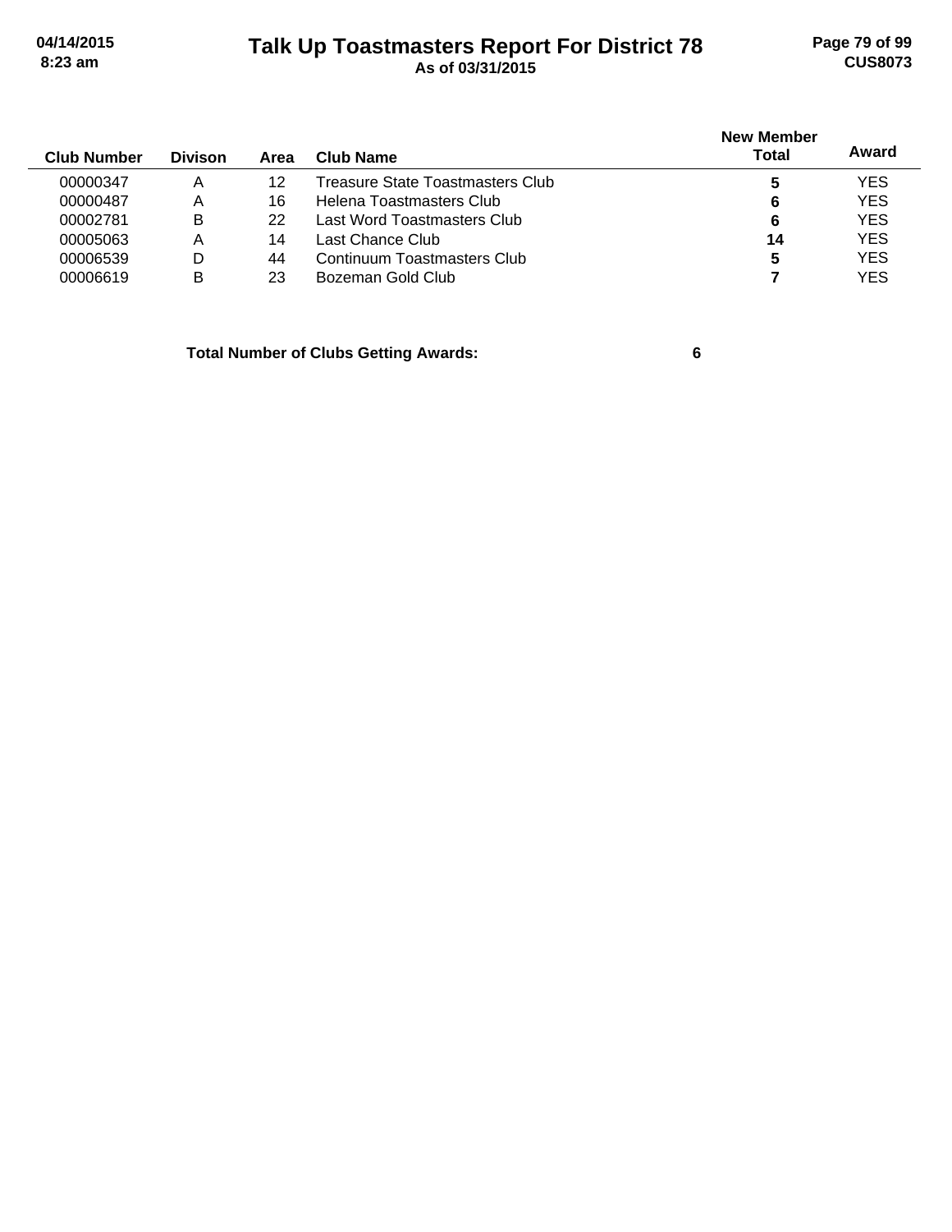# Talk Up Toastmasters Report For District 78

**As of 03/31/2015**

| Club Number | Divison | Area | Club Name | New Member Total | Award |
|---|---|---|---|---|---|
| 00000347 | A | 12 | Treasure State Toastmasters Club | **5** | YES |
| 00000487 | A | 16 | Helena Toastmasters Club | **6** | YES |
| 00002781 | B | 22 | Last Word Toastmasters Club | **6** | YES |
| 00005063 | A | 14 | Last Chance Club | **14** | YES |
| 00006539 | D | 44 | Continuum Toastmasters Club | **5** | YES |
| 00006619 | B | 23 | Bozeman Gold Club | **7** | YES |

**Total Number of Clubs Getting Awards: 6**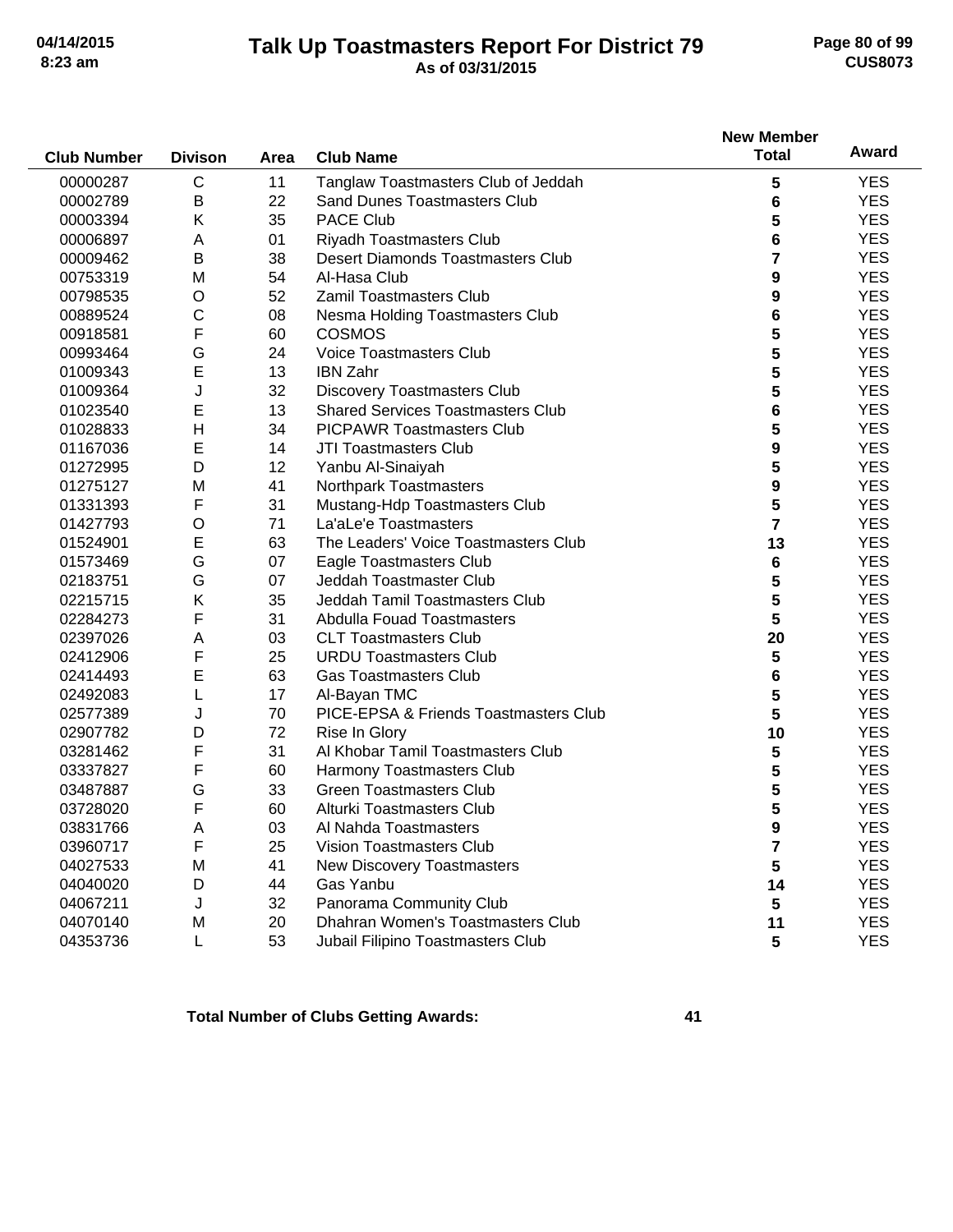# Talk Up Toastmasters Report For District 79

**As of 03/31/2015**

| Club Number | Divison | Area | Club Name | New Member Total | Award |
|---|---|---|---|---|---|
| 00000287 | C | 11 | Tanglaw Toastmasters Club of Jeddah | 5 | YES |
| 00002789 | B | 22 | Sand Dunes Toastmasters Club | 6 | YES |
| 00003394 | K | 35 | PACE Club | 5 | YES |
| 00006897 | A | 01 | Riyadh Toastmasters Club | 6 | YES |
| 00009462 | B | 38 | Desert Diamonds Toastmasters Club | 7 | YES |
| 00753319 | M | 54 | Al-Hasa Club | 9 | YES |
| 00798535 | O | 52 | Zamil Toastmasters Club | 9 | YES |
| 00889524 | C | 08 | Nesma Holding Toastmasters Club | 6 | YES |
| 00918581 | F | 60 | COSMOS | 5 | YES |
| 00993464 | G | 24 | Voice Toastmasters Club | 5 | YES |
| 01009343 | E | 13 | IBN Zahr | 5 | YES |
| 01009364 | J | 32 | Discovery Toastmasters Club | 5 | YES |
| 01023540 | E | 13 | Shared Services Toastmasters Club | 6 | YES |
| 01028833 | H | 34 | PICPAWR Toastmasters Club | 5 | YES |
| 01167036 | E | 14 | JTI Toastmasters Club | 9 | YES |
| 01272995 | D | 12 | Yanbu Al-Sinaiyah | 5 | YES |
| 01275127 | M | 41 | Northpark Toastmasters | 9 | YES |
| 01331393 | F | 31 | Mustang-Hdp Toastmasters Club | 5 | YES |
| 01427793 | O | 71 | La'aLe'e Toastmasters | 7 | YES |
| 01524901 | E | 63 | The Leaders' Voice Toastmasters Club | 13 | YES |
| 01573469 | G | 07 | Eagle Toastmasters Club | 6 | YES |
| 02183751 | G | 07 | Jeddah Toastmaster Club | 5 | YES |
| 02215715 | K | 35 | Jeddah Tamil Toastmasters Club | 5 | YES |
| 02284273 | F | 31 | Abdulla Fouad Toastmasters | 5 | YES |
| 02397026 | A | 03 | CLT Toastmasters Club | 20 | YES |
| 02412906 | F | 25 | URDU Toastmasters Club | 5 | YES |
| 02414493 | E | 63 | Gas Toastmasters Club | 6 | YES |
| 02492083 | L | 17 | Al-Bayan TMC | 5 | YES |
| 02577389 | J | 70 | PICE-EPSA & Friends Toastmasters Club | 5 | YES |
| 02907782 | D | 72 | Rise In Glory | 10 | YES |
| 03281462 | F | 31 | Al Khobar Tamil Toastmasters Club | 5 | YES |
| 03337827 | F | 60 | Harmony Toastmasters Club | 5 | YES |
| 03487887 | G | 33 | Green Toastmasters Club | 5 | YES |
| 03728020 | F | 60 | Alturki Toastmasters Club | 5 | YES |
| 03831766 | A | 03 | Al Nahda Toastmasters | 9 | YES |
| 03960717 | F | 25 | Vision Toastmasters Club | 7 | YES |
| 04027533 | M | 41 | New Discovery Toastmasters | 5 | YES |
| 04040020 | D | 44 | Gas Yanbu | 14 | YES |
| 04067211 | J | 32 | Panorama Community Club | 5 | YES |
| 04070140 | M | 20 | Dhahran Women's Toastmasters Club | 11 | YES |
| 04353736 | L | 53 | Jubail Filipino Toastmasters Club | 5 | YES |

**Total Number of Clubs Getting Awards:** **41**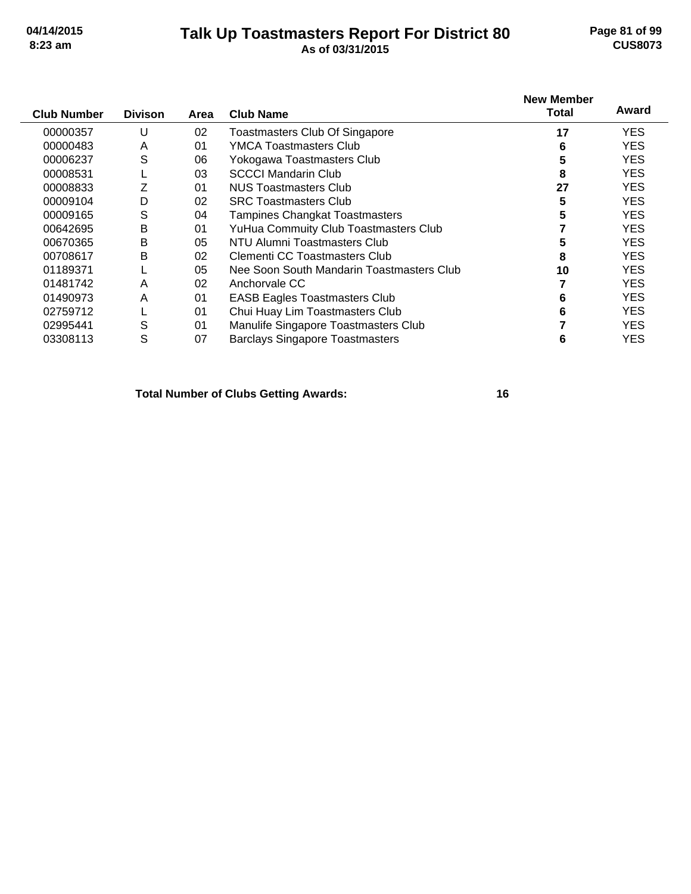| Club Number | Divison | Area | Club Name | New Member Total | Award |
|---|---|---|---|---|---|
| 00000357 | U | 02 | Toastmasters Club Of Singapore | 17 | YES |
| 00000483 | A | 01 | YMCA Toastmasters Club | 6 | YES |
| 00006237 | S | 06 | Yokogawa Toastmasters Club | 5 | YES |
| 00008531 | L | 03 | SCCCI Mandarin Club | 8 | YES |
| 00008833 | Z | 01 | NUS Toastmasters Club | 27 | YES |
| 00009104 | D | 02 | SRC Toastmasters Club | 5 | YES |
| 00009165 | S | 04 | Tampines Changkat Toastmasters | 5 | YES |
| 00642695 | B | 01 | YuHua Commuity Club Toastmasters Club | 7 | YES |
| 00670365 | B | 05 | NTU Alumni Toastmasters Club | 5 | YES |
| 00708617 | B | 02 | Clementi CC Toastmasters Club | 8 | YES |
| 01189371 | L | 05 | Nee Soon South Mandarin Toastmasters Club | 10 | YES |
| 01481742 | A | 02 | Anchorvale CC | 7 | YES |
| 01490973 | A | 01 | EASB Eagles Toastmasters Club | 6 | YES |
| 02759712 | L | 01 | Chui Huay Lim Toastmasters Club | 6 | YES |
| 02995441 | S | 01 | Manulife Singapore Toastmasters Club | 7 | YES |
| 03308113 | S | 07 | Barclays Singapore Toastmasters | 6 | YES |

**Total Number of Clubs Getting Awards: 16**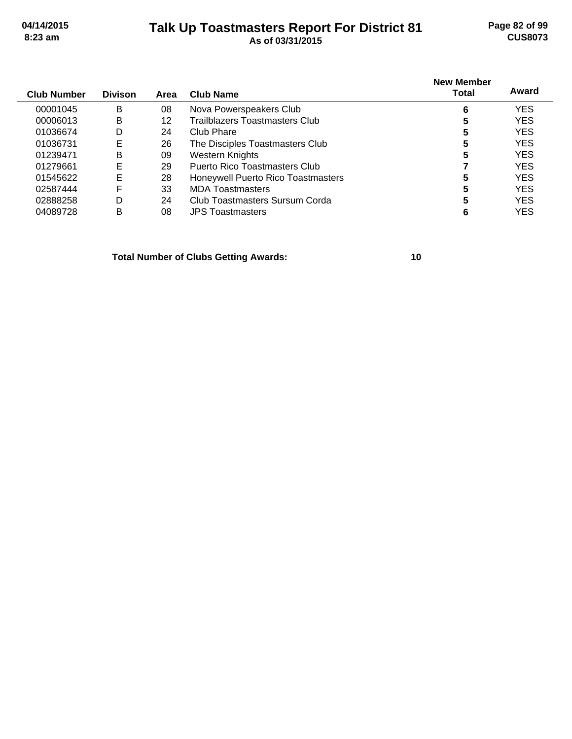# Talk Up Toastmasters Report For District 81

As of 03/31/2015

| Club Number | Divison | Area | Club Name | New Member Total | Award |
|---|---|---|---|---|---|
| 00001045 | B | 08 | Nova Powerspeakers Club | 6 | YES |
| 00006013 | B | 12 | Trailblazers Toastmasters Club | 5 | YES |
| 01036674 | D | 24 | Club Phare | 5 | YES |
| 01036731 | E | 26 | The Disciples Toastmasters Club | 5 | YES |
| 01239471 | B | 09 | Western Knights | 5 | YES |
| 01279661 | E | 29 | Puerto Rico Toastmasters Club | 7 | YES |
| 01545622 | E | 28 | Honeywell Puerto Rico Toastmasters | 5 | YES |
| 02587444 | F | 33 | MDA Toastmasters | 5 | YES |
| 02888258 | D | 24 | Club Toastmasters Sursum Corda | 5 | YES |
| 04089728 | B | 08 | JPS Toastmasters | 6 | YES |

**Total Number of Clubs Getting Awards: 10**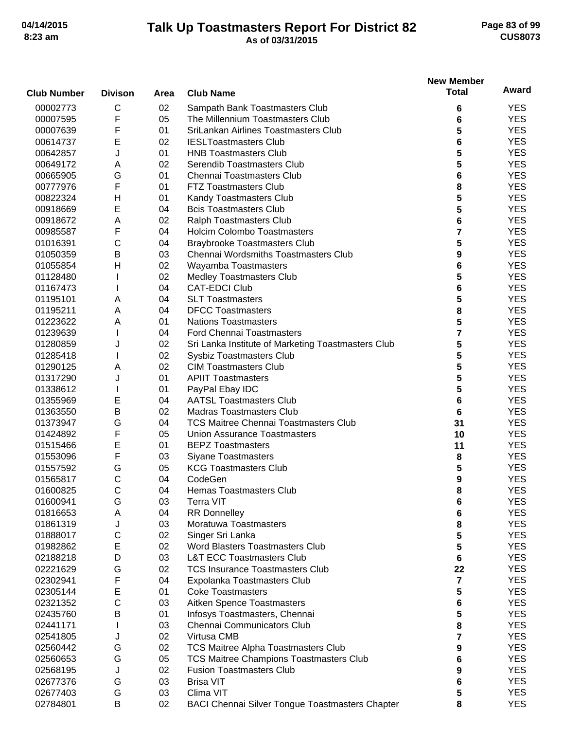# Talk Up Toastmasters Report For District 82

As of 03/31/2015

| Club Number | Divison | Area | Club Name | New Member Total | Award |
|---|---|---|---|---|---|
| 00002773 | C | 02 | Sampath Bank Toastmasters Club | 6 | YES |
| 00007595 | F | 05 | The Millennium Toastmasters Club | 6 | YES |
| 00007639 | F | 01 | SriLankan Airlines Toastmasters Club | 5 | YES |
| 00614737 | E | 02 | IESLToastmasters Club | 6 | YES |
| 00642857 | J | 01 | HNB Toastmasters Club | 5 | YES |
| 00649172 | A | 02 | Serendib Toastmasters Club | 5 | YES |
| 00665905 | G | 01 | Chennai Toastmasters Club | 6 | YES |
| 00777976 | F | 01 | FTZ Toastmasters Club | 8 | YES |
| 00822324 | H | 01 | Kandy Toastmasters Club | 5 | YES |
| 00918669 | E | 04 | Bcis Toastmasters Club | 5 | YES |
| 00918672 | A | 02 | Ralph Toastmasters Club | 6 | YES |
| 00985587 | F | 04 | Holcim Colombo Toastmasters | 7 | YES |
| 01016391 | C | 04 | Braybrooke Toastmasters Club | 5 | YES |
| 01050359 | B | 03 | Chennai Wordsmiths Toastmasters Club | 9 | YES |
| 01055854 | H | 02 | Wayamba Toastmasters | 6 | YES |
| 01128480 | I | 02 | Medley Toastmasters Club | 5 | YES |
| 01167473 | I | 04 | CAT-EDCI Club | 6 | YES |
| 01195101 | A | 04 | SLT Toastmasters | 5 | YES |
| 01195211 | A | 04 | DFCC Toastmasters | 8 | YES |
| 01223622 | A | 01 | Nations Toastmasters | 5 | YES |
| 01239639 | I | 04 | Ford Chennai Toastmasters | 7 | YES |
| 01280859 | J | 02 | Sri Lanka Institute of Marketing Toastmasters Club | 5 | YES |
| 01285418 | I | 02 | Sysbiz Toastmasters Club | 5 | YES |
| 01290125 | A | 02 | CIM Toastmasters Club | 5 | YES |
| 01317290 | J | 01 | APIIT Toastmasters | 5 | YES |
| 01338612 | I | 01 | PayPal Ebay IDC | 5 | YES |
| 01355969 | E | 04 | AATSL Toastmasters Club | 6 | YES |
| 01363550 | B | 02 | Madras Toastmasters Club | 6 | YES |
| 01373947 | G | 04 | TCS Maitree Chennai Toastmasters Club | 31 | YES |
| 01424892 | F | 05 | Union Assurance Toastmasters | 10 | YES |
| 01515466 | E | 01 | BEPZ Toastmasters | 11 | YES |
| 01553096 | F | 03 | Siyane Toastmasters | 8 | YES |
| 01557592 | G | 05 | KCG Toastmasters Club | 5 | YES |
| 01565817 | C | 04 | CodeGen | 9 | YES |
| 01600825 | C | 04 | Hemas Toastmasters Club | 8 | YES |
| 01600941 | G | 03 | Terra VIT | 6 | YES |
| 01816653 | A | 04 | RR Donnelley | 6 | YES |
| 01861319 | J | 03 | Moratuwa Toastmasters | 8 | YES |
| 01888017 | C | 02 | Singer Sri Lanka | 5 | YES |
| 01982862 | E | 02 | Word Blasters Toastmasters Club | 5 | YES |
| 02188218 | D | 03 | L&T ECC Toastmasters Club | 6 | YES |
| 02221629 | G | 02 | TCS Insurance Toastmasters Club | 22 | YES |
| 02302941 | F | 04 | Expolanka Toastmasters Club | 7 | YES |
| 02305144 | E | 01 | Coke Toastmasters | 5 | YES |
| 02321352 | C | 03 | Aitken Spence Toastmasters | 6 | YES |
| 02435760 | B | 01 | Infosys Toastmasters, Chennai | 5 | YES |
| 02441171 | I | 03 | Chennai Communicators Club | 8 | YES |
| 02541805 | J | 02 | Virtusa CMB | 7 | YES |
| 02560442 | G | 02 | TCS Maitree Alpha Toastmasters Club | 9 | YES |
| 02560653 | G | 05 | TCS Maitree Champions Toastmasters Club | 6 | YES |
| 02568195 | J | 02 | Fusion Toastmasters Club | 9 | YES |
| 02677376 | G | 03 | Brisa VIT | 6 | YES |
| 02677403 | G | 03 | Clima VIT | 5 | YES |
| 02784801 | B | 02 | BACI Chennai Silver Tongue Toastmasters Chapter | 8 | YES |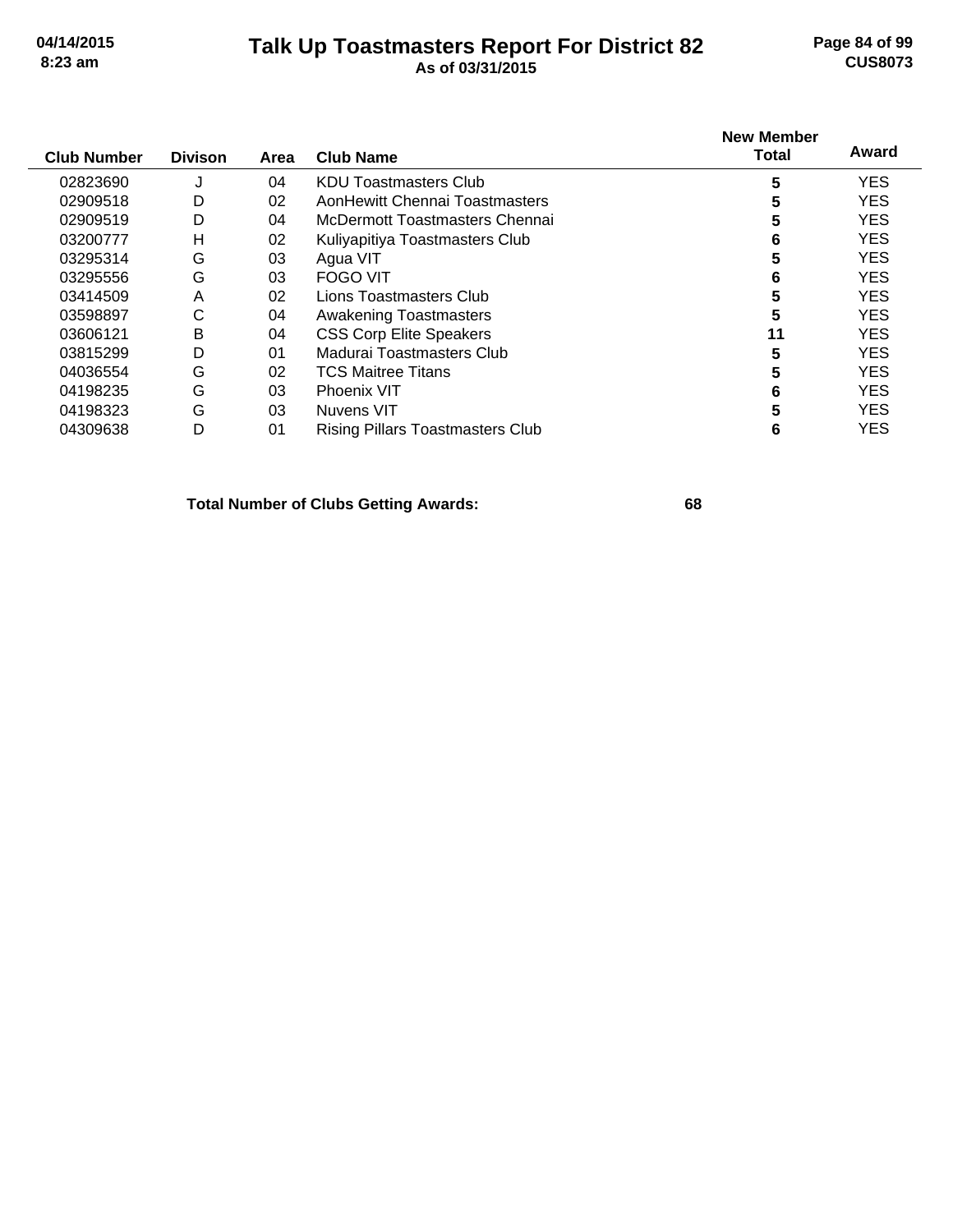# Talk Up Toastmasters Report For District 82

**As of 03/31/2015**

| Club Number | Divison | Area | Club Name | New Member Total | Award |
|---|---|---|---|---|---|
| 02823690 | J | 04 | KDU Toastmasters Club | 5 | YES |
| 02909518 | D | 02 | AonHewitt Chennai Toastmasters | 5 | YES |
| 02909519 | D | 04 | McDermott Toastmasters Chennai | 5 | YES |
| 03200777 | H | 02 | Kuliyapitiya Toastmasters Club | 6 | YES |
| 03295314 | G | 03 | Agua VIT | 5 | YES |
| 03295556 | G | 03 | FOGO VIT | 6 | YES |
| 03414509 | A | 02 | Lions Toastmasters Club | 5 | YES |
| 03598897 | C | 04 | Awakening Toastmasters | 5 | YES |
| 03606121 | B | 04 | CSS Corp Elite Speakers | 11 | YES |
| 03815299 | D | 01 | Madurai Toastmasters Club | 5 | YES |
| 04036554 | G | 02 | TCS Maitree Titans | 5 | YES |
| 04198235 | G | 03 | Phoenix VIT | 6 | YES |
| 04198323 | G | 03 | Nuvens VIT | 5 | YES |
| 04309638 | D | 01 | Rising Pillars Toastmasters Club | 6 | YES |

**Total Number of Clubs Getting Awards: 68**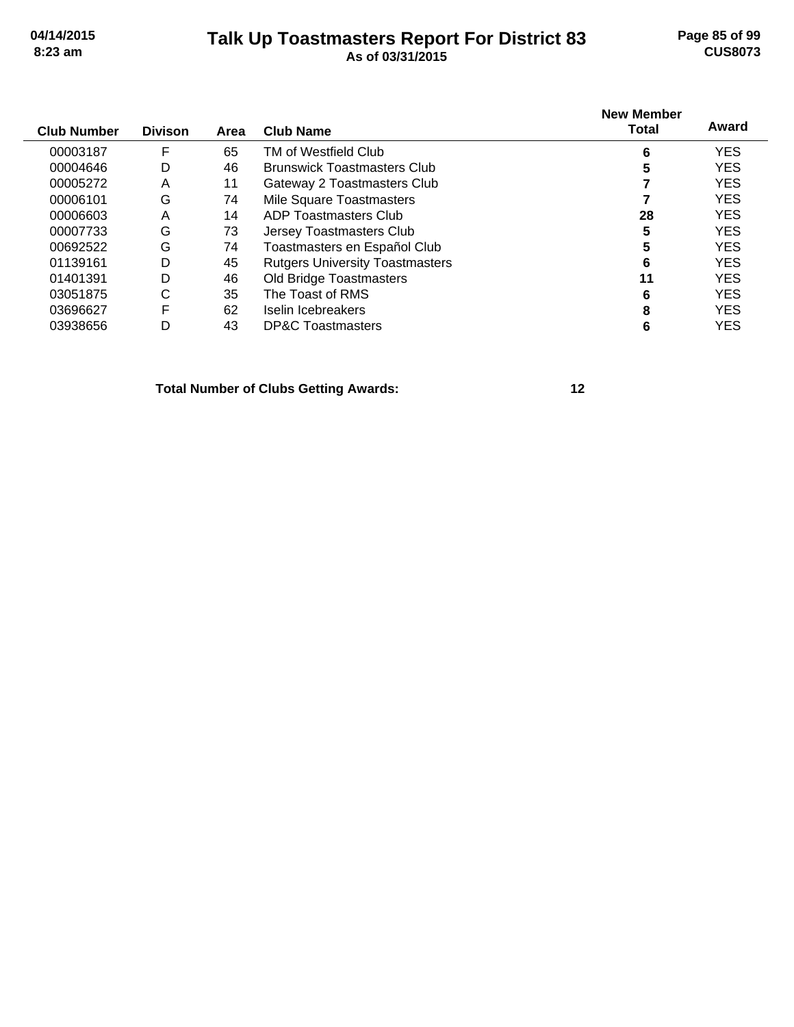# Talk Up Toastmasters Report For District 83

As of 03/31/2015

| Club Number | Divison | Area | Club Name | New Member Total | Award |
|---|---|---|---|---|---|
| 00003187 | F | 65 | TM of Westfield Club | 6 | YES |
| 00004646 | D | 46 | Brunswick Toastmasters Club | 5 | YES |
| 00005272 | A | 11 | Gateway 2 Toastmasters Club | 7 | YES |
| 00006101 | G | 74 | Mile Square Toastmasters | 7 | YES |
| 00006603 | A | 14 | ADP Toastmasters Club | 28 | YES |
| 00007733 | G | 73 | Jersey Toastmasters Club | 5 | YES |
| 00692522 | G | 74 | Toastmasters en Español Club | 5 | YES |
| 01139161 | D | 45 | Rutgers University Toastmasters | 6 | YES |
| 01401391 | D | 46 | Old Bridge Toastmasters | 11 | YES |
| 03051875 | C | 35 | The Toast of RMS | 6 | YES |
| 03696627 | F | 62 | Iselin Icebreakers | 8 | YES |
| 03938656 | D | 43 | DP&C Toastmasters | 6 | YES |

**Total Number of Clubs Getting Awards: 12**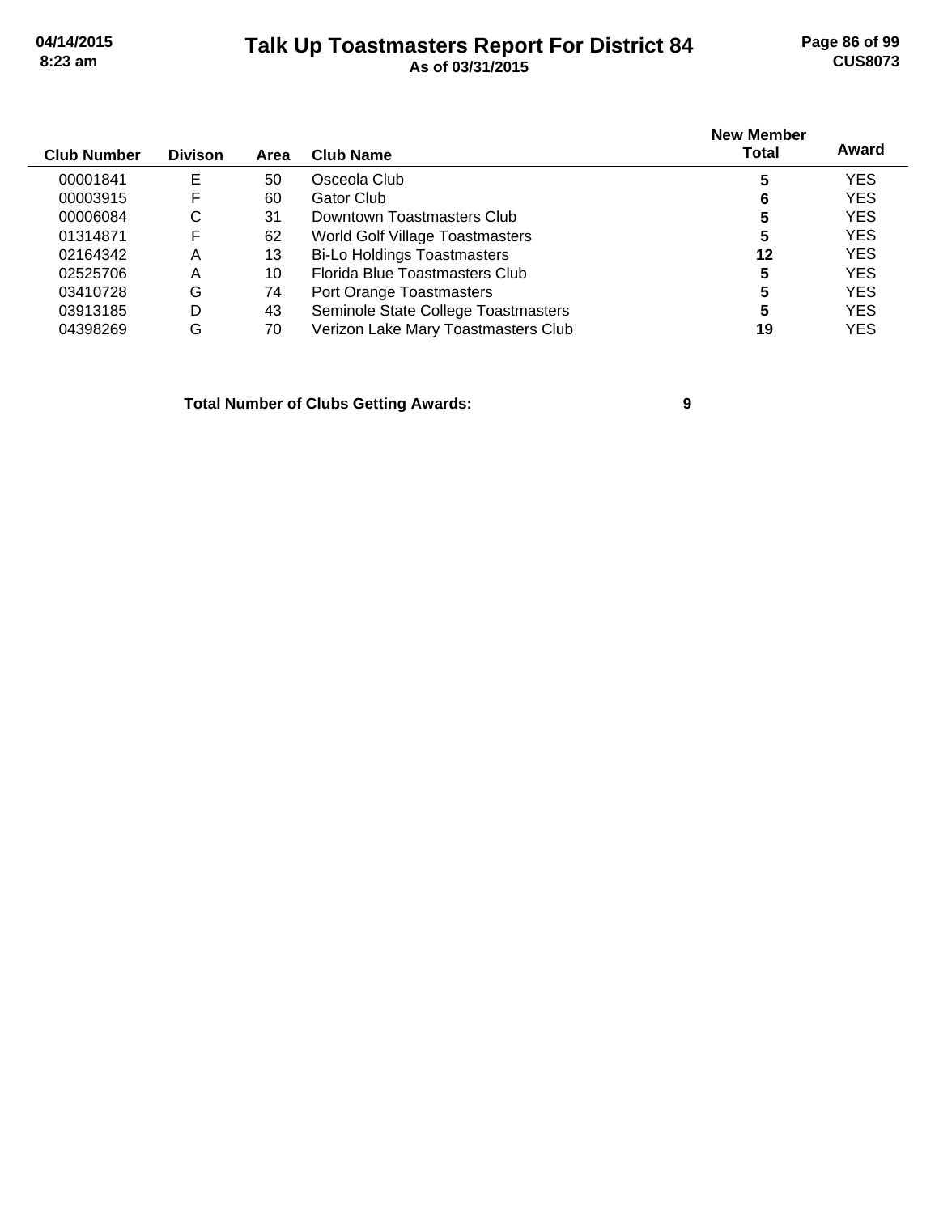# Talk Up Toastmasters Report For District 84

**As of 03/31/2015**

| Club Number | Divison | Area | Club Name | New Member Total | Award |
|---|---|---|---|---|---|
| 00001841 | E | 50 | Osceola Club | **5** | YES |
| 00003915 | F | 60 | Gator Club | **6** | YES |
| 00006084 | C | 31 | Downtown Toastmasters Club | **5** | YES |
| 01314871 | F | 62 | World Golf Village Toastmasters | **5** | YES |
| 02164342 | A | 13 | Bi-Lo Holdings Toastmasters | **12** | YES |
| 02525706 | A | 10 | Florida Blue Toastmasters Club | **5** | YES |
| 03410728 | G | 74 | Port Orange Toastmasters | **5** | YES |
| 03913185 | D | 43 | Seminole State College Toastmasters | **5** | YES |
| 04398269 | G | 70 | Verizon Lake Mary Toastmasters Club | **19** | YES |

**Total Number of Clubs Getting Awards: 9**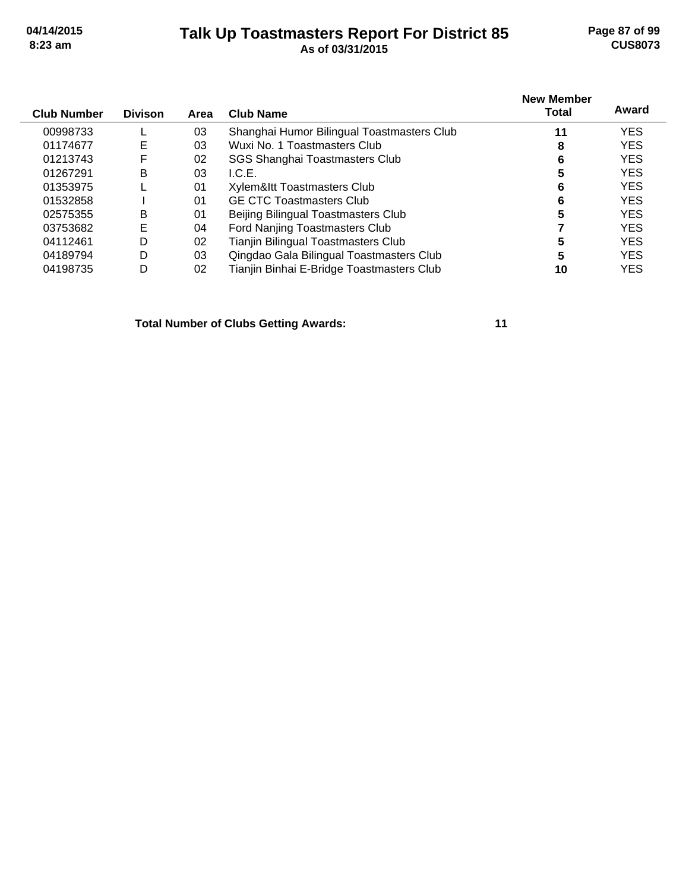# Talk Up Toastmasters Report For District 85

As of 03/31/2015

| Club Number | Divison | Area | Club Name | New Member Total | Award |
|---|---|---|---|---|---|
| 00998733 | L | 03 | Shanghai Humor Bilingual Toastmasters Club | **11** | YES |
| 01174677 | E | 03 | Wuxi No. 1 Toastmasters Club | **8** | YES |
| 01213743 | F | 02 | SGS Shanghai Toastmasters Club | **6** | YES |
| 01267291 | B | 03 | I.C.E. | **5** | YES |
| 01353975 | L | 01 | Xylem&Itt Toastmasters Club | **6** | YES |
| 01532858 | I | 01 | GE CTC Toastmasters Club | **6** | YES |
| 02575355 | B | 01 | Beijing Bilingual Toastmasters Club | **5** | YES |
| 03753682 | E | 04 | Ford Nanjing Toastmasters Club | **7** | YES |
| 04112461 | D | 02 | Tianjin Bilingual Toastmasters Club | **5** | YES |
| 04189794 | D | 03 | Qingdao Gala Bilingual Toastmasters Club | **5** | YES |
| 04198735 | D | 02 | Tianjin Binhai E-Bridge Toastmasters Club | **10** | YES |

**Total Number of Clubs Getting Awards:** **11**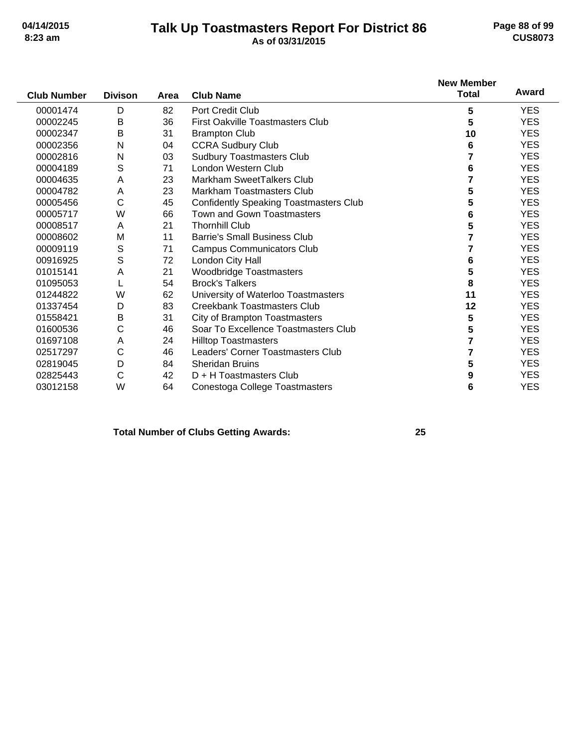# Talk Up Toastmasters Report For District 86

**As of 03/31/2015**

| Club Number | Divison | Area | Club Name | New Member Total | Award |
|---|---|---|---|---|---|
| 00001474 | D | 82 | Port Credit Club | 5 | YES |
| 00002245 | B | 36 | First Oakville Toastmasters Club | 5 | YES |
| 00002347 | B | 31 | Brampton Club | 10 | YES |
| 00002356 | N | 04 | CCRA Sudbury Club | 6 | YES |
| 00002816 | N | 03 | Sudbury Toastmasters Club | 7 | YES |
| 00004189 | S | 71 | London Western Club | 6 | YES |
| 00004635 | A | 23 | Markham SweetTalkers Club | 7 | YES |
| 00004782 | A | 23 | Markham Toastmasters Club | 5 | YES |
| 00005456 | C | 45 | Confidently Speaking Toastmasters Club | 5 | YES |
| 00005717 | W | 66 | Town and Gown Toastmasters | 6 | YES |
| 00008517 | A | 21 | Thornhill Club | 5 | YES |
| 00008602 | M | 11 | Barrie's Small Business Club | 7 | YES |
| 00009119 | S | 71 | Campus Communicators Club | 7 | YES |
| 00916925 | S | 72 | London City Hall | 6 | YES |
| 01015141 | A | 21 | Woodbridge Toastmasters | 5 | YES |
| 01095053 | L | 54 | Brock's Talkers | 8 | YES |
| 01244822 | W | 62 | University of Waterloo Toastmasters | 11 | YES |
| 01337454 | D | 83 | Creekbank Toastmasters Club | 12 | YES |
| 01558421 | B | 31 | City of Brampton Toastmasters | 5 | YES |
| 01600536 | C | 46 | Soar To Excellence Toastmasters Club | 5 | YES |
| 01697108 | A | 24 | Hilltop Toastmasters | 7 | YES |
| 02517297 | C | 46 | Leaders' Corner Toastmasters Club | 7 | YES |
| 02819045 | D | 84 | Sheridan Bruins | 5 | YES |
| 02825443 | C | 42 | D + H Toastmasters Club | 9 | YES |
| 03012158 | W | 64 | Conestoga College Toastmasters | 6 | YES |

**Total Number of Clubs Getting Awards: 25**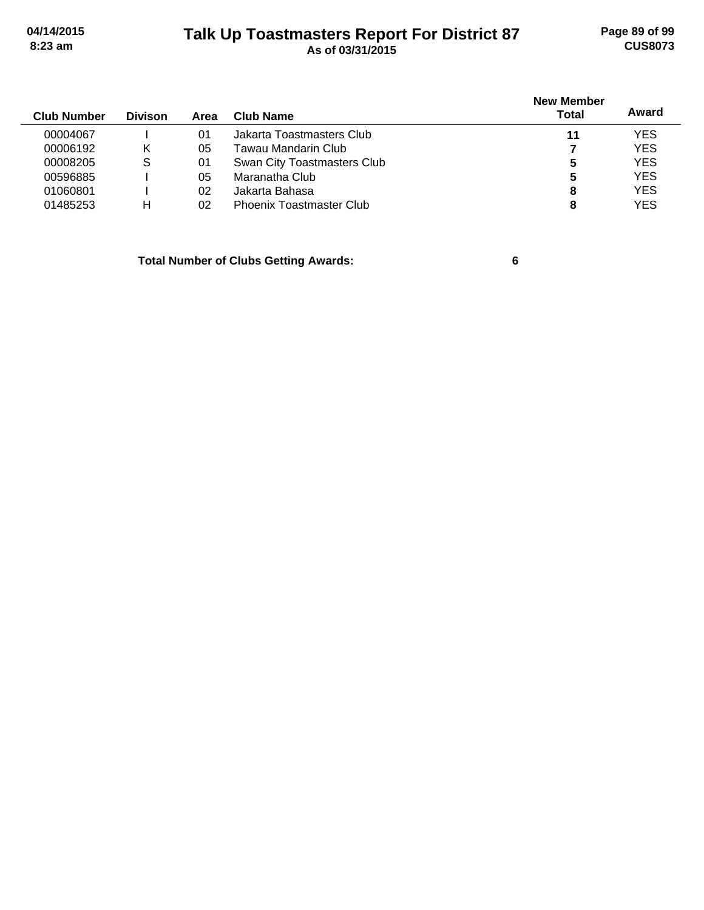| Club Number | Divison | Area | Club Name | New Member Total | Award |
|---|---|---|---|---|---|
| 00004067 | I | 01 | Jakarta Toastmasters Club | **11** | YES |
| 00006192 | K | 05 | Tawau Mandarin Club | **7** | YES |
| 00008205 | S | 01 | Swan City Toastmasters Club | **5** | YES |
| 00596885 | I | 05 | Maranatha Club | **5** | YES |
| 01060801 | I | 02 | Jakarta Bahasa | **8** | YES |
| 01485253 | H | 02 | Phoenix Toastmaster Club | **8** | YES |

**Total Number of Clubs Getting Awards: 6**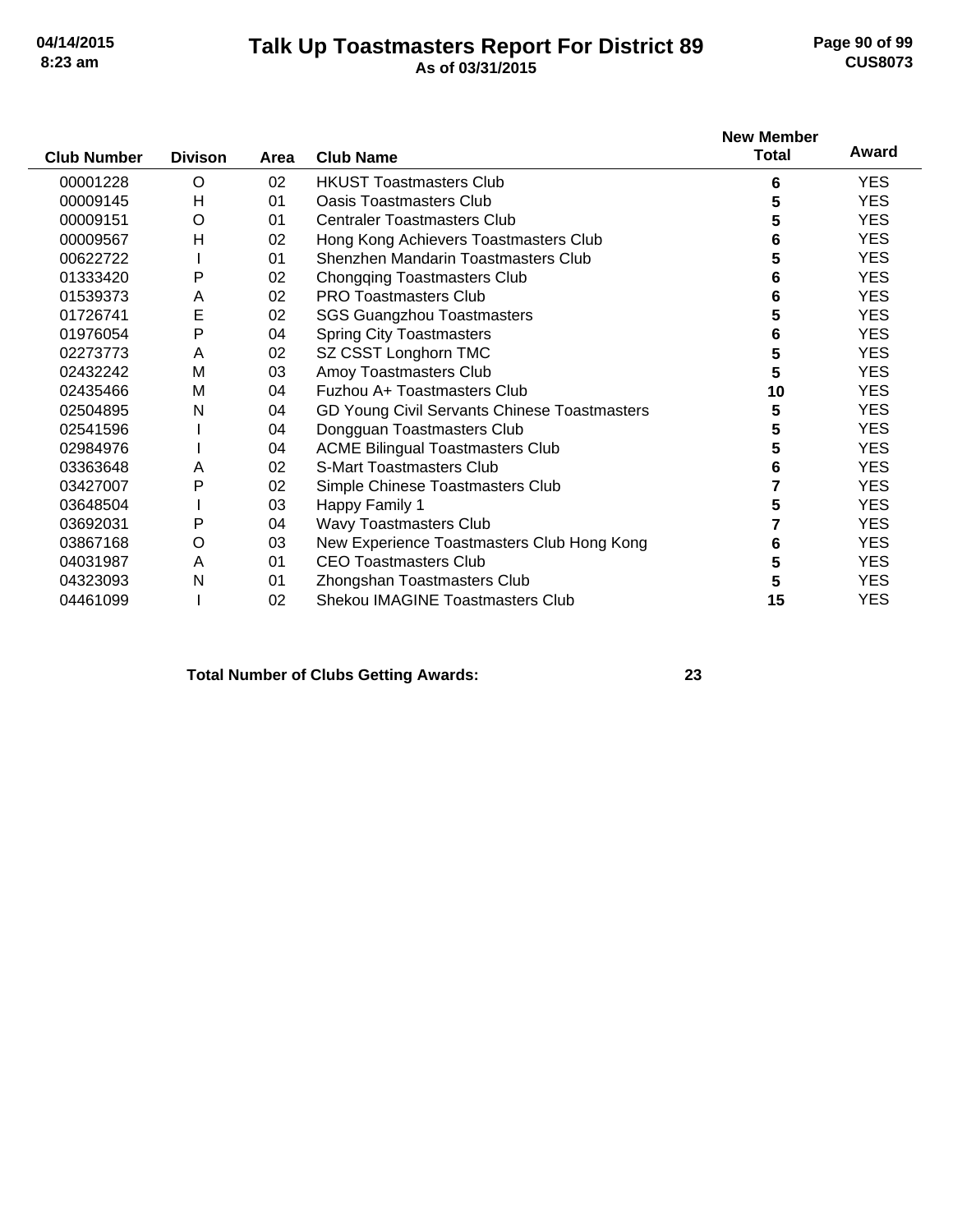# Talk Up Toastmasters Report For District 89

**As of 03/31/2015**

| Club Number | Divison | Area | Club Name | New Member Total | Award |
|---|---|---|---|---|---|
| 00001228 | O | 02 | HKUST Toastmasters Club | 6 | YES |
| 00009145 | H | 01 | Oasis Toastmasters Club | 5 | YES |
| 00009151 | O | 01 | Centraler Toastmasters Club | 5 | YES |
| 00009567 | H | 02 | Hong Kong Achievers Toastmasters Club | 6 | YES |
| 00622722 | I | 01 | Shenzhen Mandarin Toastmasters Club | 5 | YES |
| 01333420 | P | 02 | Chongqing Toastmasters Club | 6 | YES |
| 01539373 | A | 02 | PRO Toastmasters Club | 6 | YES |
| 01726741 | E | 02 | SGS Guangzhou Toastmasters | 5 | YES |
| 01976054 | P | 04 | Spring City Toastmasters | 6 | YES |
| 02273773 | A | 02 | SZ CSST Longhorn TMC | 5 | YES |
| 02432242 | M | 03 | Amoy Toastmasters Club | 5 | YES |
| 02435466 | M | 04 | Fuzhou A+ Toastmasters Club | 10 | YES |
| 02504895 | N | 04 | GD Young Civil Servants Chinese Toastmasters | 5 | YES |
| 02541596 | I | 04 | Dongguan Toastmasters Club | 5 | YES |
| 02984976 | I | 04 | ACME Bilingual Toastmasters Club | 5 | YES |
| 03363648 | A | 02 | S-Mart Toastmasters Club | 6 | YES |
| 03427007 | P | 02 | Simple Chinese Toastmasters Club | 7 | YES |
| 03648504 | I | 03 | Happy Family 1 | 5 | YES |
| 03692031 | P | 04 | Wavy Toastmasters Club | 7 | YES |
| 03867168 | O | 03 | New Experience Toastmasters Club Hong Kong | 6 | YES |
| 04031987 | A | 01 | CEO Toastmasters Club | 5 | YES |
| 04323093 | N | 01 | Zhongshan Toastmasters Club | 5 | YES |
| 04461099 | I | 02 | Shekou IMAGINE Toastmasters Club | 15 | YES |

**Total Number of Clubs Getting Awards: 23**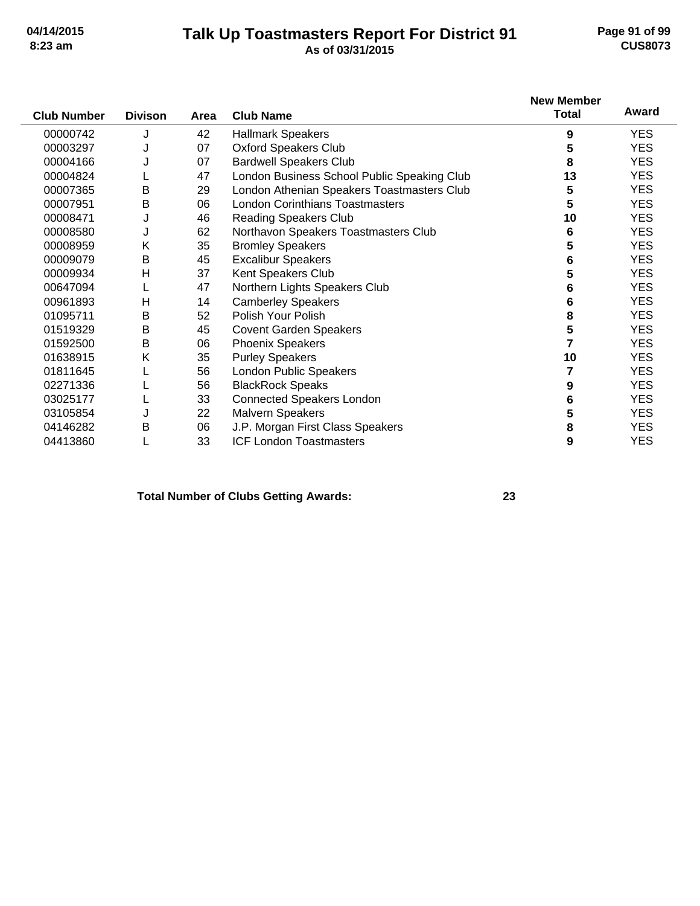# Talk Up Toastmasters Report For District 91

**As of 03/31/2015**

| Club Number | Divison | Area | Club Name | New Member Total | Award |
|---|---|---|---|---|---|
| 00000742 | J | 42 | Hallmark Speakers | **9** | YES |
| 00003297 | J | 07 | Oxford Speakers Club | **5** | YES |
| 00004166 | J | 07 | Bardwell Speakers Club | **8** | YES |
| 00004824 | L | 47 | London Business School Public Speaking Club | **13** | YES |
| 00007365 | B | 29 | London Athenian Speakers Toastmasters Club | **5** | YES |
| 00007951 | B | 06 | London Corinthians Toastmasters | **5** | YES |
| 00008471 | J | 46 | Reading Speakers Club | **10** | YES |
| 00008580 | J | 62 | Northavon Speakers Toastmasters Club | **6** | YES |
| 00008959 | K | 35 | Bromley Speakers | **5** | YES |
| 00009079 | B | 45 | Excalibur Speakers | **6** | YES |
| 00009934 | H | 37 | Kent Speakers Club | **5** | YES |
| 00647094 | L | 47 | Northern Lights Speakers Club | **6** | YES |
| 00961893 | H | 14 | Camberley Speakers | **6** | YES |
| 01095711 | B | 52 | Polish Your Polish | **8** | YES |
| 01519329 | B | 45 | Covent Garden Speakers | **5** | YES |
| 01592500 | B | 06 | Phoenix Speakers | **7** | YES |
| 01638915 | K | 35 | Purley Speakers | **10** | YES |
| 01811645 | L | 56 | London Public Speakers | **7** | YES |
| 02271336 | L | 56 | BlackRock Speaks | **9** | YES |
| 03025177 | L | 33 | Connected Speakers London | **6** | YES |
| 03105854 | J | 22 | Malvern Speakers | **5** | YES |
| 04146282 | B | 06 | J.P. Morgan First Class Speakers | **8** | YES |
| 04413860 | L | 33 | ICF London Toastmasters | **9** | YES |

**Total Number of Clubs Getting Awards: 23**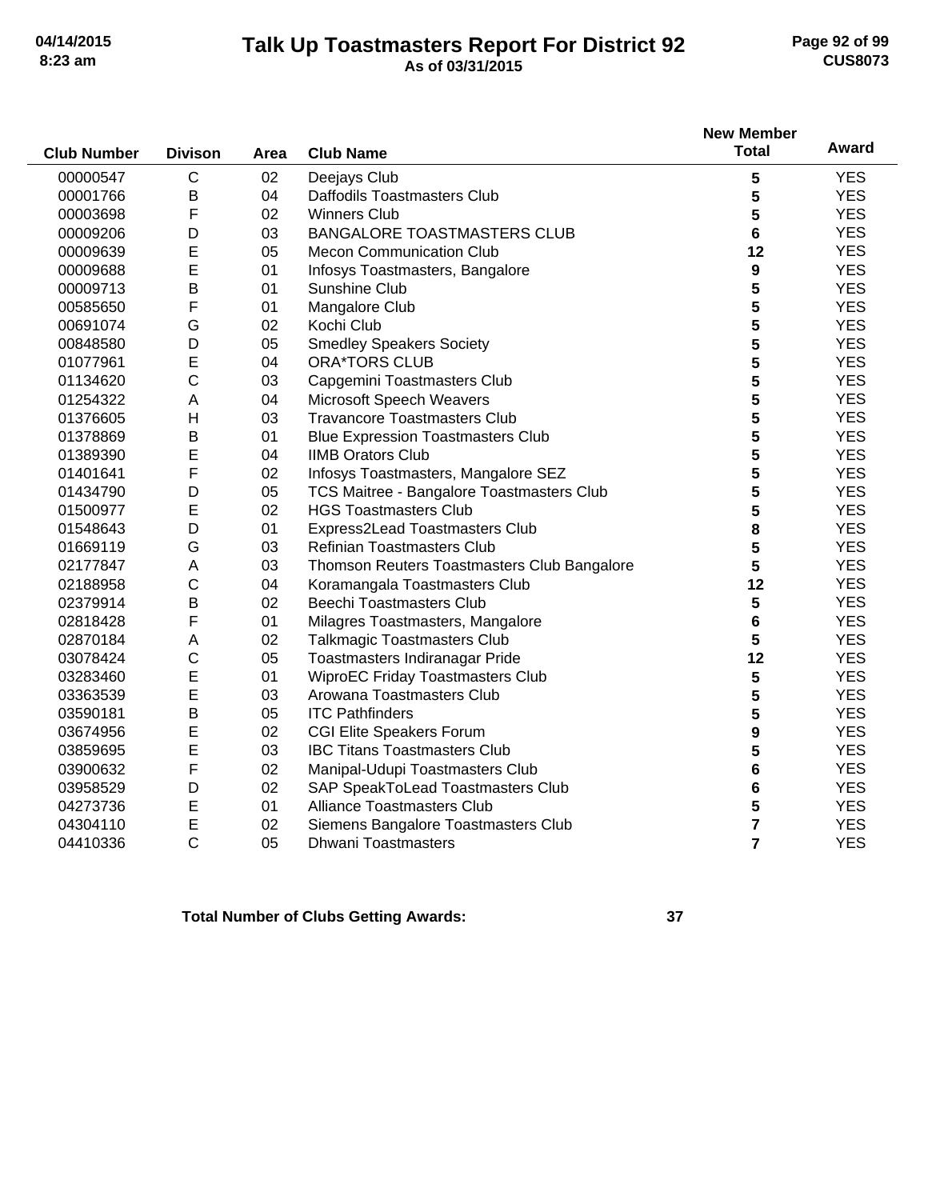# Talk Up Toastmasters Report For District 92

**As of 03/31/2015**

| Club Number | Divison | Area | Club Name | New Member Total | Award |
|---|---|---|---|---|---|
| 00000547 | C | 02 | Deejays Club | 5 | YES |
| 00001766 | B | 04 | Daffodils Toastmasters Club | 5 | YES |
| 00003698 | F | 02 | Winners Club | 5 | YES |
| 00009206 | D | 03 | BANGALORE TOASTMASTERS CLUB | 6 | YES |
| 00009639 | E | 05 | Mecon Communication Club | 12 | YES |
| 00009688 | E | 01 | Infosys Toastmasters, Bangalore | 9 | YES |
| 00009713 | B | 01 | Sunshine Club | 5 | YES |
| 00585650 | F | 01 | Mangalore Club | 5 | YES |
| 00691074 | G | 02 | Kochi Club | 5 | YES |
| 00848580 | D | 05 | Smedley Speakers Society | 5 | YES |
| 01077961 | E | 04 | ORA*TORS CLUB | 5 | YES |
| 01134620 | C | 03 | Capgemini Toastmasters Club | 5 | YES |
| 01254322 | A | 04 | Microsoft Speech Weavers | 5 | YES |
| 01376605 | H | 03 | Travancore Toastmasters Club | 5 | YES |
| 01378869 | B | 01 | Blue Expression Toastmasters Club | 5 | YES |
| 01389390 | E | 04 | IIMB Orators Club | 5 | YES |
| 01401641 | F | 02 | Infosys Toastmasters, Mangalore SEZ | 5 | YES |
| 01434790 | D | 05 | TCS Maitree - Bangalore Toastmasters Club | 5 | YES |
| 01500977 | E | 02 | HGS Toastmasters Club | 5 | YES |
| 01548643 | D | 01 | Express2Lead Toastmasters Club | 8 | YES |
| 01669119 | G | 03 | Refinian Toastmasters Club | 5 | YES |
| 02177847 | A | 03 | Thomson Reuters Toastmasters Club Bangalore | 5 | YES |
| 02188958 | C | 04 | Koramangala Toastmasters Club | 12 | YES |
| 02379914 | B | 02 | Beechi Toastmasters Club | 5 | YES |
| 02818428 | F | 01 | Milagres Toastmasters, Mangalore | 6 | YES |
| 02870184 | A | 02 | Talkmagic Toastmasters Club | 5 | YES |
| 03078424 | C | 05 | Toastmasters Indiranagar Pride | 12 | YES |
| 03283460 | E | 01 | WiproEC Friday Toastmasters Club | 5 | YES |
| 03363539 | E | 03 | Arowana Toastmasters Club | 5 | YES |
| 03590181 | B | 05 | ITC Pathfinders | 5 | YES |
| 03674956 | E | 02 | CGI Elite Speakers Forum | 9 | YES |
| 03859695 | E | 03 | IBC Titans Toastmasters Club | 5 | YES |
| 03900632 | F | 02 | Manipal-Udupi Toastmasters Club | 6 | YES |
| 03958529 | D | 02 | SAP SpeakToLead Toastmasters Club | 6 | YES |
| 04273736 | E | 01 | Alliance Toastmasters Club | 5 | YES |
| 04304110 | E | 02 | Siemens Bangalore Toastmasters Club | 7 | YES |
| 04410336 | C | 05 | Dhwani Toastmasters | 7 | YES |

**Total Number of Clubs Getting Awards: 37**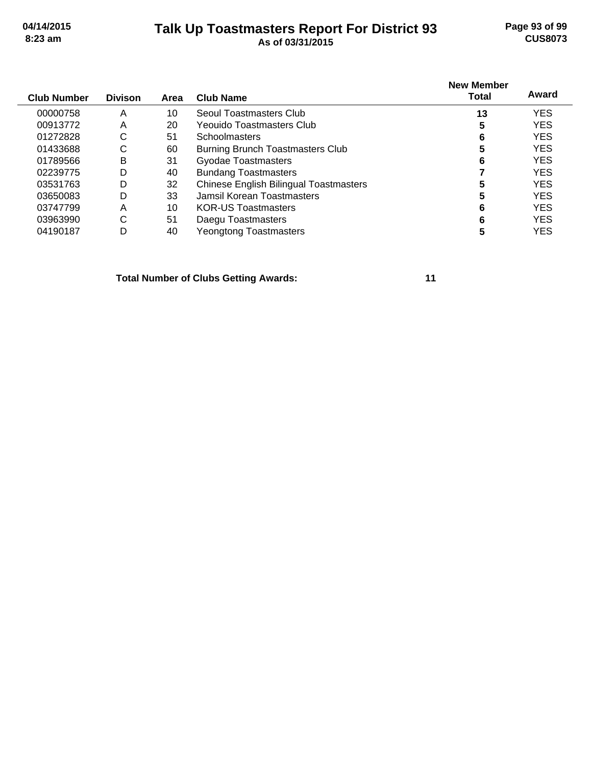# Talk Up Toastmasters Report For District 93

**As of 03/31/2015**

| Club Number | Divison | Area | Club Name | New Member Total | Award |
|---|---|---|---|---|---|
| 00000758 | A | 10 | Seoul Toastmasters Club | **13** | YES |
| 00913772 | A | 20 | Yeouido Toastmasters Club | **5** | YES |
| 01272828 | C | 51 | Schoolmasters | **6** | YES |
| 01433688 | C | 60 | Burning Brunch Toastmasters Club | **5** | YES |
| 01789566 | B | 31 | Gyodae Toastmasters | **6** | YES |
| 02239775 | D | 40 | Bundang Toastmasters | **7** | YES |
| 03531763 | D | 32 | Chinese English Bilingual Toastmasters | **5** | YES |
| 03650083 | D | 33 | Jamsil Korean Toastmasters | **5** | YES |
| 03747799 | A | 10 | KOR-US Toastmasters | **6** | YES |
| 03963990 | C | 51 | Daegu Toastmasters | **6** | YES |
| 04190187 | D | 40 | Yeongtong Toastmasters | **5** | YES |

**Total Number of Clubs Getting Awards:** **11**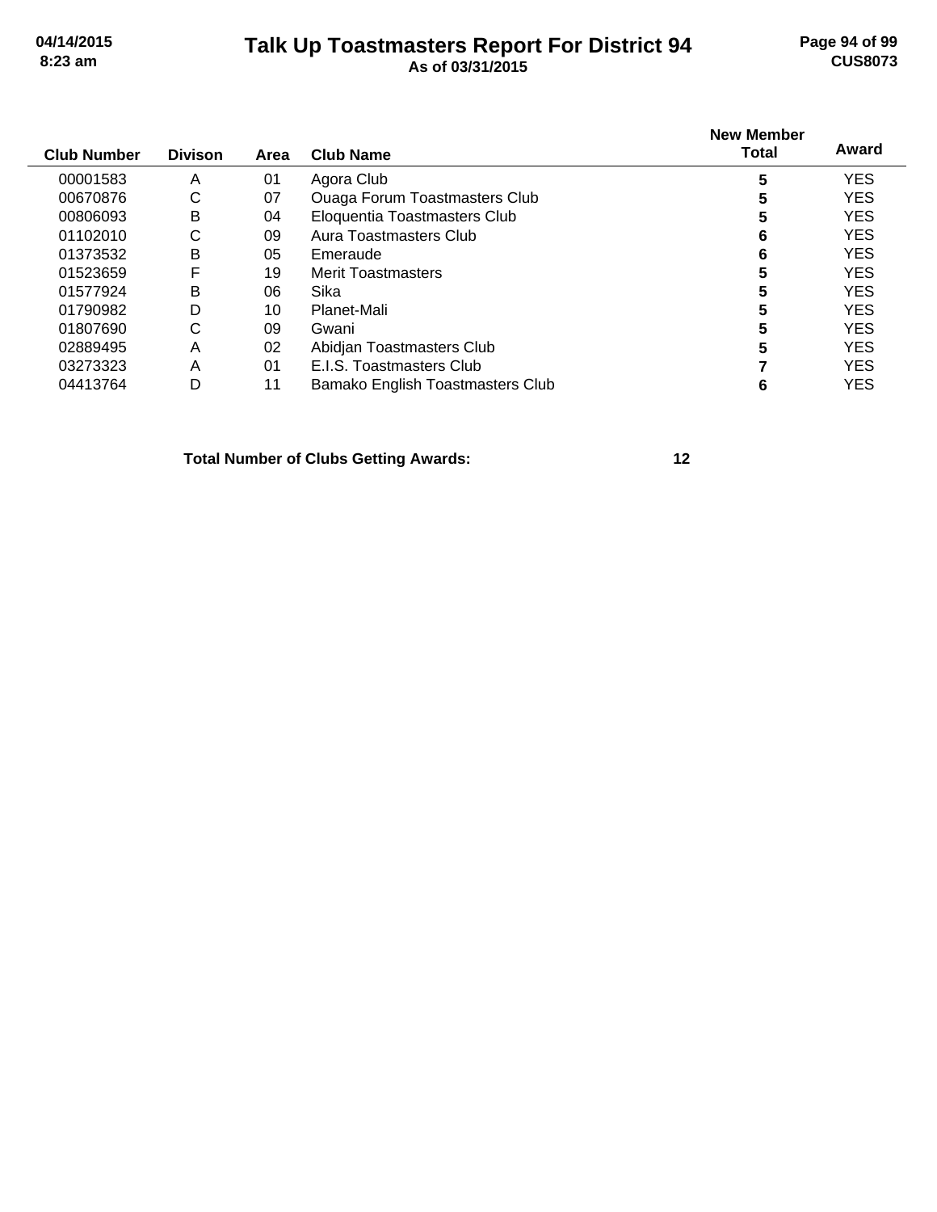# Talk Up Toastmasters Report For District 94

As of 03/31/2015

| Club Number | Divison | Area | Club Name | New Member Total | Award |
|---|---|---|---|---|---|
| 00001583 | A | 01 | Agora Club | 5 | YES |
| 00670876 | C | 07 | Ouaga Forum Toastmasters Club | 5 | YES |
| 00806093 | B | 04 | Eloquentia Toastmasters Club | 5 | YES |
| 01102010 | C | 09 | Aura Toastmasters Club | 6 | YES |
| 01373532 | B | 05 | Emeraude | 6 | YES |
| 01523659 | F | 19 | Merit Toastmasters | 5 | YES |
| 01577924 | B | 06 | Sika | 5 | YES |
| 01790982 | D | 10 | Planet-Mali | 5 | YES |
| 01807690 | C | 09 | Gwani | 5 | YES |
| 02889495 | A | 02 | Abidjan Toastmasters Club | 5 | YES |
| 03273323 | A | 01 | E.I.S. Toastmasters Club | 7 | YES |
| 04413764 | D | 11 | Bamako English Toastmasters Club | 6 | YES |

**Total Number of Clubs Getting Awards: 12**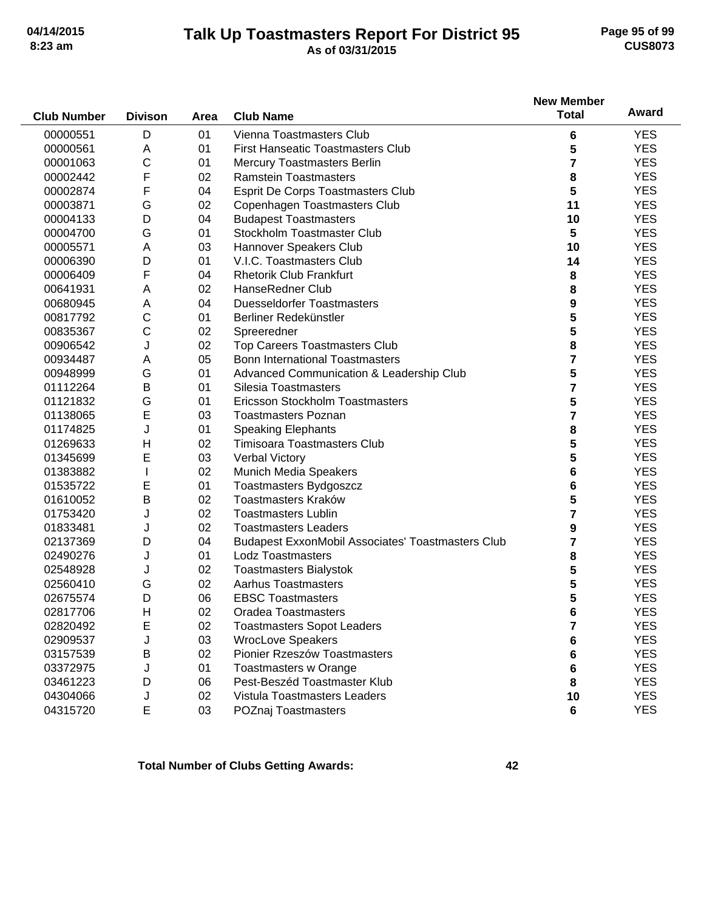# Talk Up Toastmasters Report For District 95

**As of 03/31/2015**

| Club Number | Divison | Area | Club Name | New Member Total | Award |
|---|---|---|---|---|---|
| 00000551 | D | 01 | Vienna Toastmasters Club | 6 | YES |
| 00000561 | A | 01 | First Hanseatic Toastmasters Club | 5 | YES |
| 00001063 | C | 01 | Mercury Toastmasters Berlin | 7 | YES |
| 00002442 | F | 02 | Ramstein Toastmasters | 8 | YES |
| 00002874 | F | 04 | Esprit De Corps Toastmasters Club | 5 | YES |
| 00003871 | G | 02 | Copenhagen Toastmasters Club | 11 | YES |
| 00004133 | D | 04 | Budapest Toastmasters | 10 | YES |
| 00004700 | G | 01 | Stockholm Toastmaster Club | 5 | YES |
| 00005571 | A | 03 | Hannover Speakers Club | 10 | YES |
| 00006390 | D | 01 | V.I.C. Toastmasters Club | 14 | YES |
| 00006409 | F | 04 | Rhetorik Club Frankfurt | 8 | YES |
| 00641931 | A | 02 | HanseRedner Club | 8 | YES |
| 00680945 | A | 04 | Duesseldorfer Toastmasters | 9 | YES |
| 00817792 | C | 01 | Berliner Redekünstler | 5 | YES |
| 00835367 | C | 02 | Spreeredner | 5 | YES |
| 00906542 | J | 02 | Top Careers Toastmasters Club | 8 | YES |
| 00934487 | A | 05 | Bonn International Toastmasters | 7 | YES |
| 00948999 | G | 01 | Advanced Communication & Leadership Club | 5 | YES |
| 01112264 | B | 01 | Silesia Toastmasters | 7 | YES |
| 01121832 | G | 01 | Ericsson Stockholm Toastmasters | 5 | YES |
| 01138065 | E | 03 | Toastmasters Poznan | 7 | YES |
| 01174825 | J | 01 | Speaking Elephants | 8 | YES |
| 01269633 | H | 02 | Timisoara Toastmasters Club | 5 | YES |
| 01345699 | E | 03 | Verbal Victory | 5 | YES |
| 01383882 | I | 02 | Munich Media Speakers | 6 | YES |
| 01535722 | E | 01 | Toastmasters Bydgoszcz | 6 | YES |
| 01610052 | B | 02 | Toastmasters Kraków | 5 | YES |
| 01753420 | J | 02 | Toastmasters Lublin | 7 | YES |
| 01833481 | J | 02 | Toastmasters Leaders | 9 | YES |
| 02137369 | D | 04 | Budapest ExxonMobil Associates' Toastmasters Club | 7 | YES |
| 02490276 | J | 01 | Lodz Toastmasters | 8 | YES |
| 02548928 | J | 02 | Toastmasters Bialystok | 5 | YES |
| 02560410 | G | 02 | Aarhus Toastmasters | 5 | YES |
| 02675574 | D | 06 | EBSC Toastmasters | 5 | YES |
| 02817706 | H | 02 | Oradea Toastmasters | 6 | YES |
| 02820492 | E | 02 | Toastmasters Sopot Leaders | 7 | YES |
| 02909537 | J | 03 | WrocLove Speakers | 6 | YES |
| 03157539 | B | 02 | Pionier Rzeszów Toastmasters | 6 | YES |
| 03372975 | J | 01 | Toastmasters w Orange | 6 | YES |
| 03461223 | D | 06 | Pest-Beszéd Toastmaster Klub | 8 | YES |
| 04304066 | J | 02 | Vistula Toastmasters Leaders | 10 | YES |
| 04315720 | E | 03 | POZnaj Toastmasters | 6 | YES |

**Total Number of Clubs Getting Awards: 42**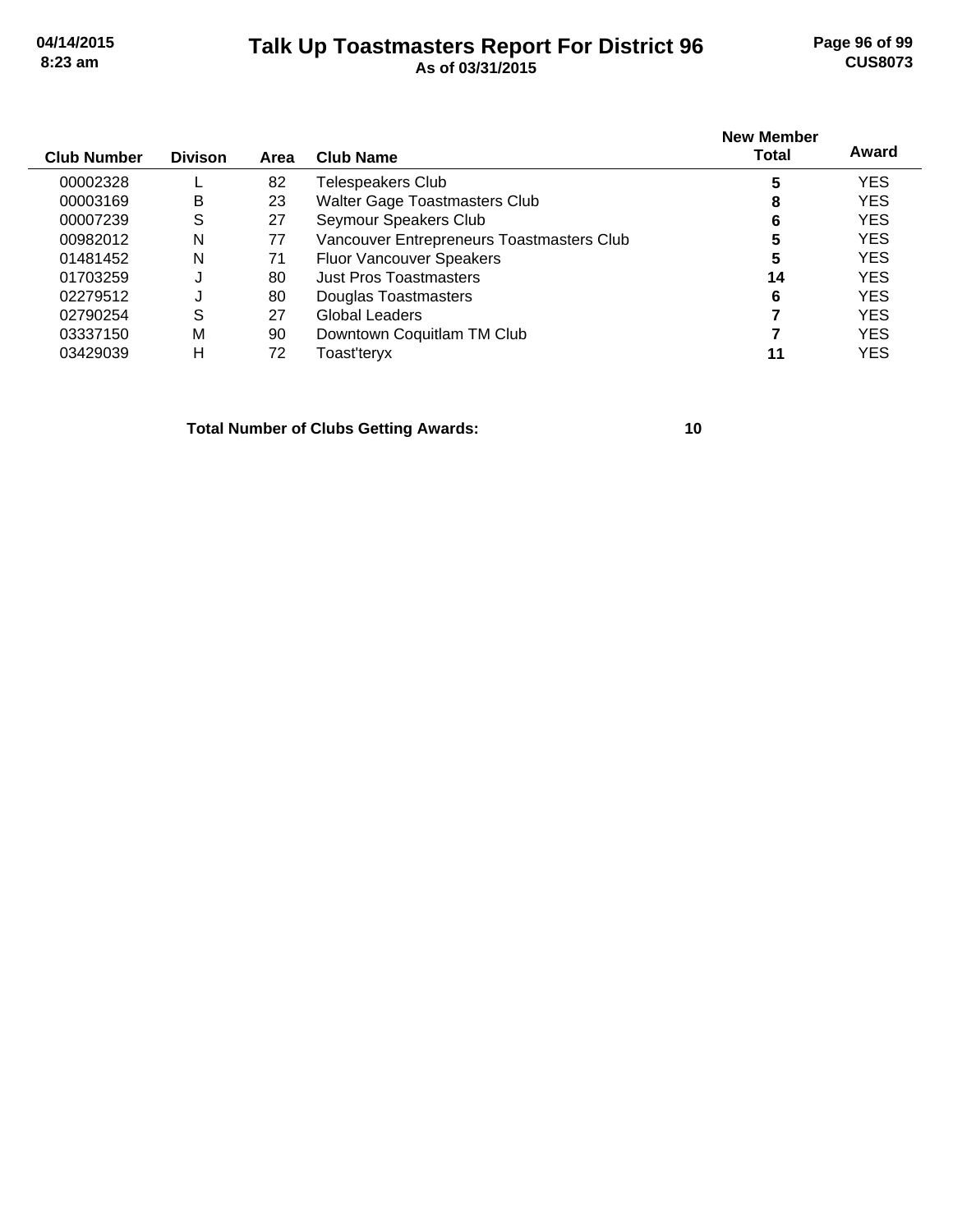# Talk Up Toastmasters Report For District 96

**As of 03/31/2015**

| Club Number | Divison | Area | Club Name | New Member Total | Award |
|---|---|---|---|---|---|
| 00002328 | L | 82 | Telespeakers Club | 5 | YES |
| 00003169 | B | 23 | Walter Gage Toastmasters Club | 8 | YES |
| 00007239 | S | 27 | Seymour Speakers Club | 6 | YES |
| 00982012 | N | 77 | Vancouver Entrepreneurs Toastmasters Club | 5 | YES |
| 01481452 | N | 71 | Fluor Vancouver Speakers | 5 | YES |
| 01703259 | J | 80 | Just Pros Toastmasters | 14 | YES |
| 02279512 | J | 80 | Douglas Toastmasters | 6 | YES |
| 02790254 | S | 27 | Global Leaders | 7 | YES |
| 03337150 | M | 90 | Downtown Coquitlam TM Club | 7 | YES |
| 03429039 | H | 72 | Toast'teryx | 11 | YES |

**Total Number of Clubs Getting Awards: 10**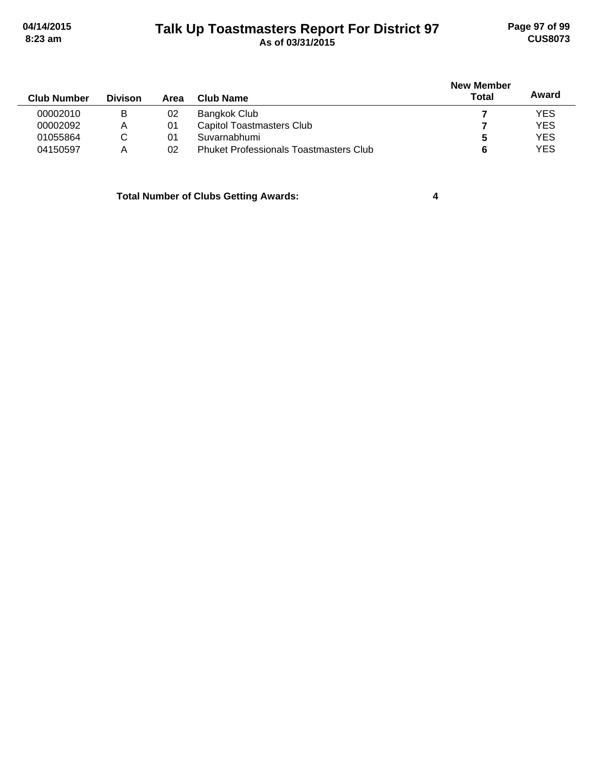# Talk Up Toastmasters Report For District 97

**As of 03/31/2015**

| Club Number | Divison | Area | Club Name | New Member Total | Award |
|---|---|---|---|---|---|
| 00002010 | B | 02 | Bangkok Club | **7** | YES |
| 00002092 | A | 01 | Capitol Toastmasters Club | **7** | YES |
| 01055864 | C | 01 | Suvarnabhumi | **5** | YES |
| 04150597 | A | 02 | Phuket Professionals Toastmasters Club | **6** | YES |

**Total Number of Clubs Getting Awards: 4**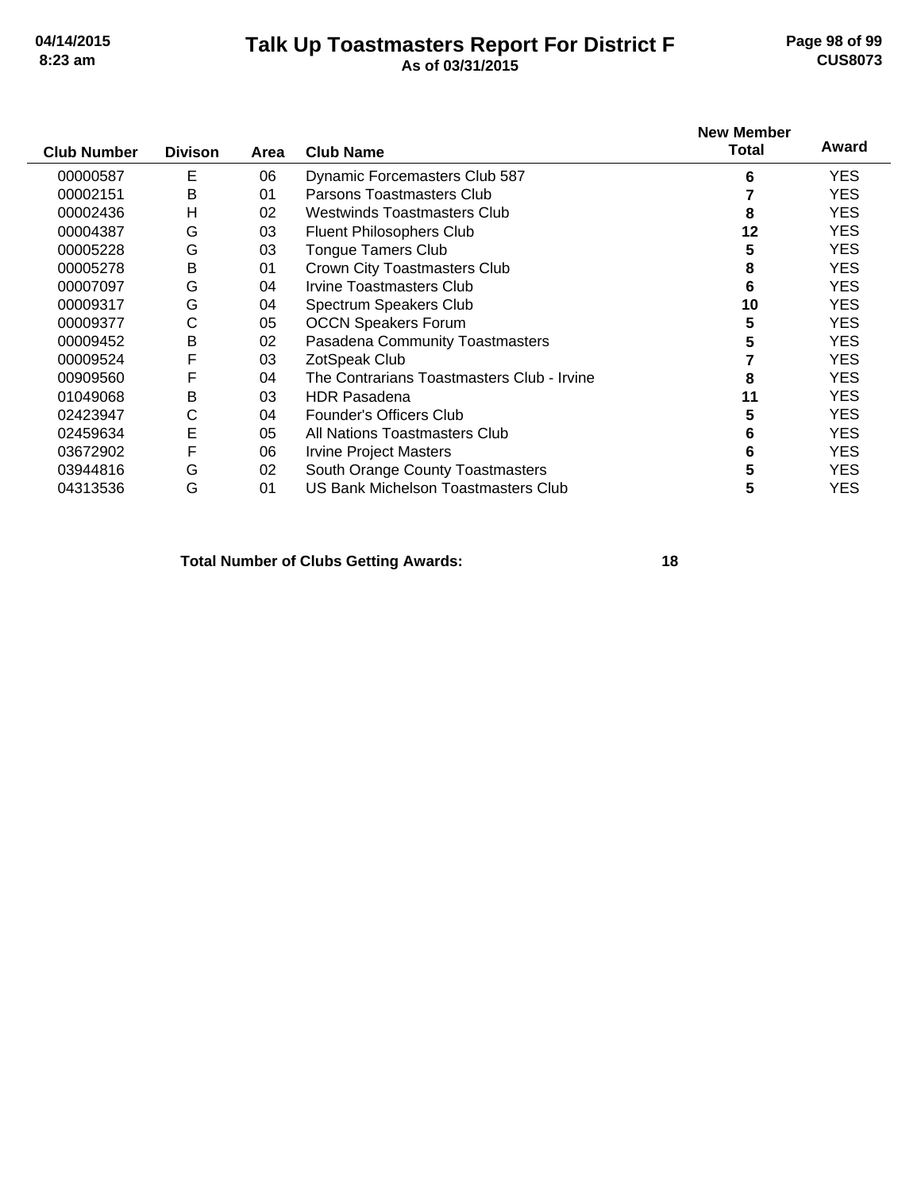# Talk Up Toastmasters Report For District F

**As of 03/31/2015**

| Club Number | Divison | Area | Club Name | New Member Total | Award |
|---|---|---|---|---|---|
| 00000587 | E | 06 | Dynamic Forcemasters Club 587 | **6** | YES |
| 00002151 | B | 01 | Parsons Toastmasters Club | **7** | YES |
| 00002436 | H | 02 | Westwinds Toastmasters Club | **8** | YES |
| 00004387 | G | 03 | Fluent Philosophers Club | **12** | YES |
| 00005228 | G | 03 | Tongue Tamers Club | **5** | YES |
| 00005278 | B | 01 | Crown City Toastmasters Club | **8** | YES |
| 00007097 | G | 04 | Irvine Toastmasters Club | **6** | YES |
| 00009317 | G | 04 | Spectrum Speakers Club | **10** | YES |
| 00009377 | C | 05 | OCCN Speakers Forum | **5** | YES |
| 00009452 | B | 02 | Pasadena Community Toastmasters | **5** | YES |
| 00009524 | F | 03 | ZotSpeak Club | **7** | YES |
| 00909560 | F | 04 | The Contrarians Toastmasters Club - Irvine | **8** | YES |
| 01049068 | B | 03 | HDR Pasadena | **11** | YES |
| 02423947 | C | 04 | Founder's Officers Club | **5** | YES |
| 02459634 | E | 05 | All Nations Toastmasters Club | **6** | YES |
| 03672902 | F | 06 | Irvine Project Masters | **6** | YES |
| 03944816 | G | 02 | South Orange County Toastmasters | **5** | YES |
| 04313536 | G | 01 | US Bank Michelson Toastmasters Club | **5** | YES |

**Total Number of Clubs Getting Awards: 18**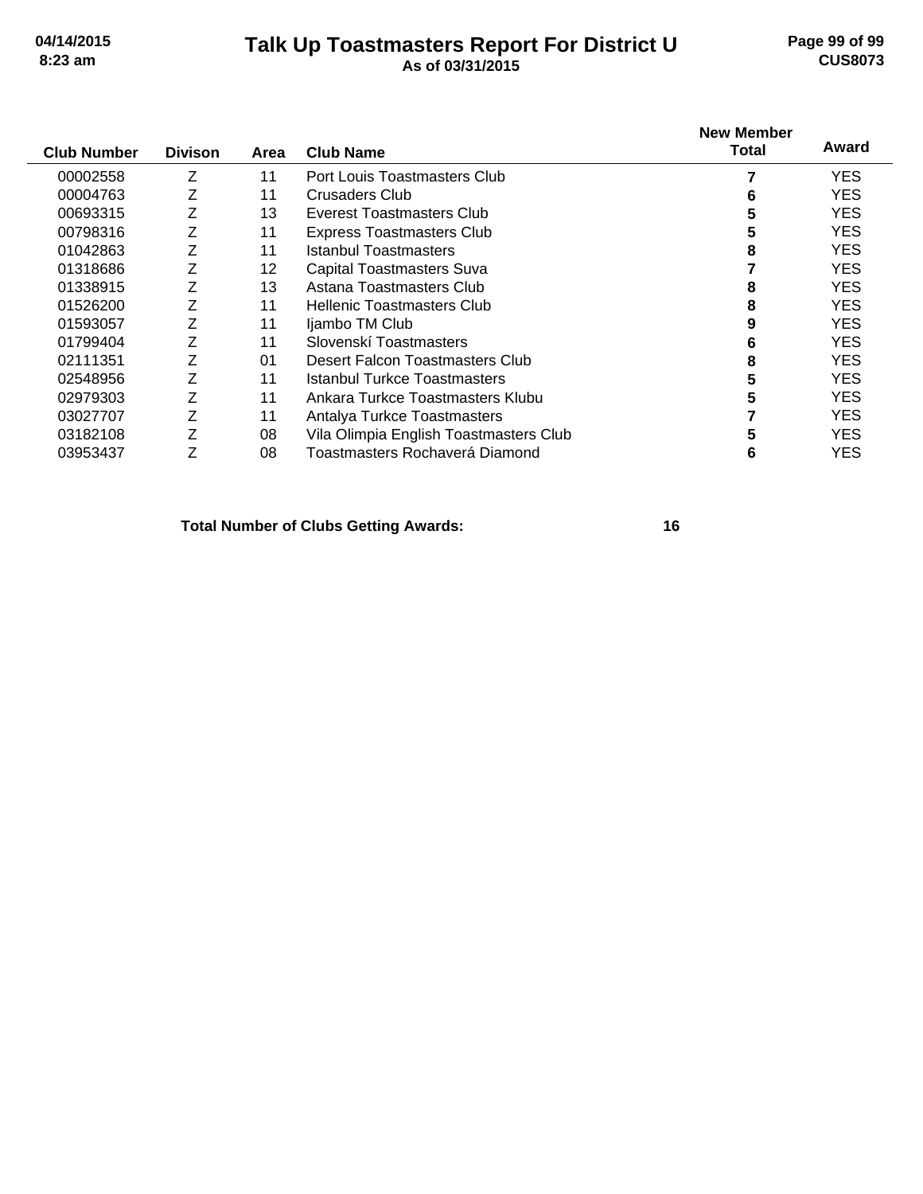# Talk Up Toastmasters Report For District U

**As of 03/31/2015**

| Club Number | Divison | Area | Club Name | New Member Total | Award |
|---|---|---|---|---|---|
| 00002558 | Z | 11 | Port Louis Toastmasters Club | 7 | YES |
| 00004763 | Z | 11 | Crusaders Club | 6 | YES |
| 00693315 | Z | 13 | Everest Toastmasters Club | 5 | YES |
| 00798316 | Z | 11 | Express Toastmasters Club | 5 | YES |
| 01042863 | Z | 11 | Istanbul Toastmasters | 8 | YES |
| 01318686 | Z | 12 | Capital Toastmasters Suva | 7 | YES |
| 01338915 | Z | 13 | Astana Toastmasters Club | 8 | YES |
| 01526200 | Z | 11 | Hellenic Toastmasters Club | 8 | YES |
| 01593057 | Z | 11 | Ijambo TM Club | 9 | YES |
| 01799404 | Z | 11 | Slovenskí Toastmasters | 6 | YES |
| 02111351 | Z | 01 | Desert Falcon Toastmasters Club | 8 | YES |
| 02548956 | Z | 11 | Istanbul Turkce Toastmasters | 5 | YES |
| 02979303 | Z | 11 | Ankara Turkce Toastmasters Klubu | 5 | YES |
| 03027707 | Z | 11 | Antalya Turkce Toastmasters | 7 | YES |
| 03182108 | Z | 08 | Vila Olimpia English Toastmasters Club | 5 | YES |
| 03953437 | Z | 08 | Toastmasters Rochaverá Diamond | 6 | YES |

**Total Number of Clubs Getting Awards:** **16**